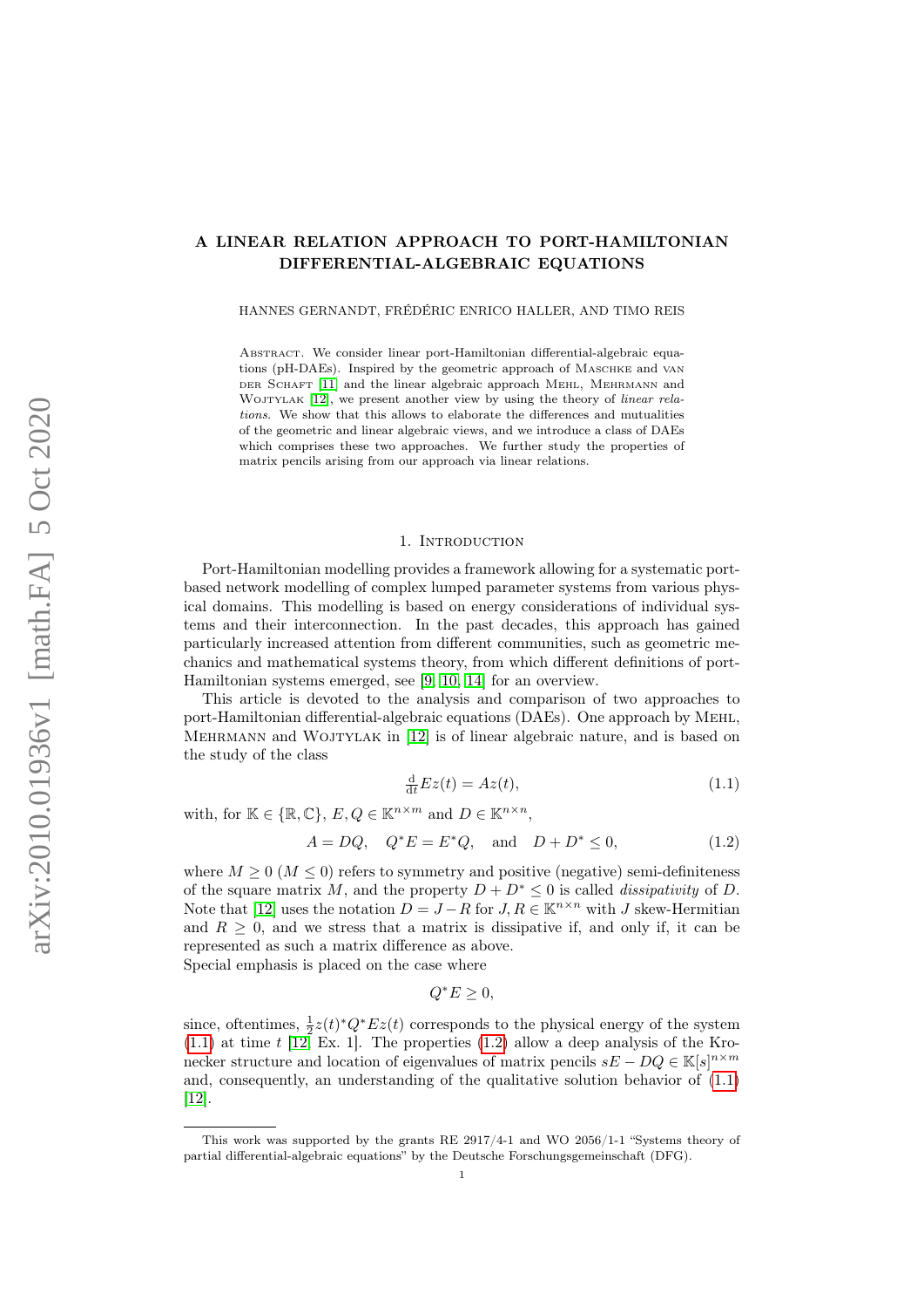# A LINEAR RELATION APPROACH TO PORT-HAMILTONIAN DIFFERENTIAL-ALGEBRAIC EQUATIONS

HANNES GERNANDT, FRÉDÉRIC ENRICO HALLER, AND TIMO REIS

Abstract. We consider linear port-Hamiltonian differential-algebraic equations (pH-DAEs). Inspired by the geometric approach of Maschke and van der Schaft [11] and the linear algebraic approach Mehl, Mehrmann and Wojtylak [12], we present another view by using the theory of *linear relations*. We show that this allows to elaborate the differences and mutualities of the geometric and linear algebraic views, and we introduce a class of DAEs which comprises these two approaches. We further study the properties of matrix pencils arising from our approach via linear relations.

## 1. Introduction

Port-Hamiltonian modelling provides a framework allowing for a systematic port-based network modelling of complex lumped parameter systems from various physical domains. This modelling is based on energy considerations of individual systems and their interconnection. In the past decades, this approach has gained particularly increased attention from different communities, such as geometric mechanics and mathematical systems theory, from which different definitions of port-Hamiltonian systems emerged, see [9, 10, 14] for an overview.

This article is devoted to the analysis and comparison of two approaches to port-Hamiltonian differential-algebraic equations (DAEs). One approach by Mehl, Mehrmann and Wojtylak in [12] is of linear algebraic nature, and is based on the study of the class

$$\tfrac{\mathrm{d}}{\mathrm{d}t} Ez(t) = Az(t), \tag{1.1}$$

with, for $\mathbb{K} \in \{\mathbb{R}, \mathbb{C}\}$, $E, Q \in \mathbb{K}^{n \times m}$ and $D \in \mathbb{K}^{n \times n}$,

$$A = DQ, \quad Q^*E = E^*Q, \quad \text{and} \quad D + D^* \leq 0, \tag{1.2}$$

where $M \geq 0$ ($M \leq 0$) refers to symmetry and positive (negative) semi-definiteness of the square matrix $M$, and the property $D + D^* \leq 0$ is called *dissipativity* of $D$. Note that [12] uses the notation $D = J - R$ for $J, R \in \mathbb{K}^{n \times n}$ with $J$ skew-Hermitian and $R \geq 0$, and we stress that a matrix is dissipative if, and only if, it can be represented as such a matrix difference as above.

Special emphasis is placed on the case where

$$Q^*E \geq 0,$$

since, oftentimes, $\frac{1}{2}z(t)^*Q^*Ez(t)$ corresponds to the physical energy of the system (1.1) at time $t$ [12, Ex. 1]. The properties (1.2) allow a deep analysis of the Kronecker structure and location of eigenvalues of matrix pencils $sE - DQ \in \mathbb{K}[s]^{n \times m}$ and, consequently, an understanding of the qualitative solution behavior of (1.1) [12].

This work was supported by the grants RE 2917/4-1 and WO 2056/1-1 "Systems theory of partial differential-algebraic equations" by the Deutsche Forschungsgemeinschaft (DFG).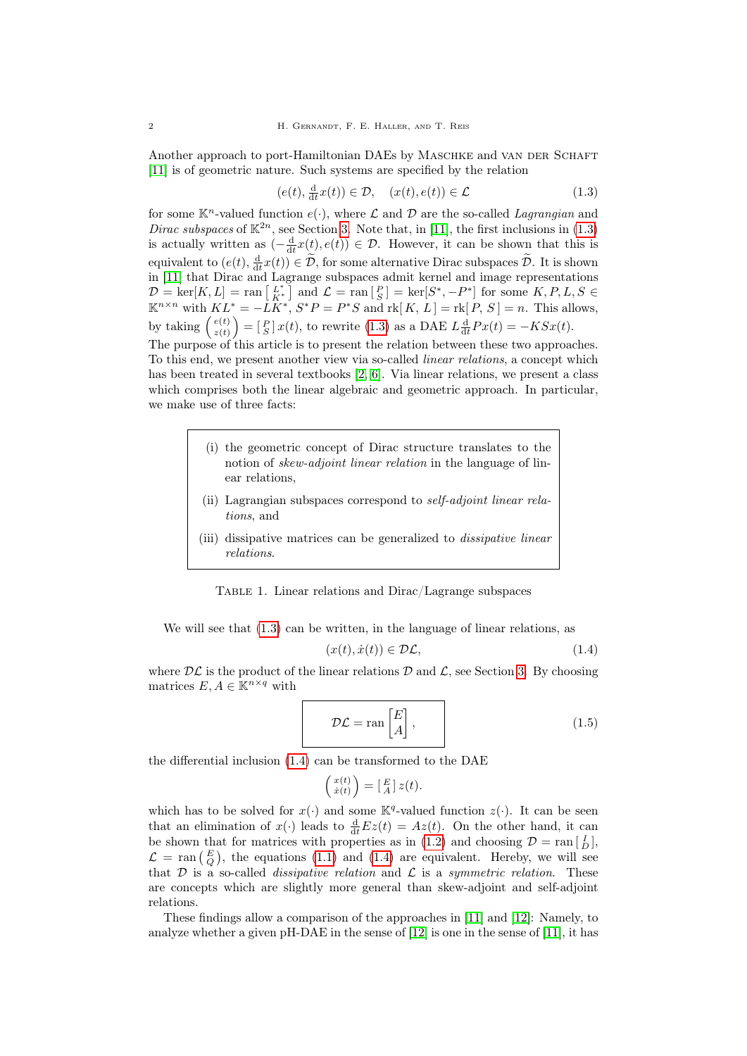Another approach to port-Hamiltonian DAEs by Maschke and van der Schaft [11] is of geometric nature. Such systems are specified by the relation

$$(e(t), \tfrac{\mathrm{d}}{\mathrm{d}t}x(t)) \in \mathcal{D}, \quad (x(t), e(t)) \in \mathcal{L} \tag{1.3}$$

for some $\mathbb{K}^n$-valued function $e(\cdot)$, where $\mathcal{L}$ and $\mathcal{D}$ are the so-called *Lagrangian* and *Dirac subspaces* of $\mathbb{K}^{2n}$, see Section 3. Note that, in [11], the first inclusions in (1.3) is actually written as $(-\frac{\mathrm{d}}{\mathrm{d}t}x(t), e(t)) \in \mathcal{D}$. However, it can be shown that this is equivalent to $(e(t), \frac{\mathrm{d}}{\mathrm{d}t}x(t)) \in \widetilde{\mathcal{D}}$, for some alternative Dirac subspaces $\widetilde{\mathcal{D}}$. It is shown in [11] that Dirac and Lagrange subspaces admit kernel and image representations $\mathcal{D} = \ker[K, L] = \operatorname{ran}\left[\begin{smallmatrix} L^* \\ K^* \end{smallmatrix}\right]$ and $\mathcal{L} = \operatorname{ran}\left[\begin{smallmatrix} P \\ S \end{smallmatrix}\right] = \ker[S^*, -P^*]$ for some $K, P, L, S \in \mathbb{K}^{n\times n}$ with $KL^* = -LK^*$, $S^*P = P^*S$ and $\operatorname{rk}[\,K,\, L\,] = \operatorname{rk}[\,P,\, S\,] = n$. This allows, by taking $\left(\begin{smallmatrix} e(t) \\ z(t) \end{smallmatrix}\right) = \left[\begin{smallmatrix} P \\ S \end{smallmatrix}\right] x(t)$, to rewrite (1.3) as a DAE $L\frac{\mathrm{d}}{\mathrm{d}t}Px(t) = -KSx(t)$.

The purpose of this article is to present the relation between these two approaches. To this end, we present another view via so-called *linear relations*, a concept which has been treated in several textbooks [2, 6]. Via linear relations, we present a class which comprises both the linear algebraic and geometric approach. In particular, we make use of three facts:

(i) the geometric concept of Dirac structure translates to the notion of *skew-adjoint linear relation* in the language of linear relations,

(ii) Lagrangian subspaces correspond to *self-adjoint linear relations*, and

(iii) dissipative matrices can be generalized to *dissipative linear relations*.

Table 1. Linear relations and Dirac/Lagrange subspaces

We will see that (1.3) can be written, in the language of linear relations, as

$$(x(t), \dot{x}(t)) \in \mathcal{D}\mathcal{L}, \tag{1.4}$$

where $\mathcal{D}\mathcal{L}$ is the product of the linear relations $\mathcal{D}$ and $\mathcal{L}$, see Section 3. By choosing matrices $E, A \in \mathbb{K}^{n\times q}$ with

$$\mathcal{D}\mathcal{L} = \operatorname{ran}\begin{bmatrix} E \\ A \end{bmatrix}, \tag{1.5}$$

the differential inclusion (1.4) can be transformed to the DAE

$$\begin{pmatrix} x(t) \\ \dot{x}(t) \end{pmatrix} = \begin{bmatrix} E \\ A \end{bmatrix} z(t).$$

which has to be solved for $x(\cdot)$ and some $\mathbb{K}^q$-valued function $z(\cdot)$. It can be seen that an elimination of $x(\cdot)$ leads to $\frac{\mathrm{d}}{\mathrm{d}t}Ez(t) = Az(t)$. On the other hand, it can be shown that for matrices with properties as in (1.2) and choosing $\mathcal{D} = \operatorname{ran}\left[\begin{smallmatrix} I \\ D \end{smallmatrix}\right]$, $\mathcal{L} = \operatorname{ran}\left(\begin{smallmatrix} E \\ Q \end{smallmatrix}\right)$, the equations (1.1) and (1.4) are equivalent. Hereby, we will see that $\mathcal{D}$ is a so-called *dissipative relation* and $\mathcal{L}$ is a *symmetric relation*. These are concepts which are slightly more general than skew-adjoint and self-adjoint relations.

These findings allow a comparison of the approaches in [11] and [12]: Namely, to analyze whether a given pH-DAE in the sense of [12] is one in the sense of [11], it has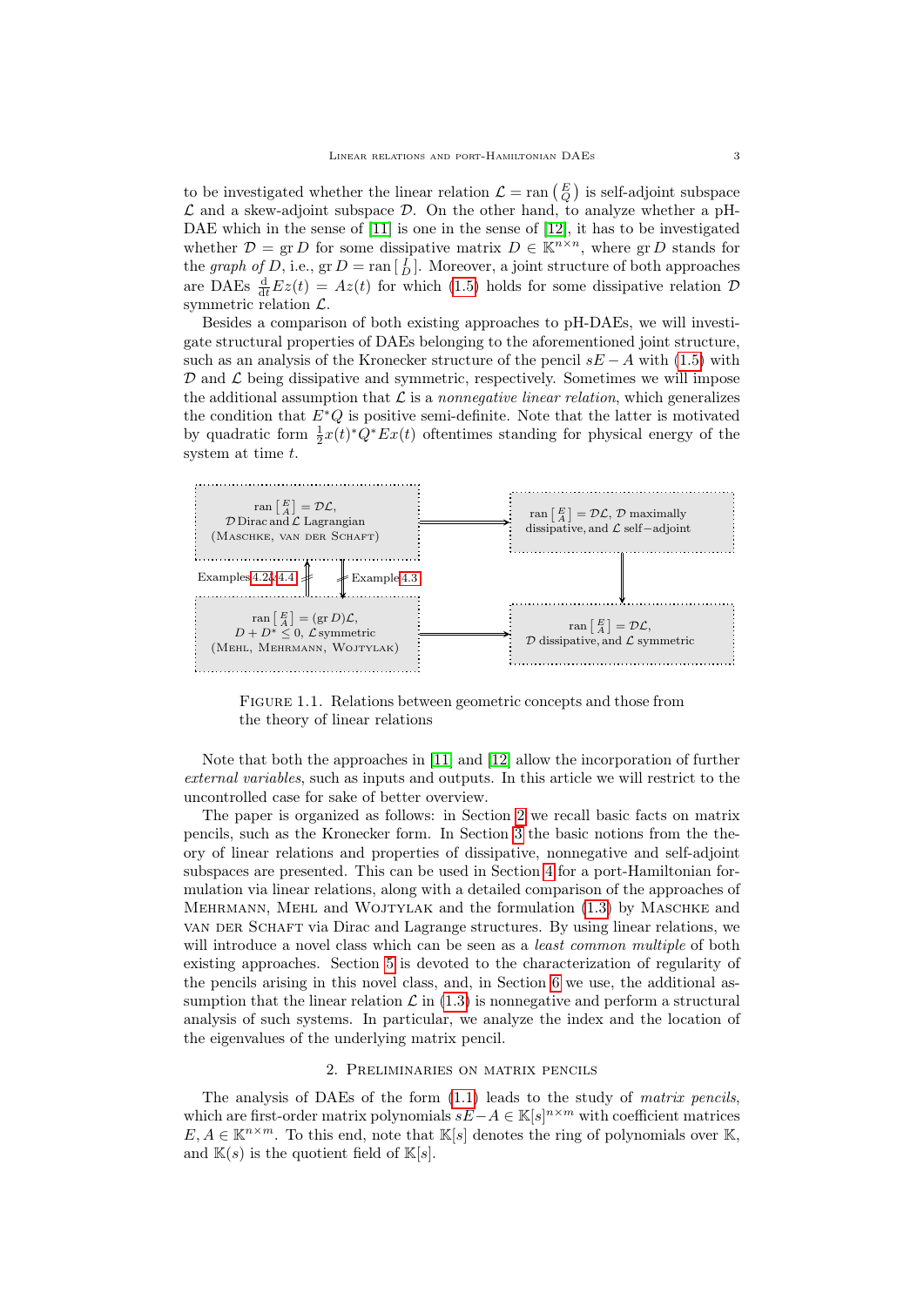to be investigated whether the linear relation $\mathcal{L} = \operatorname{ran}\left(\begin{smallmatrix} E \\ Q \end{smallmatrix}\right)$ is self-adjoint subspace $\mathcal{L}$ and a skew-adjoint subspace $\mathcal{D}$. On the other hand, to analyze whether a pH-DAE which in the sense of [11] is one in the sense of [12], it has to be investigated whether $\mathcal{D} = \operatorname{gr} D$ for some dissipative matrix $D \in \mathbb{K}^{n\times n}$, where $\operatorname{gr} D$ stands for the *graph of* $D$, i.e., $\operatorname{gr} D = \operatorname{ran}\left[\begin{smallmatrix} I \\ D \end{smallmatrix}\right]$. Moreover, a joint structure of both approaches are DAEs $\frac{\mathrm{d}}{\mathrm{d}t}Ez(t) = Az(t)$ for which (1.5) holds for some dissipative relation $\mathcal{D}$ symmetric relation $\mathcal{L}$.

Besides a comparison of both existing approaches to pH-DAEs, we will investigate structural properties of DAEs belonging to the aforementioned joint structure, such as an analysis of the Kronecker structure of the pencil $sE - A$ with (1.5) with $\mathcal{D}$ and $\mathcal{L}$ being dissipative and symmetric, respectively. Sometimes we will impose the additional assumption that $\mathcal{L}$ is a *nonnegative linear relation*, which generalizes the condition that $E^*Q$ is positive semi-definite. Note that the latter is motivated by quadratic form $\frac{1}{2}x(t)^*Q^*Ex(t)$ oftentimes standing for physical energy of the system at time $t$.

$\operatorname{ran}\left[\begin{smallmatrix} E \\ A \end{smallmatrix}\right] = \mathcal{D}\mathcal{L}$,
$\mathcal{D}$ Dirac and $\mathcal{L}$ Lagrangian
(Maschke, van der Schaft)

$\operatorname{ran}\left[\begin{smallmatrix} E \\ A \end{smallmatrix}\right] = \mathcal{D}\mathcal{L}$, $\mathcal{D}$ maximally dissipative, and $\mathcal{L}$ self−adjoint

Examples 4.2&4.4

Example 4.3

$\operatorname{ran}\left[\begin{smallmatrix} E \\ A \end{smallmatrix}\right] = (\operatorname{gr} D)\mathcal{L}$,
$D + D^* \leq 0$, $\mathcal{L}$ symmetric
(Mehl, Mehrmann, Wojtylak)

$\operatorname{ran}\left[\begin{smallmatrix} E \\ A \end{smallmatrix}\right] = \mathcal{D}\mathcal{L}$,
$\mathcal{D}$ dissipative, and $\mathcal{L}$ symmetric

Figure 1.1. Relations between geometric concepts and those from the theory of linear relations

Note that both the approaches in [11] and [12] allow the incorporation of further *external variables*, such as inputs and outputs. In this article we will restrict to the uncontrolled case for sake of better overview.

The paper is organized as follows: in Section 2 we recall basic facts on matrix pencils, such as the Kronecker form. In Section 3 the basic notions from the theory of linear relations and properties of dissipative, nonnegative and self-adjoint subspaces are presented. This can be used in Section 4 for a port-Hamiltonian formulation via linear relations, along with a detailed comparison of the approaches of Mehrmann, Mehl and Wojtylak and the formulation (1.3) by Maschke and van der Schaft via Dirac and Lagrange structures. By using linear relations, we will introduce a novel class which can be seen as a *least common multiple* of both existing approaches. Section 5 is devoted to the characterization of regularity of the pencils arising in this novel class, and, in Section 6 we use, the additional assumption that the linear relation $\mathcal{L}$ in (1.3) is nonnegative and perform a structural analysis of such systems. In particular, we analyze the index and the location of the eigenvalues of the underlying matrix pencil.

## 2. Preliminaries on matrix pencils

The analysis of DAEs of the form (1.1) leads to the study of *matrix pencils*, which are first-order matrix polynomials $sE - A \in \mathbb{K}[s]^{n\times m}$ with coefficient matrices $E, A \in \mathbb{K}^{n\times m}$. To this end, note that $\mathbb{K}[s]$ denotes the ring of polynomials over $\mathbb{K}$, and $\mathbb{K}(s)$ is the quotient field of $\mathbb{K}[s]$.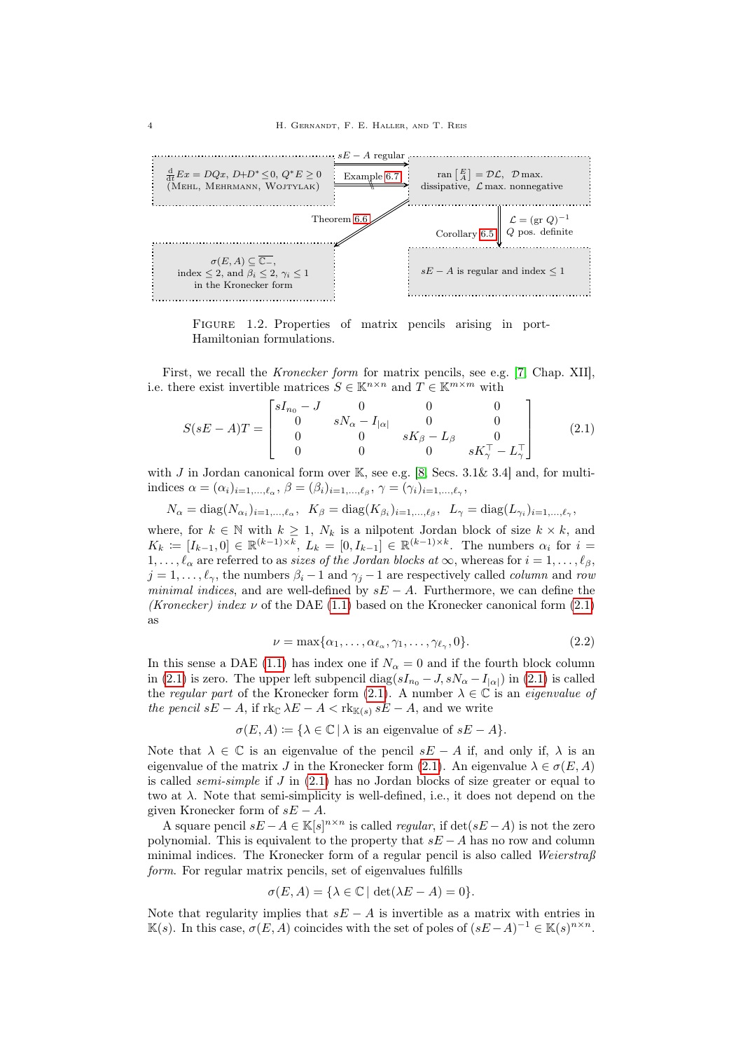$sE-A$ regular

$\frac{\mathrm{d}}{\mathrm{d}t}Ex = DQx$, $D{+}D^* \leq 0$, $Q^*E \geq 0$
(Mehl, Mehrmann, Wojtylak)

Example 6.7

$\operatorname{ran}\begin{bmatrix} E \\ A \end{bmatrix} = \mathcal{D}\mathcal{L}$, $\mathcal{D}$ max. dissipative, $\mathcal{L}$ max. nonnegative

Theorem 6.6

$\mathcal{L} = (\operatorname{gr} Q)^{-1}$
$Q$ pos. definite

Corollary 6.5

$\sigma(E,A) \subseteq \overline{\mathbb{C}_-}$,
index $\leq 2$, and $\beta_i \leq 2$, $\gamma_i \leq 1$
in the Kronecker form

$sE-A$ is regular and index $\leq 1$

Figure 1.2. Properties of matrix pencils arising in port-Hamiltonian formulations.

First, we recall the *Kronecker form* for matrix pencils, see e.g. [7, Chap. XII], i.e. there exist invertible matrices $S \in \mathbb{K}^{n\times n}$ and $T \in \mathbb{K}^{m\times m}$ with

$$S(sE-A)T = \begin{bmatrix} sI_{n_0} - J & 0 & 0 & 0 \\ 0 & sN_\alpha - I_{|\alpha|} & 0 & 0 \\ 0 & 0 & sK_\beta - L_\beta & 0 \\ 0 & 0 & 0 & sK_\gamma^\top - L_\gamma^\top \end{bmatrix} \tag{2.1}$$

with $J$ in Jordan canonical form over $\mathbb{K}$, see e.g. [8, Secs. 3.1& 3.4] and, for multi-indices $\alpha = (\alpha_i)_{i=1,\ldots,\ell_\alpha}$, $\beta = (\beta_i)_{i=1,\ldots,\ell_\beta}$, $\gamma = (\gamma_i)_{i=1,\ldots,\ell_\gamma}$,

$$N_\alpha = \operatorname{diag}(N_{\alpha_i})_{i=1,\ldots,\ell_\alpha},\ \ K_\beta = \operatorname{diag}(K_{\beta_i})_{i=1,\ldots,\ell_\beta},\ \ L_\gamma = \operatorname{diag}(L_{\gamma_i})_{i=1,\ldots,\ell_\gamma},$$

where, for $k \in \mathbb{N}$ with $k \geq 1$, $N_k$ is a nilpotent Jordan block of size $k\times k$, and $K_k := [I_{k-1}, 0] \in \mathbb{R}^{(k-1)\times k}$, $L_k = [0, I_{k-1}] \in \mathbb{R}^{(k-1)\times k}$. The numbers $\alpha_i$ for $i = 1,\ldots,\ell_\alpha$ are referred to as *sizes of the Jordan blocks at* $\infty$, whereas for $i = 1,\ldots,\ell_\beta$, $j = 1,\ldots,\ell_\gamma$, the numbers $\beta_i - 1$ and $\gamma_j - 1$ are respectively called *column* and *row minimal indices*, and are well-defined by $sE-A$. Furthermore, we can define the *(Kronecker) index* $\nu$ of the DAE (1.1) based on the Kronecker canonical form (2.1) as

$$\nu = \max\{\alpha_1,\ldots,\alpha_{\ell_\alpha}, \gamma_1,\ldots,\gamma_{\ell_\gamma}, 0\}. \tag{2.2}$$

In this sense a DAE (1.1) has index one if $N_\alpha = 0$ and if the fourth block column in (2.1) is zero. The upper left subpencil $\operatorname{diag}(sI_{n_0} - J, sN_\alpha - I_{|\alpha|})$ in (2.1) is called the *regular part* of the Kronecker form (2.1). A number $\lambda \in \mathbb{C}$ is an *eigenvalue of the pencil* $sE-A$, if $\operatorname{rk}_\mathbb{C} \lambda E - A < \operatorname{rk}_{\mathbb{K}(s)} sE - A$, and we write

$$\sigma(E,A) := \{\lambda \in \mathbb{C} \,|\, \lambda \text{ is an eigenvalue of } sE-A\}.$$

Note that $\lambda \in \mathbb{C}$ is an eigenvalue of the pencil $sE-A$ if, and only if, $\lambda$ is an eigenvalue of the matrix $J$ in the Kronecker form (2.1). An eigenvalue $\lambda \in \sigma(E,A)$ is called *semi-simple* if $J$ in (2.1) has no Jordan blocks of size greater or equal to two at $\lambda$. Note that semi-simplicity is well-defined, i.e., it does not depend on the given Kronecker form of $sE-A$.

A square pencil $sE-A \in \mathbb{K}[s]^{n\times n}$ is called *regular*, if $\det(sE-A)$ is not the zero polynomial. This is equivalent to the property that $sE-A$ has no row and column minimal indices. The Kronecker form of a regular pencil is also called *Weierstraß form*. For regular matrix pencils, set of eigenvalues fulfills

$$\sigma(E,A) = \{\lambda \in \mathbb{C} \,|\, \det(\lambda E - A) = 0\}.$$

Note that regularity implies that $sE-A$ is invertible as a matrix with entries in $\mathbb{K}(s)$. In this case, $\sigma(E,A)$ coincides with the set of poles of $(sE-A)^{-1} \in \mathbb{K}(s)^{n\times n}$.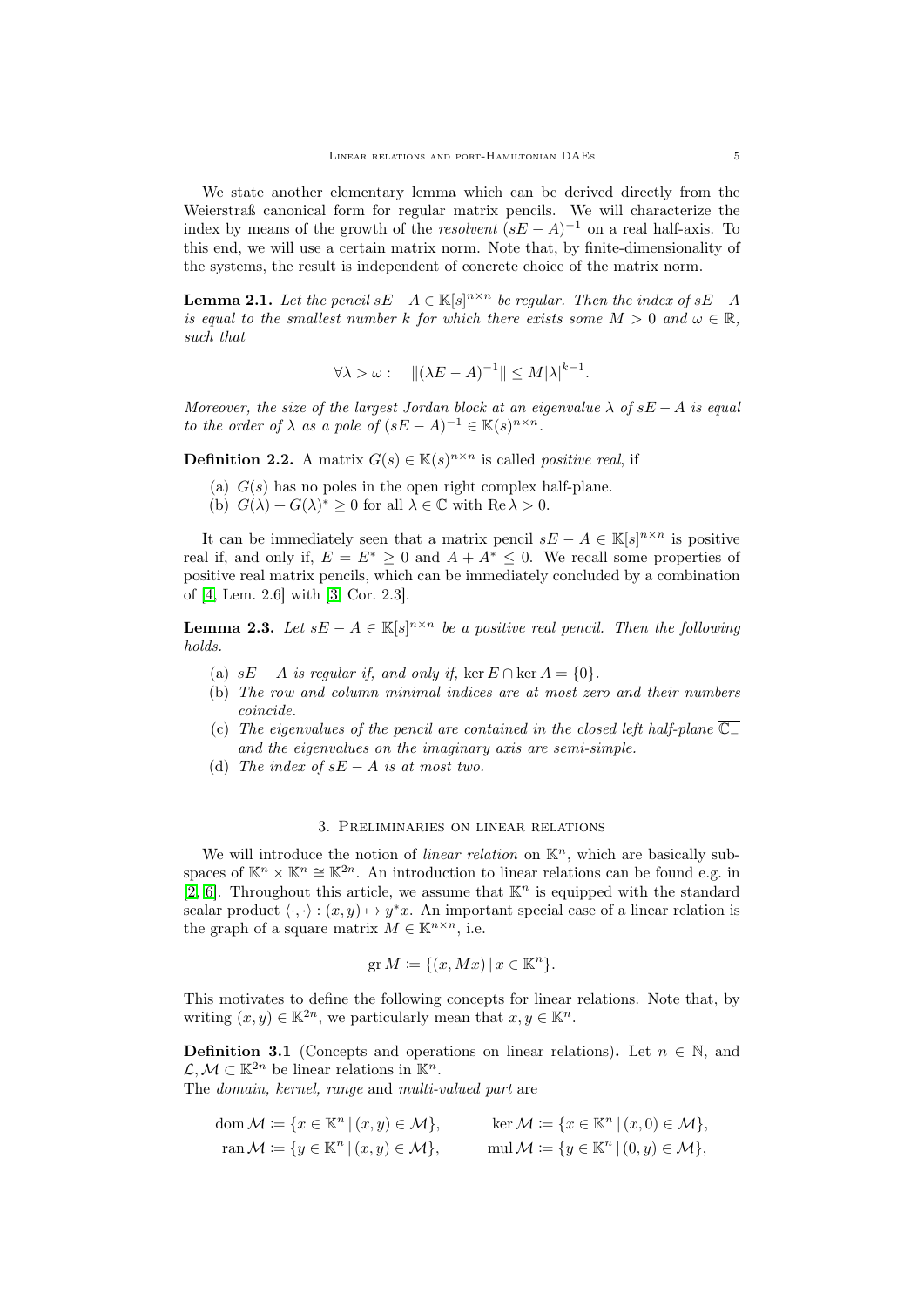We state another elementary lemma which can be derived directly from the Weierstraß canonical form for regular matrix pencils. We will characterize the index by means of the growth of the *resolvent* $(sE - A)^{-1}$ on a real half-axis. To this end, we will use a certain matrix norm. Note that, by finite-dimensionality of the systems, the result is independent of concrete choice of the matrix norm.

**Lemma 2.1.** *Let the pencil $sE - A \in \mathbb{K}[s]^{n\times n}$ be regular. Then the index of $sE - A$ is equal to the smallest number $k$ for which there exists some $M > 0$ and $\omega \in \mathbb{R}$, such that*

$$\forall \lambda > \omega : \quad \|(\lambda E - A)^{-1}\| \leq M|\lambda|^{k-1}.$$

*Moreover, the size of the largest Jordan block at an eigenvalue $\lambda$ of $sE - A$ is equal to the order of $\lambda$ as a pole of $(sE - A)^{-1} \in \mathbb{K}(s)^{n\times n}$.*

**Definition 2.2.** A matrix $G(s) \in \mathbb{K}(s)^{n\times n}$ is called *positive real*, if

(a) $G(s)$ has no poles in the open right complex half-plane.
(b) $G(\lambda) + G(\lambda)^* \geq 0$ for all $\lambda \in \mathbb{C}$ with $\operatorname{Re} \lambda > 0$.

It can be immediately seen that a matrix pencil $sE - A \in \mathbb{K}[s]^{n\times n}$ is positive real if, and only if, $E = E^* \geq 0$ and $A + A^* \leq 0$. We recall some properties of positive real matrix pencils, which can be immediately concluded by a combination of [4, Lem. 2.6] with [3, Cor. 2.3].

**Lemma 2.3.** *Let $sE - A \in \mathbb{K}[s]^{n\times n}$ be a positive real pencil. Then the following holds.*

(a) *$sE - A$ is regular if, and only if, $\ker E \cap \ker A = \{0\}$.*
(b) *The row and column minimal indices are at most zero and their numbers coincide.*
(c) *The eigenvalues of the pencil are contained in the closed left half-plane $\overline{\mathbb{C}_-}$ and the eigenvalues on the imaginary axis are semi-simple.*
(d) *The index of $sE - A$ is at most two.*

## 3. Preliminaries on linear relations

We will introduce the notion of *linear relation* on $\mathbb{K}^n$, which are basically subspaces of $\mathbb{K}^n \times \mathbb{K}^n \cong \mathbb{K}^{2n}$. An introduction to linear relations can be found e.g. in [2, 6]. Throughout this article, we assume that $\mathbb{K}^n$ is equipped with the standard scalar product $\langle \cdot, \cdot \rangle : (x, y) \mapsto y^* x$. An important special case of a linear relation is the graph of a square matrix $M \in \mathbb{K}^{n\times n}$, i.e.

$$\operatorname{gr} M := \{(x, Mx) \mid x \in \mathbb{K}^n\}.$$

This motivates to define the following concepts for linear relations. Note that, by writing $(x, y) \in \mathbb{K}^{2n}$, we particularly mean that $x, y \in \mathbb{K}^n$.

**Definition 3.1** (Concepts and operations on linear relations)**.** Let $n \in \mathbb{N}$, and $\mathcal{L}, \mathcal{M} \subset \mathbb{K}^{2n}$ be linear relations in $\mathbb{K}^n$.
The *domain, kernel, range* and *multi-valued part* are

$$\operatorname{dom} \mathcal{M} := \{x \in \mathbb{K}^n \mid (x, y) \in \mathcal{M}\}, \qquad \ker \mathcal{M} := \{x \in \mathbb{K}^n \mid (x, 0) \in \mathcal{M}\},$$
$$\operatorname{ran} \mathcal{M} := \{y \in \mathbb{K}^n \mid (x, y) \in \mathcal{M}\}, \qquad \operatorname{mul} \mathcal{M} := \{y \in \mathbb{K}^n \mid (0, y) \in \mathcal{M}\},$$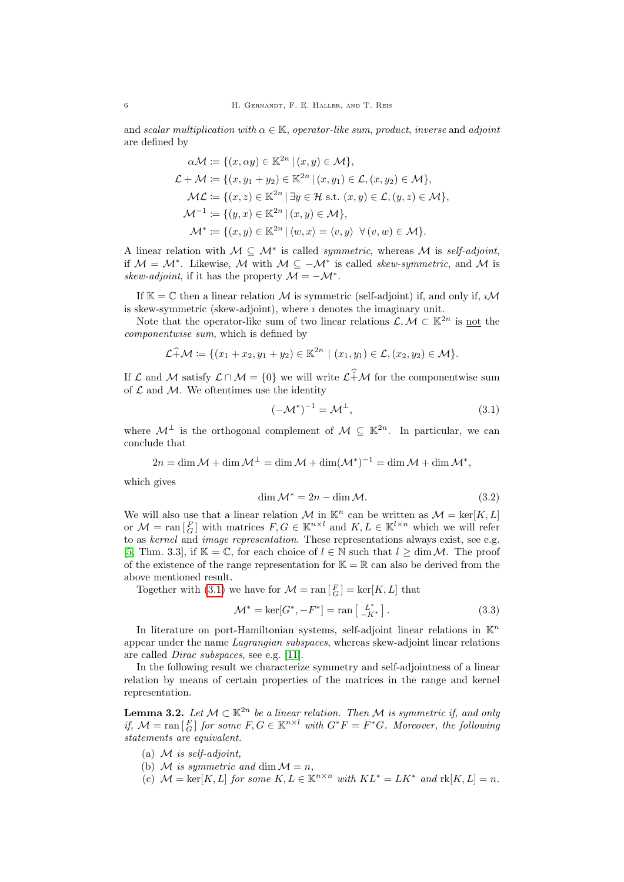and *scalar multiplication with* $\alpha \in \mathbb{K}$, *operator-like sum*, *product*, *inverse* and *adjoint* are defined by

$$
\begin{aligned}
\alpha\mathcal{M} &:= \{(x, \alpha y) \in \mathbb{K}^{2n} \,|\, (x,y) \in \mathcal{M}\},\\
\mathcal{L} + \mathcal{M} &:= \{(x, y_1 + y_2) \in \mathbb{K}^{2n} \,|\, (x, y_1) \in \mathcal{L}, (x, y_2) \in \mathcal{M}\},\\
\mathcal{M}\mathcal{L} &:= \{(x, z) \in \mathbb{K}^{2n} \,|\, \exists y \in \mathcal{H} \text{ s.t. } (x,y) \in \mathcal{L}, (y,z) \in \mathcal{M}\},\\
\mathcal{M}^{-1} &:= \{(y, x) \in \mathbb{K}^{2n} \,|\, (x,y) \in \mathcal{M}\},\\
\mathcal{M}^{*} &:= \{(x, y) \in \mathbb{K}^{2n} \,|\, \langle w, x\rangle = \langle v, y\rangle \;\; \forall\, (v,w) \in \mathcal{M}\}.
\end{aligned}
$$

A linear relation with $\mathcal{M} \subseteq \mathcal{M}^*$ is called *symmetric*, whereas $\mathcal{M}$ is *self-adjoint*, if $\mathcal{M} = \mathcal{M}^*$. Likewise, $\mathcal{M}$ with $\mathcal{M} \subseteq -\mathcal{M}^*$ is called *skew-symmetric*, and $\mathcal{M}$ is *skew-adjoint*, if it has the property $\mathcal{M} = -\mathcal{M}^*$.

If $\mathbb{K} = \mathbb{C}$ then a linear relation $\mathcal{M}$ is symmetric (self-adjoint) if, and only if, $\imath\mathcal{M}$ is skew-symmetric (skew-adjoint), where $\imath$ denotes the imaginary unit.

Note that the operator-like sum of two linear relations $\mathcal{L}, \mathcal{M} \subset \mathbb{K}^{2n}$ is not the *componentwise sum*, which is defined by

$$
\mathcal{L} \widehat{+} \mathcal{M} := \{(x_1 + x_2, y_1 + y_2) \in \mathbb{K}^{2n} \mid (x_1, y_1) \in \mathcal{L}, (x_2, y_2) \in \mathcal{M}\}.
$$

If $\mathcal{L}$ and $\mathcal{M}$ satisfy $\mathcal{L} \cap \mathcal{M} = \{0\}$ we will write $\mathcal{L} \widehat{\dotplus} \mathcal{M}$ for the componentwise sum of $\mathcal{L}$ and $\mathcal{M}$. We oftentimes use the identity

$$
(-\mathcal{M}^*)^{-1} = \mathcal{M}^{\perp}, \tag{3.1}
$$

where $\mathcal{M}^{\perp}$ is the orthogonal complement of $\mathcal{M} \subseteq \mathbb{K}^{2n}$. In particular, we can conclude that

$$
2n = \dim \mathcal{M} + \dim \mathcal{M}^{\perp} = \dim \mathcal{M} + \dim (\mathcal{M}^*)^{-1} = \dim \mathcal{M} + \dim \mathcal{M}^*,
$$

which gives

$$
\dim \mathcal{M}^* = 2n - \dim \mathcal{M}. \tag{3.2}
$$

We will also use that a linear relation $\mathcal{M}$ in $\mathbb{K}^n$ can be written as $\mathcal{M} = \ker[K, L]$ or $\mathcal{M} = \operatorname{ran} \left[\begin{smallmatrix} F \\ G \end{smallmatrix}\right]$ with matrices $F, G \in \mathbb{K}^{n \times l}$ and $K, L \in \mathbb{K}^{l \times n}$ which we will refer to as *kernel* and *image representation*. These representations always exist, see e.g. [5, Thm. 3.3], if $\mathbb{K} = \mathbb{C}$, for each choice of $l \in \mathbb{N}$ such that $l \geq \dim \mathcal{M}$. The proof of the existence of the range representation for $\mathbb{K} = \mathbb{R}$ can also be derived from the above mentioned result.

Together with (3.1) we have for $\mathcal{M} = \operatorname{ran} \left[\begin{smallmatrix} F \\ G \end{smallmatrix}\right] = \ker[K, L]$ that

$$
\mathcal{M}^* = \ker[G^*, -F^*] = \operatorname{ran} \begin{bmatrix} L^* \\ -K^* \end{bmatrix}. \tag{3.3}
$$

In literature on port-Hamiltonian systems, self-adjoint linear relations in $\mathbb{K}^n$ appear under the name *Lagrangian subspaces*, whereas skew-adjoint linear relations are called *Dirac subspaces*, see e.g. [11].

In the following result we characterize symmetry and self-adjointness of a linear relation by means of certain properties of the matrices in the range and kernel representation.

**Lemma 3.2.** *Let $\mathcal{M} \subset \mathbb{K}^{2n}$ be a linear relation. Then $\mathcal{M}$ is symmetric if, and only if, $\mathcal{M} = \operatorname{ran} \left[\begin{smallmatrix} F \\ G \end{smallmatrix}\right]$ for some $F, G \in \mathbb{K}^{n \times l}$ with $G^*F = F^*G$. Moreover, the following statements are equivalent.*

- (a) *$\mathcal{M}$ is self-adjoint,*
- (b) *$\mathcal{M}$ is symmetric and $\dim \mathcal{M} = n$,*
- (c) *$\mathcal{M} = \ker[K, L]$ for some $K, L \in \mathbb{K}^{n \times n}$ with $KL^* = LK^*$ and $\operatorname{rk}[K, L] = n$.*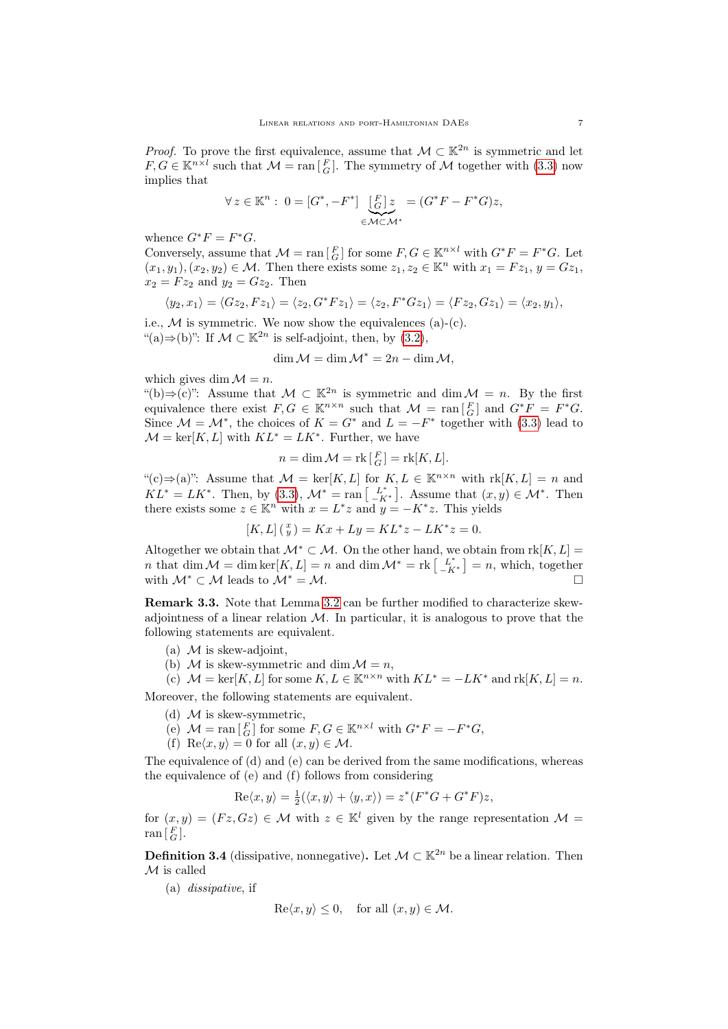*Proof.* To prove the first equivalence, assume that $\mathcal{M} \subset \mathbb{K}^{2n}$ is symmetric and let $F, G \in \mathbb{K}^{n\times l}$ such that $\mathcal{M} = \operatorname{ran}\left[\begin{smallmatrix} F \\ G \end{smallmatrix}\right]$. The symmetry of $\mathcal{M}$ together with (3.3) now implies that

$$\forall\, z \in \mathbb{K}^n :\; 0 = [G^*, -F^*] \underbrace{\left[\begin{smallmatrix} F \\ G \end{smallmatrix}\right] z}_{\in \mathcal{M} \subset \mathcal{M}^*} = (G^*F - F^*G)z,$$

whence $G^*F = F^*G$.

Conversely, assume that $\mathcal{M} = \operatorname{ran}\left[\begin{smallmatrix} F \\ G \end{smallmatrix}\right]$ for some $F, G \in \mathbb{K}^{n\times l}$ with $G^*F = F^*G$. Let $(x_1, y_1), (x_2, y_2) \in \mathcal{M}$. Then there exists some $z_1, z_2 \in \mathbb{K}^n$ with $x_1 = Fz_1$, $y = Gz_1$, $x_2 = Fz_2$ and $y_2 = Gz_2$. Then

$$\langle y_2, x_1\rangle = \langle Gz_2, Fz_1\rangle = \langle z_2, G^*Fz_1\rangle = \langle z_2, F^*Gz_1\rangle = \langle Fz_2, Gz_1\rangle = \langle x_2, y_1\rangle,$$

i.e., $\mathcal{M}$ is symmetric. We now show the equivalences (a)-(c).

"(a)$\Rightarrow$(b)": If $\mathcal{M} \subset \mathbb{K}^{2n}$ is self-adjoint, then, by (3.2),

$$\dim \mathcal{M} = \dim \mathcal{M}^* = 2n - \dim \mathcal{M},$$

which gives $\dim \mathcal{M} = n$.

"(b)$\Rightarrow$(c)": Assume that $\mathcal{M} \subset \mathbb{K}^{2n}$ is symmetric and $\dim \mathcal{M} = n$. By the first equivalence there exist $F, G \in \mathbb{K}^{n\times n}$ such that $\mathcal{M} = \operatorname{ran}\left[\begin{smallmatrix} F \\ G \end{smallmatrix}\right]$ and $G^*F = F^*G$. Since $\mathcal{M} = \mathcal{M}^*$, the choices of $K = G^*$ and $L = -F^*$ together with (3.3) lead to $\mathcal{M} = \ker[K, L]$ with $KL^* = LK^*$. Further, we have

$$n = \dim \mathcal{M} = \operatorname{rk}\left[\begin{smallmatrix} F \\ G \end{smallmatrix}\right] = \operatorname{rk}[K, L].$$

"(c)$\Rightarrow$(a)": Assume that $\mathcal{M} = \ker[K, L]$ for $K, L \in \mathbb{K}^{n\times n}$ with $\operatorname{rk}[K, L] = n$ and $KL^* = LK^*$. Then, by (3.3), $\mathcal{M}^* = \operatorname{ran}\left[\begin{smallmatrix} L^* \\ -K^* \end{smallmatrix}\right]$. Assume that $(x, y) \in \mathcal{M}^*$. Then there exists some $z \in \mathbb{K}^n$ with $x = L^*z$ and $y = -K^*z$. This yields

$$[K, L]\left(\begin{smallmatrix} x \\ y \end{smallmatrix}\right) = Kx + Ly = KL^*z - LK^*z = 0.$$

Altogether we obtain that $\mathcal{M}^* \subset \mathcal{M}$. On the other hand, we obtain from $\operatorname{rk}[K, L] = n$ that $\dim \mathcal{M} = \dim \ker[K, L] = n$ and $\dim \mathcal{M}^* = \operatorname{rk}\left[\begin{smallmatrix} L^* \\ -K^* \end{smallmatrix}\right] = n$, which, together with $\mathcal{M}^* \subset \mathcal{M}$ leads to $\mathcal{M}^* = \mathcal{M}$. $\square$

**Remark 3.3.** Note that Lemma 3.2 can be further modified to characterize skew-adjointness of a linear relation $\mathcal{M}$. In particular, it is analogous to prove that the following statements are equivalent.

- (a) $\mathcal{M}$ is skew-adjoint,
- (b) $\mathcal{M}$ is skew-symmetric and $\dim \mathcal{M} = n$,
- (c) $\mathcal{M} = \ker[K, L]$ for some $K, L \in \mathbb{K}^{n\times n}$ with $KL^* = -LK^*$ and $\operatorname{rk}[K, L] = n$.

Moreover, the following statements are equivalent.

- (d) $\mathcal{M}$ is skew-symmetric,
- (e) $\mathcal{M} = \operatorname{ran}\left[\begin{smallmatrix} F \\ G \end{smallmatrix}\right]$ for some $F, G \in \mathbb{K}^{n\times l}$ with $G^*F = -F^*G$,
- (f) $\operatorname{Re}\langle x, y\rangle = 0$ for all $(x, y) \in \mathcal{M}$.

The equivalence of (d) and (e) can be derived from the same modifications, whereas the equivalence of (e) and (f) follows from considering

$$\operatorname{Re}\langle x, y\rangle = \tfrac{1}{2}(\langle x, y\rangle + \langle y, x\rangle) = z^*(F^*G + G^*F)z,$$

for $(x, y) = (Fz, Gz) \in \mathcal{M}$ with $z \in \mathbb{K}^l$ given by the range representation $\mathcal{M} = \operatorname{ran}\left[\begin{smallmatrix} F \\ G \end{smallmatrix}\right]$.

**Definition 3.4** (dissipative, nonnegative)**.** Let $\mathcal{M} \subset \mathbb{K}^{2n}$ be a linear relation. Then $\mathcal{M}$ is called

(a) *dissipative*, if

$$\operatorname{Re}\langle x, y\rangle \le 0, \quad \text{for all } (x, y) \in \mathcal{M}.$$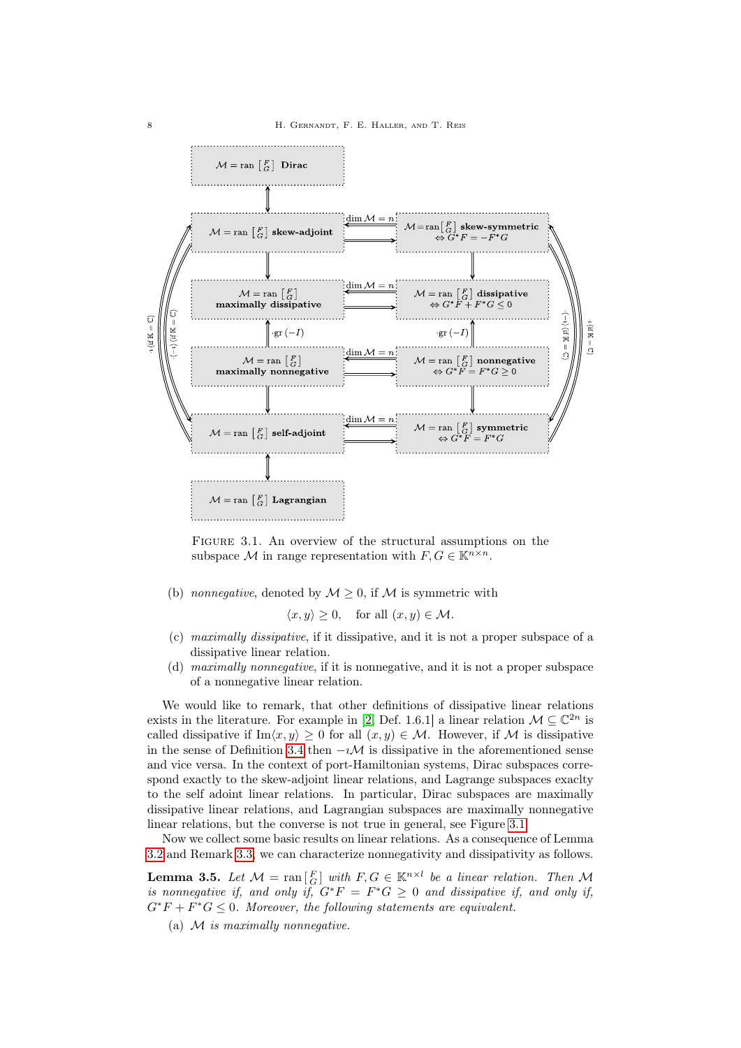$\mathcal{M} = \operatorname{ran}\left[\begin{smallmatrix}F\\G\end{smallmatrix}\right]$ **Dirac**

$\mathcal{M} = \operatorname{ran}\left[\begin{smallmatrix}F\\G\end{smallmatrix}\right]$ **skew-adjoint**

$\dim \mathcal{M} = n$

$\mathcal{M} = \operatorname{ran}\left[\begin{smallmatrix}F\\G\end{smallmatrix}\right]$ **skew-symmetric** $\Leftrightarrow G^*F = -F^*G$

$\mathcal{M} = \operatorname{ran}\left[\begin{smallmatrix}F\\G\end{smallmatrix}\right]$ **maximally dissipative**

$\dim \mathcal{M} = n$

$\mathcal{M} = \operatorname{ran}\left[\begin{smallmatrix}F\\G\end{smallmatrix}\right]$ **dissipative** $\Leftrightarrow G^*F + F^*G \leq 0$

$\cdot \operatorname{gr}(-I)$

$\cdot \operatorname{gr}(-I)$

$\mathcal{M} = \operatorname{ran}\left[\begin{smallmatrix}F\\G\end{smallmatrix}\right]$ **maximally nonnegative**

$\dim \mathcal{M} = n$

$\mathcal{M} = \operatorname{ran}\left[\begin{smallmatrix}F\\G\end{smallmatrix}\right]$ **nonnegative** $\Leftrightarrow G^*F = F^*G \geq 0$

$\mathcal{M} = \operatorname{ran}\left[\begin{smallmatrix}F\\G\end{smallmatrix}\right]$ **self-adjoint**

$\dim \mathcal{M} = n$

$\mathcal{M} = \operatorname{ran}\left[\begin{smallmatrix}F\\G\end{smallmatrix}\right]$ **symmetric** $\Leftrightarrow G^*F = F^*G$

$\mathcal{M} = \operatorname{ran}\left[\begin{smallmatrix}F\\G\end{smallmatrix}\right]$ **Lagrangian**

$\imath$ (if $\mathbb{K} = \mathbb{C}$)

$(-\imath)$ (if $\mathbb{K} = \mathbb{C}$)

$(-\imath)$ (if $\mathbb{K} = \mathbb{C}$)

$\imath$ (if $\mathbb{K} = \mathbb{C}$)

Figure 3.1. An overview of the structural assumptions on the subspace $\mathcal{M}$ in range representation with $F, G \in \mathbb{K}^{n \times n}$.

(b) *nonnegative*, denoted by $\mathcal{M} \geq 0$, if $\mathcal{M}$ is symmetric with

$$\langle x, y \rangle \geq 0, \quad \text{for all } (x, y) \in \mathcal{M}.$$

(c) *maximally dissipative*, if it dissipative, and it is not a proper subspace of a dissipative linear relation.

(d) *maximally nonnegative*, if it is nonnegative, and it is not a proper subspace of a nonnegative linear relation.

We would like to remark, that other definitions of dissipative linear relations exists in the literature. For example in [2, Def. 1.6.1] a linear relation $\mathcal{M} \subseteq \mathbb{C}^{2n}$ is called dissipative if $\operatorname{Im}\langle x, y \rangle \geq 0$ for all $(x, y) \in \mathcal{M}$. However, if $\mathcal{M}$ is dissipative in the sense of Definition 3.4 then $-\imath\mathcal{M}$ is dissipative in the aforementioned sense and vice versa. In the context of port-Hamiltonian systems, Dirac subspaces correspond exactly to the skew-adjoint linear relations, and Lagrange subspaces exaclty to the self adoint linear relations. In particular, Dirac subspaces are maximally dissipative linear relations, and Lagrangian subspaces are maximally nonnegative linear relations, but the converse is not true in general, see Figure 3.1.

Now we collect some basic results on linear relations. As a consequence of Lemma 3.2 and Remark 3.3, we can characterize nonnegativity and dissipativity as follows.

**Lemma 3.5.** *Let $\mathcal{M} = \operatorname{ran}\left[\begin{smallmatrix}F\\G\end{smallmatrix}\right]$ with $F, G \in \mathbb{K}^{n \times l}$ be a linear relation. Then $\mathcal{M}$ is nonnegative if, and only if, $G^*F = F^*G \geq 0$ and dissipative if, and only if, $G^*F + F^*G \leq 0$. Moreover, the following statements are equivalent.*

(a) *$\mathcal{M}$ is maximally nonnegative.*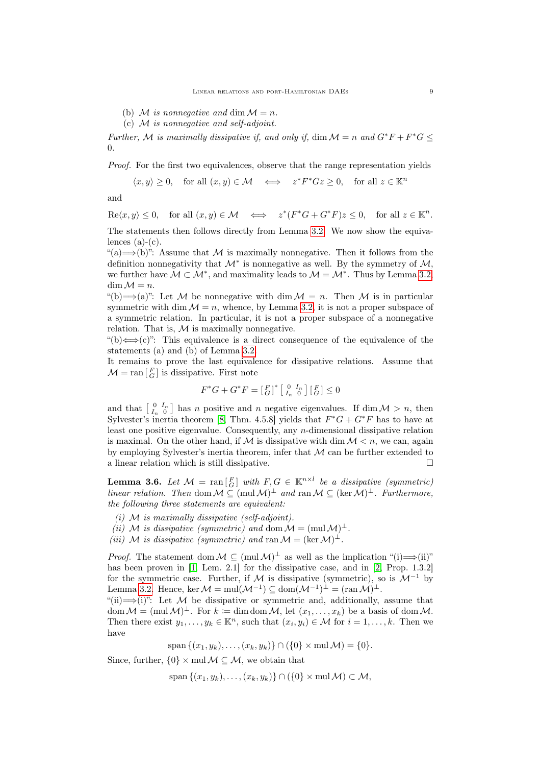(b) $\mathcal{M}$ *is nonnegative and* $\dim \mathcal{M} = n$.

(c) $\mathcal{M}$ *is nonnegative and self-adjoint.*

*Further,* $\mathcal{M}$ *is maximally dissipative if, and only if,* $\dim \mathcal{M} = n$ *and* $G^*F + F^*G \leq 0$.

*Proof.* For the first two equivalences, observe that the range representation yields

$$\langle x, y\rangle \geq 0, \quad \text{for all } (x,y) \in \mathcal{M} \quad \Longleftrightarrow \quad z^*F^*Gz \geq 0, \quad \text{for all } z \in \mathbb{K}^n$$

and

$$\mathrm{Re}\langle x, y\rangle \leq 0, \quad \text{for all } (x,y) \in \mathcal{M} \quad \Longleftrightarrow \quad z^*(F^*G + G^*F)z \leq 0, \quad \text{for all } z \in \mathbb{K}^n.$$

The statements then follows directly from Lemma 3.2. We now show the equivalences (a)-(c).

"(a)$\Longrightarrow$(b)": Assume that $\mathcal{M}$ is maximally nonnegative. Then it follows from the definition nonnegativity that $\mathcal{M}^*$ is nonnegative as well. By the symmetry of $\mathcal{M}$, we further have $\mathcal{M} \subset \mathcal{M}^*$, and maximality leads to $\mathcal{M} = \mathcal{M}^*$. Thus by Lemma 3.2, $\dim \mathcal{M} = n$.

"(b)$\Longrightarrow$(a)": Let $\mathcal{M}$ be nonnegative with $\dim \mathcal{M} = n$. Then $\mathcal{M}$ is in particular symmetric with $\dim \mathcal{M} = n$, whence, by Lemma 3.2, it is not a proper subspace of a symmetric relation. In particular, it is not a proper subspace of a nonnegative relation. That is, $\mathcal{M}$ is maximally nonnegative.

"(b)$\Longleftrightarrow$(c)": This equivalence is a direct consequence of the equivalence of the statements (a) and (b) of Lemma 3.2.

It remains to prove the last equivalence for dissipative relations. Assume that $\mathcal{M} = \mathrm{ran}\left[\begin{smallmatrix} F \\ G \end{smallmatrix}\right]$ is dissipative. First note

$$F^*G + G^*F = \left[\begin{smallmatrix} F \\ G \end{smallmatrix}\right]^* \left[\begin{smallmatrix} 0 & I_n \\ I_n & 0 \end{smallmatrix}\right] \left[\begin{smallmatrix} F \\ G \end{smallmatrix}\right] \leq 0$$

and that $\left[\begin{smallmatrix} 0 & I_n \\ I_n & 0 \end{smallmatrix}\right]$ has $n$ positive and $n$ negative eigenvalues. If $\dim \mathcal{M} > n$, then Sylvester's inertia theorem [8, Thm. 4.5.8] yields that $F^*G + G^*F$ has to have at least one positive eigenvalue. Consequently, any $n$-dimensional dissipative relation is maximal. On the other hand, if $\mathcal{M}$ is dissipative with $\dim \mathcal{M} < n$, we can, again by employing Sylvester's inertia theorem, infer that $\mathcal{M}$ can be further extended to a linear relation which is still dissipative. $\square$

**Lemma 3.6.** *Let* $\mathcal{M} = \mathrm{ran}\left[\begin{smallmatrix} F \\ G \end{smallmatrix}\right]$ *with* $F, G \in \mathbb{K}^{n\times l}$ *be a dissipative (symmetric) linear relation. Then* $\mathrm{dom}\,\mathcal{M} \subseteq (\mathrm{mul}\,\mathcal{M})^\perp$ *and* $\mathrm{ran}\,\mathcal{M} \subseteq (\ker \mathcal{M})^\perp$*. Furthermore, the following three statements are equivalent:*

*(i)* $\mathcal{M}$ *is maximally dissipative (self-adjoint).*

*(ii)* $\mathcal{M}$ *is dissipative (symmetric) and* $\mathrm{dom}\,\mathcal{M} = (\mathrm{mul}\,\mathcal{M})^\perp$.

*(iii)* $\mathcal{M}$ *is dissipative (symmetric) and* $\mathrm{ran}\,\mathcal{M} = (\ker \mathcal{M})^\perp$.

*Proof.* The statement $\mathrm{dom}\,\mathcal{M} \subseteq (\mathrm{mul}\,\mathcal{M})^\perp$ as well as the implication "(i)$\Longrightarrow$(ii)" has been proven in [1, Lem. 2.1] for the dissipative case, and in [2, Prop. 1.3.2] for the symmetric case. Further, if $\mathcal{M}$ is dissipative (symmetric), so is $\mathcal{M}^{-1}$ by Lemma 3.2. Hence, $\ker \mathcal{M} = \mathrm{mul}(\mathcal{M}^{-1}) \subseteq \mathrm{dom}(\mathcal{M}^{-1})^\perp = (\mathrm{ran}\,\mathcal{M})^\perp$.

"(ii)$\Longrightarrow$(i)": Let $\mathcal{M}$ be dissipative or symmetric and, additionally, assume that $\mathrm{dom}\,\mathcal{M} = (\mathrm{mul}\,\mathcal{M})^\perp$. For $k := \dim \mathrm{dom}\,\mathcal{M}$, let $(x_1, \ldots, x_k)$ be a basis of $\mathrm{dom}\,\mathcal{M}$. Then there exist $y_1, \ldots, y_k \in \mathbb{K}^n$, such that $(x_i, y_i) \in \mathcal{M}$ for $i = 1, \ldots, k$. Then we have

$$\mathrm{span}\,\{(x_1, y_k), \ldots, (x_k, y_k)\} \cap (\{0\} \times \mathrm{mul}\,\mathcal{M}) = \{0\}.$$

Since, further, $\{0\} \times \mathrm{mul}\,\mathcal{M} \subseteq \mathcal{M}$, we obtain that

$$\mathrm{span}\,\{(x_1, y_k), \ldots, (x_k, y_k)\} \cap (\{0\} \times \mathrm{mul}\,\mathcal{M}) \subset \mathcal{M},$$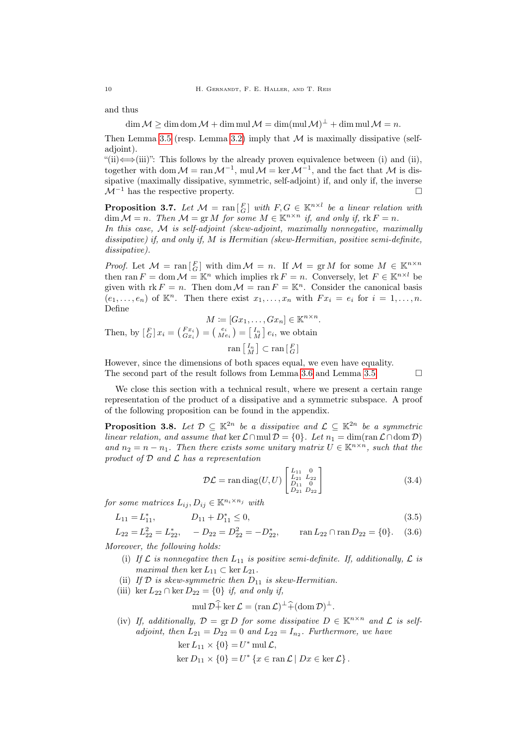and thus

$$\dim \mathcal{M} \geq \dim \operatorname{dom} \mathcal{M} + \dim \operatorname{mul} \mathcal{M} = \dim(\operatorname{mul} \mathcal{M})^{\perp} + \dim \operatorname{mul} \mathcal{M} = n.$$

Then Lemma 3.5 (resp. Lemma 3.2) imply that $\mathcal{M}$ is maximally dissipative (self-adjoint).

"(ii)$\Longleftrightarrow$(iii)": This follows by the already proven equivalence between (i) and (ii), together with $\operatorname{dom} \mathcal{M} = \operatorname{ran} \mathcal{M}^{-1}$, $\operatorname{mul} \mathcal{M} = \ker \mathcal{M}^{-1}$, and the fact that $\mathcal{M}$ is dissipative (maximally dissipative, symmetric, self-adjoint) if, and only if, the inverse $\mathcal{M}^{-1}$ has the respective property. $\square$

**Proposition 3.7.** *Let $\mathcal{M} = \operatorname{ran} \left[\begin{smallmatrix} F \\ G \end{smallmatrix}\right]$ with $F, G \in \mathbb{K}^{n \times l}$ be a linear relation with $\dim \mathcal{M} = n$. Then $\mathcal{M} = \operatorname{gr} M$ for some $M \in \mathbb{K}^{n \times n}$ if, and only if, $\operatorname{rk} F = n$.*
*In this case, $\mathcal{M}$ is self-adjoint (skew-adjoint, maximally nonnegative, maximally dissipative) if, and only if, $M$ is Hermitian (skew-Hermitian, positive semi-definite, dissipative).*

*Proof.* Let $\mathcal{M} = \operatorname{ran} \left[\begin{smallmatrix} F \\ G \end{smallmatrix}\right]$ with $\dim \mathcal{M} = n$. If $\mathcal{M} = \operatorname{gr} M$ for some $M \in \mathbb{K}^{n \times n}$ then $\operatorname{ran} F = \operatorname{dom} \mathcal{M} = \mathbb{K}^n$ which implies $\operatorname{rk} F = n$. Conversely, let $F \in \mathbb{K}^{n \times l}$ be given with $\operatorname{rk} F = n$. Then $\operatorname{dom} \mathcal{M} = \operatorname{ran} F = \mathbb{K}^n$. Consider the canonical basis $(e_1, \ldots, e_n)$ of $\mathbb{K}^n$. Then there exist $x_1, \ldots, x_n$ with $F x_i = e_i$ for $i = 1, \ldots, n$. Define

$$M \coloneqq [G x_1, \ldots, G x_n] \in \mathbb{K}^{n \times n}.$$

Then, by $\left[\begin{smallmatrix} F \\ G \end{smallmatrix}\right] x_i = \left(\begin{smallmatrix} F x_i \\ G x_i \end{smallmatrix}\right) = \left(\begin{smallmatrix} e_i \\ M e_i \end{smallmatrix}\right) = \left[\begin{smallmatrix} I_n \\ M \end{smallmatrix}\right] e_i$, we obtain

$$\operatorname{ran} \left[\begin{smallmatrix} I_n \\ M \end{smallmatrix}\right] \subset \operatorname{ran} \left[\begin{smallmatrix} F \\ G \end{smallmatrix}\right]$$

However, since the dimensions of both spaces equal, we even have equality.
The second part of the result follows from Lemma 3.6 and Lemma 3.5. $\square$

We close this section with a technical result, where we present a certain range representation of the product of a dissipative and a symmetric subspace. A proof of the following proposition can be found in the appendix.

**Proposition 3.8.** *Let $\mathcal{D} \subseteq \mathbb{K}^{2n}$ be a dissipative and $\mathcal{L} \subseteq \mathbb{K}^{2n}$ be a symmetric linear relation, and assume that $\ker \mathcal{L} \cap \operatorname{mul} \mathcal{D} = \{0\}$. Let $n_1 = \dim(\operatorname{ran} \mathcal{L} \cap \operatorname{dom} \mathcal{D})$ and $n_2 = n - n_1$. Then there exists some unitary matrix $U \in \mathbb{K}^{n \times n}$, such that the product of $\mathcal{D}$ and $\mathcal{L}$ has a representation*

$$\mathcal{D}\mathcal{L} = \operatorname{ran} \operatorname{diag}(U, U) \begin{bmatrix} L_{11} & 0 \\ L_{21} & L_{22} \\ D_{11} & 0 \\ D_{21} & D_{22} \end{bmatrix} \tag{3.4}$$

*for some matrices $L_{ij}, D_{ij} \in \mathbb{K}^{n_i \times n_j}$ with*

$$L_{11} = L_{11}^*, \qquad D_{11} + D_{11}^* \leq 0, \tag{3.5}$$

$$L_{22} = L_{22}^2 = L_{22}^*, \quad -D_{22} = D_{22}^2 = -D_{22}^*, \qquad \operatorname{ran} L_{22} \cap \operatorname{ran} D_{22} = \{0\}. \tag{3.6}$$

*Moreover, the following holds:*

1. *(i) If $\mathcal{L}$ is nonnegative then $L_{11}$ is positive semi-definite. If, additionally, $\mathcal{L}$ is maximal then $\ker L_{11} \subset \ker L_{21}$.*
2. *(ii) If $\mathcal{D}$ is skew-symmetric then $D_{11}$ is skew-Hermitian.*
3. *(iii) $\ker L_{22} \cap \ker D_{22} = \{0\}$ if, and only if,*

$$\operatorname{mul} \mathcal{D} \widehat{+} \ker \mathcal{L} = (\operatorname{ran} \mathcal{L})^{\perp} \widehat{+} (\operatorname{dom} \mathcal{D})^{\perp}.$$

4. *(iv) If, additionally, $\mathcal{D} = \operatorname{gr} D$ for some dissipative $D \in \mathbb{K}^{n \times n}$ and $\mathcal{L}$ is self-adjoint, then $L_{21} = D_{22} = 0$ and $L_{22} = I_{n_2}$. Furthermore, we have*

$$\ker L_{11} \times \{0\} = U^* \operatorname{mul} \mathcal{L},$$
$$\ker D_{11} \times \{0\} = U^* \{x \in \operatorname{ran} \mathcal{L} \mid Dx \in \ker \mathcal{L}\}.$$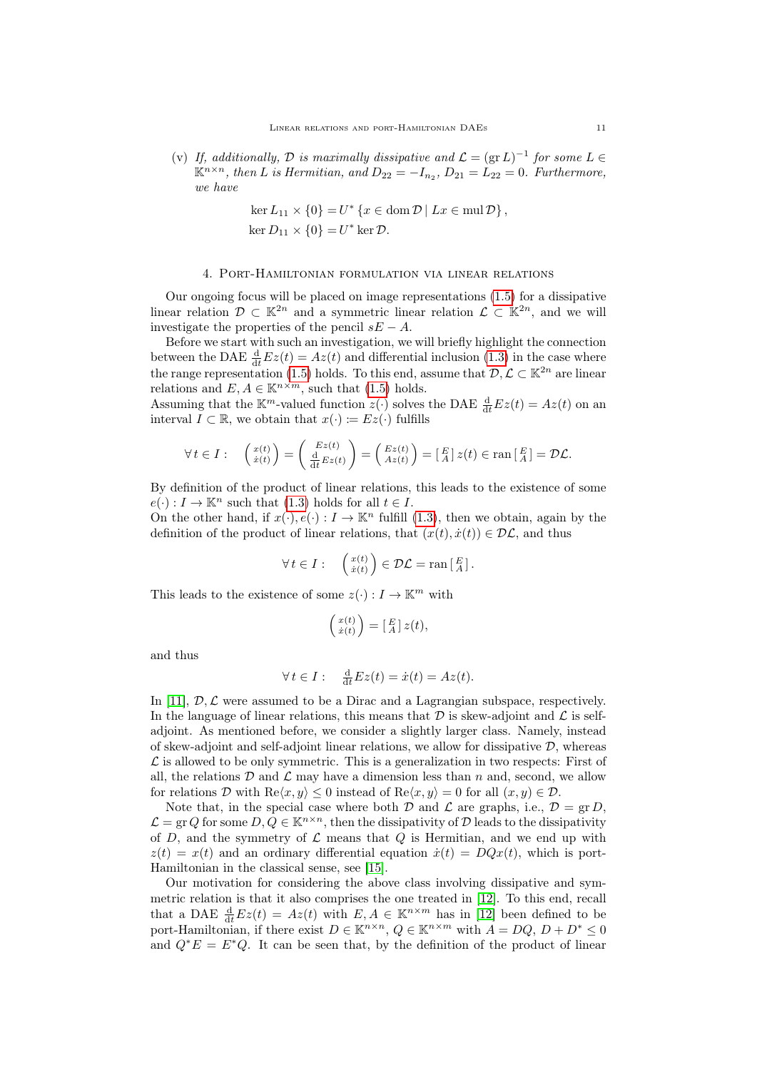(v) *If, additionally, $\mathcal{D}$ is maximally dissipative and $\mathcal{L} = (\operatorname{gr} L)^{-1}$ for some $L \in \mathbb{K}^{n\times n}$, then $L$ is Hermitian, and $D_{22} = -I_{n_2}$, $D_{21} = L_{22} = 0$. Furthermore, we have*

$$\begin{aligned}\ker L_{11} \times \{0\} &= U^* \{x \in \operatorname{dom} \mathcal{D} \mid Lx \in \operatorname{mul} \mathcal{D}\},\\ \ker D_{11} \times \{0\} &= U^* \ker \mathcal{D}.\end{aligned}$$

## 4. Port-Hamiltonian formulation via linear relations

Our ongoing focus will be placed on image representations (1.5) for a dissipative linear relation $\mathcal{D} \subset \mathbb{K}^{2n}$ and a symmetric linear relation $\mathcal{L} \subset \mathbb{K}^{2n}$, and we will investigate the properties of the pencil $sE - A$.

Before we start with such an investigation, we will briefly highlight the connection between the DAE $\frac{\mathrm{d}}{\mathrm{d}t}Ez(t) = Az(t)$ and differential inclusion (1.3) in the case where the range representation (1.5) holds. To this end, assume that $\mathcal{D}, \mathcal{L} \subset \mathbb{K}^{2n}$ are linear relations and $E, A \in \mathbb{K}^{n\times m}$, such that (1.5) holds.
Assuming that the $\mathbb{K}^m$-valued function $z(\cdot)$ solves the DAE $\frac{\mathrm{d}}{\mathrm{d}t}Ez(t) = Az(t)$ on an interval $I \subset \mathbb{R}$, we obtain that $x(\cdot) := Ez(\cdot)$ fulfills

$$\forall\, t \in I: \quad \begin{pmatrix} x(t) \\ \dot{x}(t) \end{pmatrix} = \begin{pmatrix} Ez(t) \\ \frac{\mathrm{d}}{\mathrm{d}t}Ez(t) \end{pmatrix} = \begin{pmatrix} Ez(t) \\ Az(t) \end{pmatrix} = \begin{bmatrix} E \\ A \end{bmatrix} z(t) \in \operatorname{ran} \begin{bmatrix} E \\ A \end{bmatrix} = \mathcal{D}\mathcal{L}.$$

By definition of the product of linear relations, this leads to the existence of some $e(\cdot) : I \to \mathbb{K}^n$ such that (1.3) holds for all $t \in I$.
On the other hand, if $x(\cdot), e(\cdot) : I \to \mathbb{K}^n$ fulfill (1.3), then we obtain, again by the definition of the product of linear relations, that $(x(t), \dot{x}(t)) \in \mathcal{D}\mathcal{L}$, and thus

$$\forall\, t \in I: \quad \begin{pmatrix} x(t) \\ \dot{x}(t) \end{pmatrix} \in \mathcal{D}\mathcal{L} = \operatorname{ran} \begin{bmatrix} E \\ A \end{bmatrix}.$$

This leads to the existence of some $z(\cdot) : I \to \mathbb{K}^m$ with

$$\begin{pmatrix} x(t) \\ \dot{x}(t) \end{pmatrix} = \begin{bmatrix} E \\ A \end{bmatrix} z(t),$$

and thus

$$\forall\, t \in I: \quad \tfrac{\mathrm{d}}{\mathrm{d}t}Ez(t) = \dot{x}(t) = Az(t).$$

In [11], $\mathcal{D}, \mathcal{L}$ were assumed to be a Dirac and a Lagrangian subspace, respectively. In the language of linear relations, this means that $\mathcal{D}$ is skew-adjoint and $\mathcal{L}$ is self-adjoint. As mentioned before, we consider a slightly larger class. Namely, instead of skew-adjoint and self-adjoint linear relations, we allow for dissipative $\mathcal{D}$, whereas $\mathcal{L}$ is allowed to be only symmetric. This is a generalization in two respects: First of all, the relations $\mathcal{D}$ and $\mathcal{L}$ may have a dimension less than $n$ and, second, we allow for relations $\mathcal{D}$ with $\operatorname{Re}\langle x, y\rangle \le 0$ instead of $\operatorname{Re}\langle x, y\rangle = 0$ for all $(x, y) \in \mathcal{D}$.

Note that, in the special case where both $\mathcal{D}$ and $\mathcal{L}$ are graphs, i.e., $\mathcal{D} = \operatorname{gr} D$, $\mathcal{L} = \operatorname{gr} Q$ for some $D, Q \in \mathbb{K}^{n\times n}$, then the dissipativity of $\mathcal{D}$ leads to the dissipativity of $D$, and the symmetry of $\mathcal{L}$ means that $Q$ is Hermitian, and we end up with $z(t) = x(t)$ and an ordinary differential equation $\dot{x}(t) = DQx(t)$, which is port-Hamiltonian in the classical sense, see [15].

Our motivation for considering the above class involving dissipative and symmetric relation is that it also comprises the one treated in [12]. To this end, recall that a DAE $\frac{\mathrm{d}}{\mathrm{d}t}Ez(t) = Az(t)$ with $E, A \in \mathbb{K}^{n\times m}$ has in [12] been defined to be port-Hamiltonian, if there exist $D \in \mathbb{K}^{n\times n}$, $Q \in \mathbb{K}^{n\times m}$ with $A = DQ$, $D + D^* \le 0$ and $Q^*E = E^*Q$. It can be seen that, by the definition of the product of linear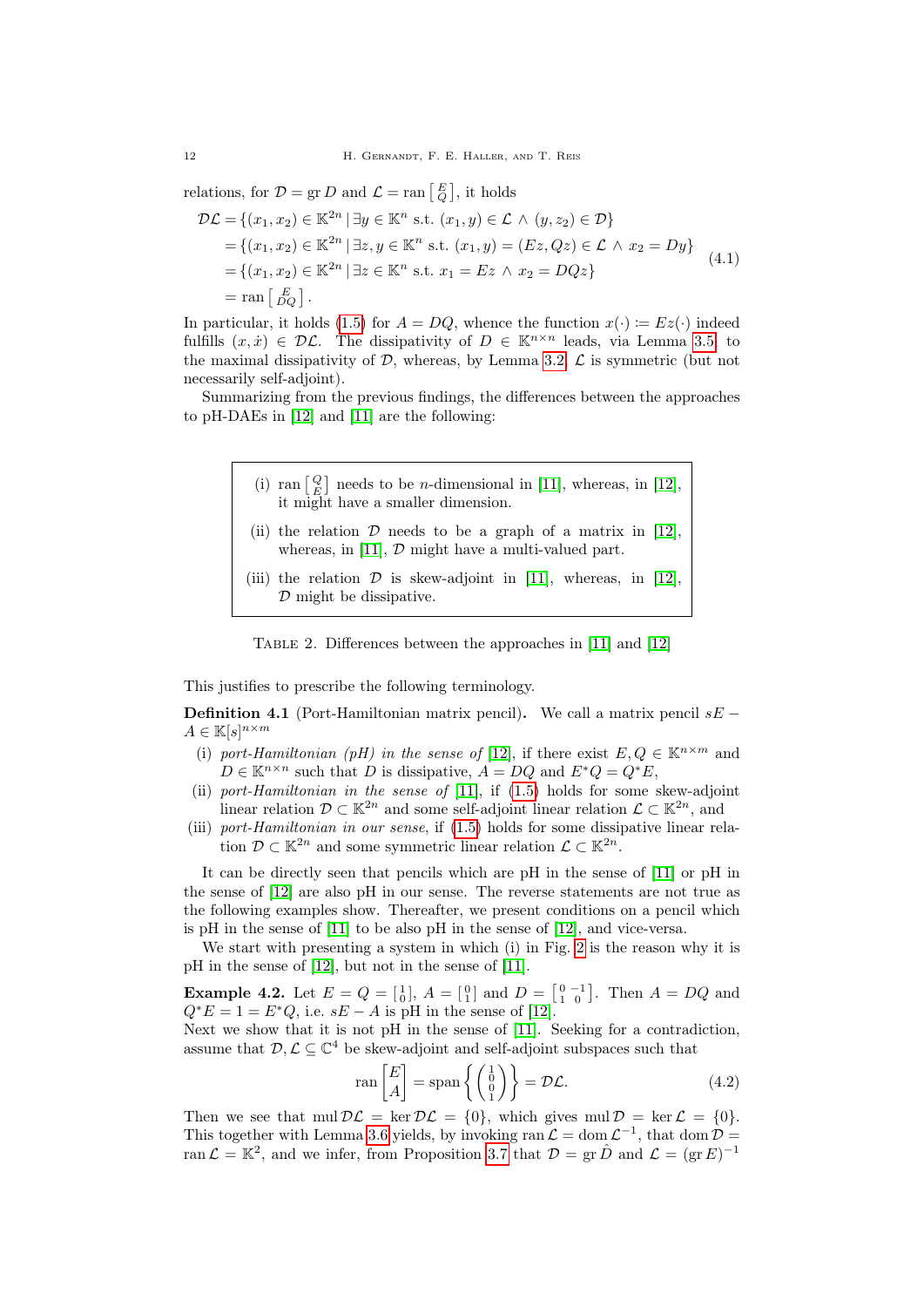relations, for $\mathcal{D} = \operatorname{gr} D$ and $\mathcal{L} = \operatorname{ran}\left[\begin{smallmatrix} E \\ Q \end{smallmatrix}\right]$, it holds

$$
\begin{aligned}
\mathcal{D}\mathcal{L} &= \{(x_1, x_2) \in \mathbb{K}^{2n} \mid \exists y \in \mathbb{K}^n \text{ s.t. } (x_1, y) \in \mathcal{L} \wedge (y, z_2) \in \mathcal{D}\} \\
&= \{(x_1, x_2) \in \mathbb{K}^{2n} \mid \exists z, y \in \mathbb{K}^n \text{ s.t. } (x_1, y) = (Ez, Qz) \in \mathcal{L} \wedge x_2 = Dy\} \\
&= \{(x_1, x_2) \in \mathbb{K}^{2n} \mid \exists z \in \mathbb{K}^n \text{ s.t. } x_1 = Ez \wedge x_2 = DQz\} \\
&= \operatorname{ran}\left[\begin{smallmatrix} E \\ DQ \end{smallmatrix}\right].
\end{aligned} \tag{4.1}
$$

In particular, it holds (1.5) for $A = DQ$, whence the function $x(\cdot) := Ez(\cdot)$ indeed fulfills $(x, \dot{x}) \in \mathcal{D}\mathcal{L}$. The dissipativity of $D \in \mathbb{K}^{n\times n}$ leads, via Lemma 3.5, to the maximal dissipativity of $\mathcal{D}$, whereas, by Lemma 3.2, $\mathcal{L}$ is symmetric (but not necessarily self-adjoint).

Summarizing from the previous findings, the differences between the approaches to pH-DAEs in [12] and [11] are the following:

(i) $\operatorname{ran}\left[\begin{smallmatrix} Q \\ E \end{smallmatrix}\right]$ needs to be $n$-dimensional in [11], whereas, in [12], it might have a smaller dimension.

(ii) the relation $\mathcal{D}$ needs to be a graph of a matrix in [12], whereas, in [11], $\mathcal{D}$ might have a multi-valued part.

(iii) the relation $\mathcal{D}$ is skew-adjoint in [11], whereas, in [12], $\mathcal{D}$ might be dissipative.

Table 2. Differences between the approaches in [11] and [12]

This justifies to prescribe the following terminology.

**Definition 4.1** (Port-Hamiltonian matrix pencil)**.** We call a matrix pencil $sE - A \in \mathbb{K}[s]^{n\times m}$

(i) *port-Hamiltonian (pH) in the sense of* [12], if there exist $E, Q \in \mathbb{K}^{n\times m}$ and $D \in \mathbb{K}^{n\times n}$ such that $D$ is dissipative, $A = DQ$ and $E^*Q = Q^*E$,

(ii) *port-Hamiltonian in the sense of* [11], if (1.5) holds for some skew-adjoint linear relation $\mathcal{D} \subset \mathbb{K}^{2n}$ and some self-adjoint linear relation $\mathcal{L} \subset \mathbb{K}^{2n}$, and

(iii) *port-Hamiltonian in our sense*, if (1.5) holds for some dissipative linear relation $\mathcal{D} \subset \mathbb{K}^{2n}$ and some symmetric linear relation $\mathcal{L} \subset \mathbb{K}^{2n}$.

It can be directly seen that pencils which are pH in the sense of [11] or pH in the sense of [12] are also pH in our sense. The reverse statements are not true as the following examples show. Thereafter, we present conditions on a pencil which is pH in the sense of [11] to be also pH in the sense of [12], and vice-versa.

We start with presenting a system in which (i) in Fig. 2 is the reason why it is pH in the sense of [12], but not in the sense of [11].

**Example 4.2.** Let $E = Q = \left[\begin{smallmatrix} 1 \\ 0 \end{smallmatrix}\right]$, $A = \left[\begin{smallmatrix} 0 \\ 1 \end{smallmatrix}\right]$ and $D = \left[\begin{smallmatrix} 0 & -1 \\ 1 & 0 \end{smallmatrix}\right]$. Then $A = DQ$ and $Q^*E = 1 = E^*Q$, i.e. $sE - A$ is pH in the sense of [12].
Next we show that it is not pH in the sense of [11]. Seeking for a contradiction, assume that $\mathcal{D}, \mathcal{L} \subseteq \mathbb{C}^4$ be skew-adjoint and self-adjoint subspaces such that

$$
\operatorname{ran}\begin{bmatrix} E \\ A \end{bmatrix} = \operatorname{span}\left\{\begin{pmatrix} 1 \\ 0 \\ 0 \\ 1 \end{pmatrix}\right\} = \mathcal{D}\mathcal{L}. \tag{4.2}
$$

Then we see that $\operatorname{mul}\mathcal{D}\mathcal{L} = \ker\mathcal{D}\mathcal{L} = \{0\}$, which gives $\operatorname{mul}\mathcal{D} = \ker\mathcal{L} = \{0\}$. This together with Lemma 3.6 yields, by invoking $\operatorname{ran}\mathcal{L} = \operatorname{dom}\mathcal{L}^{-1}$, that $\operatorname{dom}\mathcal{D} = \operatorname{ran}\mathcal{L} = \mathbb{K}^2$, and we infer, from Proposition 3.7 that $\mathcal{D} = \operatorname{gr}\hat{D}$ and $\mathcal{L} = (\operatorname{gr} E)^{-1}$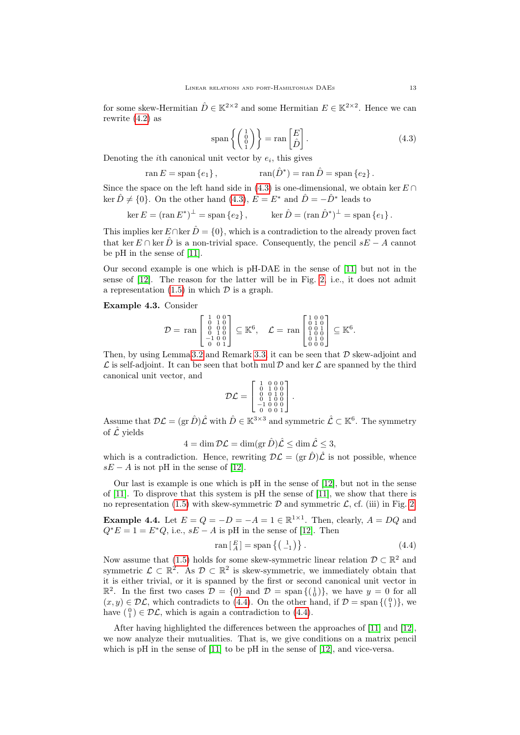for some skew-Hermitian $\hat{D} \in \mathbb{K}^{2\times 2}$ and some Hermitian $E \in \mathbb{K}^{2\times 2}$. Hence we can rewrite (4.2) as

$$\operatorname{span}\left\{\begin{pmatrix}1\\0\\0\\1\end{pmatrix}\right\} = \operatorname{ran}\begin{bmatrix}E\\\hat{D}\end{bmatrix}. \tag{4.3}$$

Denoting the $i$th canonical unit vector by $e_i$, this gives

$$\operatorname{ran} E = \operatorname{span}\{e_1\}, \qquad \operatorname{ran}(\hat{D}^*) = \operatorname{ran}\hat{D} = \operatorname{span}\{e_2\}.$$

Since the space on the left hand side in (4.3) is one-dimensional, we obtain $\ker E \cap \ker \hat{D} \neq \{0\}$. On the other hand (4.3), $E = E^*$ and $\hat{D} = -\hat{D}^*$ leads to

$$\ker E = (\operatorname{ran} E^*)^\perp = \operatorname{span}\{e_2\}, \qquad \ker \hat{D} = (\operatorname{ran}\hat{D}^*)^\perp = \operatorname{span}\{e_1\}.$$

This implies $\ker E \cap \ker \hat{D} = \{0\}$, which is a contradiction to the already proven fact that $\ker E \cap \ker \hat{D}$ is a non-trivial space. Consequently, the pencil $sE - A$ cannot be pH in the sense of [11].

Our second example is one which is pH-DAE in the sense of [11] but not in the sense of [12]. The reason for the latter will be in Fig. 2, i.e., it does not admit a representation (1.5) in which $\mathcal{D}$ is a graph.

**Example 4.3.** Consider

$$\mathcal{D} = \operatorname{ran}\begin{bmatrix}1&0&0\\0&1&0\\0&0&0\\0&1&0\\-1&0&0\\0&0&1\end{bmatrix} \subseteq \mathbb{K}^6, \quad \mathcal{L} = \operatorname{ran}\begin{bmatrix}1&0&0\\0&1&0\\0&0&1\\1&0&0\\0&1&0\\0&0&0\end{bmatrix} \subseteq \mathbb{K}^6.$$

Then, by using Lemma 3.2 and Remark 3.3, it can be seen that $\mathcal{D}$ skew-adjoint and $\mathcal{L}$ is self-adjoint. It can be seen that both $\operatorname{mul}\mathcal{D}$ and $\ker\mathcal{L}$ are spanned by the third canonical unit vector, and

$$\mathcal{D}\mathcal{L} = \begin{bmatrix}1&0&0&0\\0&1&0&0\\0&0&1&0\\0&1&0&0\\-1&0&0&0\\0&0&0&1\end{bmatrix}.$$

Assume that $\mathcal{D}\mathcal{L} = (\operatorname{gr}\hat{D})\hat{\mathcal{L}}$ with $\hat{D} \in \mathbb{K}^{3\times 3}$ and symmetric $\hat{\mathcal{L}} \subset \mathbb{K}^6$. The symmetry of $\hat{\mathcal{L}}$ yields

$$4 = \dim \mathcal{D}\mathcal{L} = \dim(\operatorname{gr}\hat{D})\hat{\mathcal{L}} \leq \dim\hat{\mathcal{L}} \leq 3,$$

which is a contradiction. Hence, rewriting $\mathcal{D}\mathcal{L} = (\operatorname{gr}\hat{D})\hat{\mathcal{L}}$ is not possible, whence $sE - A$ is not pH in the sense of [12].

Our last is example is one which is pH in the sense of [12], but not in the sense of [11]. To disprove that this system is pH the sense of [11], we show that there is no representation (1.5) with skew-symmetric $\mathcal{D}$ and symmetric $\mathcal{L}$, cf. (iii) in Fig. 2.

**Example 4.4.** Let $E = Q = -D = -A = 1 \in \mathbb{R}^{1\times 1}$. Then, clearly, $A = DQ$ and $Q^*E = 1 = E^*Q$, i.e., $sE - A$ is pH in the sense of [12]. Then

$$\operatorname{ran}\left[\begin{smallmatrix}E\\A\end{smallmatrix}\right] = \operatorname{span}\left\{\left(\begin{smallmatrix}1\\-1\end{smallmatrix}\right)\right\}. \tag{4.4}$$

Now assume that (1.5) holds for some skew-symmetric linear relation $\mathcal{D} \subset \mathbb{R}^2$ and symmetric $\mathcal{L} \subset \mathbb{R}^2$. As $\mathcal{D} \subset \mathbb{R}^2$ is skew-symmetric, we immediately obtain that it is either trivial, or it is spanned by the first or second canonical unit vector in $\mathbb{R}^2$. In the first two cases $\mathcal{D} = \{0\}$ and $\mathcal{D} = \operatorname{span}\{\left(\begin{smallmatrix}1\\0\end{smallmatrix}\right)\}$, we have $y = 0$ for all $(x, y) \in \mathcal{D}\mathcal{L}$, which contradicts to (4.4). On the other hand, if $\mathcal{D} = \operatorname{span}\{\left(\begin{smallmatrix}0\\1\end{smallmatrix}\right)\}$, we have $\left(\begin{smallmatrix}0\\1\end{smallmatrix}\right) \in \mathcal{D}\mathcal{L}$, which is again a contradiction to (4.4).

After having highlighted the differences between the approaches of [11] and [12], we now analyze their mutualities. That is, we give conditions on a matrix pencil which is pH in the sense of [11] to be pH in the sense of [12], and vice-versa.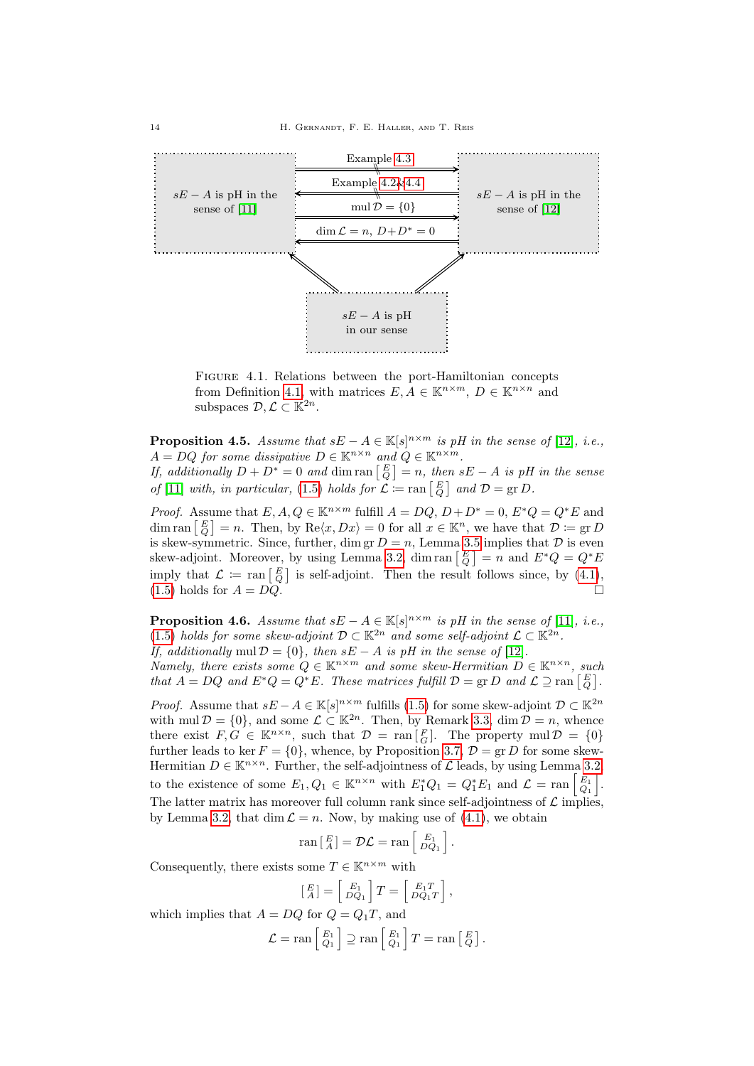$sE - A$ is pH in the sense of [11]

$sE - A$ is pH in the sense of [12]

$sE - A$ is pH in our sense

Example 4.3

Example 4.2&4.4

$\operatorname{mul} \mathcal{D} = \{0\}$

$\dim \mathcal{L} = n,\ D + D^* = 0$

FIGURE 4.1. Relations between the port-Hamiltonian concepts from Definition 4.1, with matrices $E, A \in \mathbb{K}^{n\times m}$, $D \in \mathbb{K}^{n\times n}$ and subspaces $\mathcal{D}, \mathcal{L} \subset \mathbb{K}^{2n}$.

**Proposition 4.5.** *Assume that $sE - A \in \mathbb{K}[s]^{n\times m}$ is pH in the sense of [12], i.e., $A = DQ$ for some dissipative $D \in \mathbb{K}^{n\times n}$ and $Q \in \mathbb{K}^{n\times m}$.*
*If, additionally $D + D^* = 0$ and $\dim \operatorname{ran} \left[\begin{smallmatrix} E \\ Q \end{smallmatrix}\right] = n$, then $sE - A$ is pH in the sense of [11] with, in particular, (1.5) holds for $\mathcal{L} := \operatorname{ran} \left[\begin{smallmatrix} E \\ Q \end{smallmatrix}\right]$ and $\mathcal{D} = \operatorname{gr} D$.*

*Proof.* Assume that $E, A, Q \in \mathbb{K}^{n\times m}$ fulfill $A = DQ$, $D + D^* = 0$, $E^*Q = Q^*E$ and $\dim \operatorname{ran} \left[\begin{smallmatrix} E \\ Q \end{smallmatrix}\right] = n$. Then, by $\operatorname{Re}\langle x, Dx\rangle = 0$ for all $x \in \mathbb{K}^n$, we have that $\mathcal{D} := \operatorname{gr} D$ is skew-symmetric. Since, further, $\dim \operatorname{gr} D = n$, Lemma 3.5 implies that $\mathcal{D}$ is even skew-adjoint. Moreover, by using Lemma 3.2, $\dim \operatorname{ran} \left[\begin{smallmatrix} E \\ Q \end{smallmatrix}\right] = n$ and $E^*Q = Q^*E$ imply that $\mathcal{L} := \operatorname{ran} \left[\begin{smallmatrix} E \\ Q \end{smallmatrix}\right]$ is self-adjoint. Then the result follows since, by (4.1), (1.5) holds for $A = DQ$. $\square$

**Proposition 4.6.** *Assume that $sE - A \in \mathbb{K}[s]^{n\times m}$ is pH in the sense of [11], i.e., (1.5) holds for some skew-adjoint $\mathcal{D} \subset \mathbb{K}^{2n}$ and some self-adjoint $\mathcal{L} \subset \mathbb{K}^{2n}$.*
*If, additionally $\operatorname{mul} \mathcal{D} = \{0\}$, then $sE - A$ is pH in the sense of [12].*
*Namely, there exists some $Q \in \mathbb{K}^{n\times m}$ and some skew-Hermitian $D \in \mathbb{K}^{n\times n}$, such that $A = DQ$ and $E^*Q = Q^*E$. These matrices fulfill $\mathcal{D} = \operatorname{gr} D$ and $\mathcal{L} \supseteq \operatorname{ran} \left[\begin{smallmatrix} E \\ Q \end{smallmatrix}\right]$.*

*Proof.* Assume that $sE - A \in \mathbb{K}[s]^{n\times m}$ fulfills (1.5) for some skew-adjoint $\mathcal{D} \subset \mathbb{K}^{2n}$ with $\operatorname{mul} \mathcal{D} = \{0\}$, and some $\mathcal{L} \subset \mathbb{K}^{2n}$. Then, by Remark 3.3, $\dim \mathcal{D} = n$, whence there exist $F, G \in \mathbb{K}^{n\times n}$, such that $\mathcal{D} = \operatorname{ran} \left[\begin{smallmatrix} F \\ G \end{smallmatrix}\right]$. The property $\operatorname{mul} \mathcal{D} = \{0\}$ further leads to $\ker F = \{0\}$, whence, by Proposition 3.7, $\mathcal{D} = \operatorname{gr} D$ for some skew-Hermitian $D \in \mathbb{K}^{n\times n}$. Further, the self-adjointness of $\mathcal{L}$ leads, by using Lemma 3.2 to the existence of some $E_1, Q_1 \in \mathbb{K}^{n\times n}$ with $E_1^*Q_1 = Q_1^*E_1$ and $\mathcal{L} = \operatorname{ran} \left[\begin{smallmatrix} E_1 \\ Q_1 \end{smallmatrix}\right]$. The latter matrix has moreover full column rank since self-adjointness of $\mathcal{L}$ implies, by Lemma 3.2, that $\dim \mathcal{L} = n$. Now, by making use of (4.1), we obtain

$$\operatorname{ran} \left[\begin{smallmatrix} E \\ A \end{smallmatrix}\right] = \mathcal{D}\mathcal{L} = \operatorname{ran} \left[\begin{smallmatrix} E_1 \\ DQ_1 \end{smallmatrix}\right].$$

Consequently, there exists some $T \in \mathbb{K}^{n\times m}$ with

$$\left[\begin{smallmatrix} E \\ A \end{smallmatrix}\right] = \left[\begin{smallmatrix} E_1 \\ DQ_1 \end{smallmatrix}\right] T = \left[\begin{smallmatrix} E_1 T \\ DQ_1 T \end{smallmatrix}\right],$$

which implies that $A = DQ$ for $Q = Q_1 T$, and

$$\mathcal{L} = \operatorname{ran} \left[\begin{smallmatrix} E_1 \\ Q_1 \end{smallmatrix}\right] \supseteq \operatorname{ran} \left[\begin{smallmatrix} E_1 \\ Q_1 \end{smallmatrix}\right] T = \operatorname{ran} \left[\begin{smallmatrix} E \\ Q \end{smallmatrix}\right].$$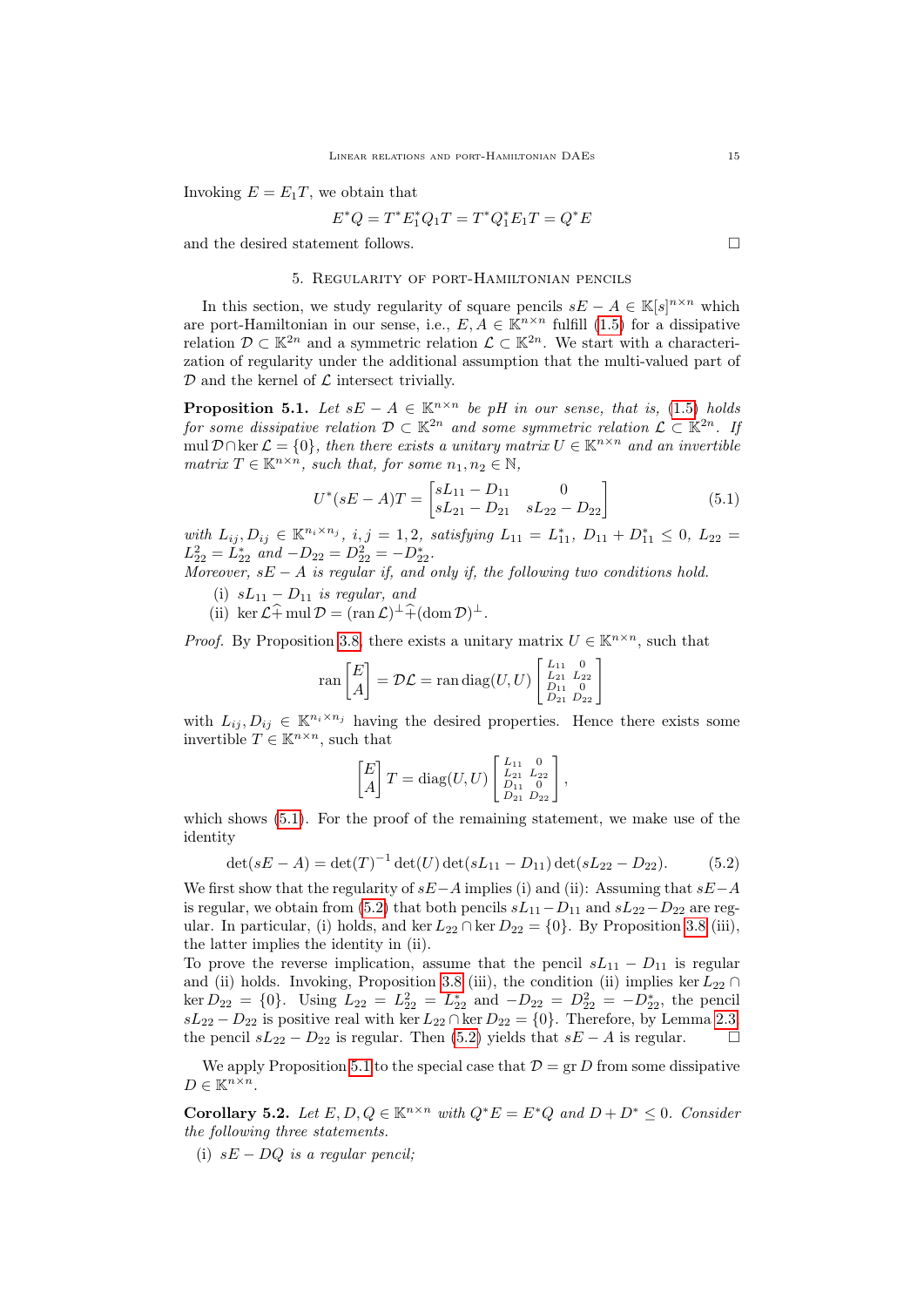Invoking $E = E_1 T$, we obtain that

$$E^* Q = T^* E_1^* Q_1 T = T^* Q_1^* E_1 T = Q^* E$$

and the desired statement follows. $\square$

## 5. Regularity of port-Hamiltonian pencils

In this section, we study regularity of square pencils $sE - A \in \mathbb{K}[s]^{n\times n}$ which are port-Hamiltonian in our sense, i.e., $E, A \in \mathbb{K}^{n\times n}$ fulfill (1.5) for a dissipative relation $\mathcal{D} \subset \mathbb{K}^{2n}$ and a symmetric relation $\mathcal{L} \subset \mathbb{K}^{2n}$. We start with a characterization of regularity under the additional assumption that the multi-valued part of $\mathcal{D}$ and the kernel of $\mathcal{L}$ intersect trivially.

**Proposition 5.1.** *Let $sE - A \in \mathbb{K}^{n\times n}$ be pH in our sense, that is, (1.5) holds for some dissipative relation $\mathcal{D} \subset \mathbb{K}^{2n}$ and some symmetric relation $\mathcal{L} \subset \mathbb{K}^{2n}$. If $\operatorname{mul}\mathcal{D} \cap \ker \mathcal{L} = \{0\}$, then there exists a unitary matrix $U \in \mathbb{K}^{n\times n}$ and an invertible matrix $T \in \mathbb{K}^{n\times n}$, such that, for some $n_1, n_2 \in \mathbb{N}$,*

$$U^*(sE - A)T = \begin{bmatrix} sL_{11} - D_{11} & 0 \\ sL_{21} - D_{21} & sL_{22} - D_{22} \end{bmatrix} \tag{5.1}$$

*with $L_{ij}, D_{ij} \in \mathbb{K}^{n_i \times n_j}$, $i, j = 1, 2$, satisfying $L_{11} = L_{11}^*$, $D_{11} + D_{11}^* \le 0$, $L_{22} = L_{22}^2 = L_{22}^*$ and $-D_{22} = D_{22}^2 = -D_{22}^*$.*
*Moreover, $sE - A$ is regular if, and only if, the following two conditions hold.*

(i) *$sL_{11} - D_{11}$ is regular, and*
(ii) *$\ker \mathcal{L} \widehat{+} \operatorname{mul}\mathcal{D} = (\operatorname{ran}\mathcal{L})^\perp \widehat{+} (\operatorname{dom}\mathcal{D})^\perp$.*

*Proof.* By Proposition 3.8, there exists a unitary matrix $U \in \mathbb{K}^{n\times n}$, such that

$$\operatorname{ran}\begin{bmatrix} E \\ A \end{bmatrix} = \mathcal{D}\mathcal{L} = \operatorname{ran}\operatorname{diag}(U, U)\begin{bmatrix} L_{11} & 0 \\ L_{21} & L_{22} \\ D_{11} & 0 \\ D_{21} & D_{22} \end{bmatrix}$$

with $L_{ij}, D_{ij} \in \mathbb{K}^{n_i \times n_j}$ having the desired properties. Hence there exists some invertible $T \in \mathbb{K}^{n\times n}$, such that

$$\begin{bmatrix} E \\ A \end{bmatrix} T = \operatorname{diag}(U, U)\begin{bmatrix} L_{11} & 0 \\ L_{21} & L_{22} \\ D_{11} & 0 \\ D_{21} & D_{22} \end{bmatrix},$$

which shows (5.1). For the proof of the remaining statement, we make use of the identity

$$\det(sE - A) = \det(T)^{-1}\det(U)\det(sL_{11} - D_{11})\det(sL_{22} - D_{22}). \tag{5.2}$$

We first show that the regularity of $sE - A$ implies (i) and (ii): Assuming that $sE - A$ is regular, we obtain from (5.2) that both pencils $sL_{11} - D_{11}$ and $sL_{22} - D_{22}$ are regular. In particular, (i) holds, and $\ker L_{22} \cap \ker D_{22} = \{0\}$. By Proposition 3.8 (iii), the latter implies the identity in (ii).
To prove the reverse implication, assume that the pencil $sL_{11} - D_{11}$ is regular and (ii) holds. Invoking, Proposition 3.8 (iii), the condition (ii) implies $\ker L_{22} \cap \ker D_{22} = \{0\}$. Using $L_{22} = L_{22}^2 = L_{22}^*$ and $-D_{22} = D_{22}^2 = -D_{22}^*$, the pencil $sL_{22} - D_{22}$ is positive real with $\ker L_{22} \cap \ker D_{22} = \{0\}$. Therefore, by Lemma 2.3 the pencil $sL_{22} - D_{22}$ is regular. Then (5.2) yields that $sE - A$ is regular. $\square$

We apply Proposition 5.1 to the special case that $\mathcal{D} = \operatorname{gr} D$ from some dissipative $D \in \mathbb{K}^{n\times n}$.

**Corollary 5.2.** *Let $E, D, Q \in \mathbb{K}^{n\times n}$ with $Q^*E = E^*Q$ and $D + D^* \le 0$. Consider the following three statements.*

(i) *$sE - DQ$ is a regular pencil;*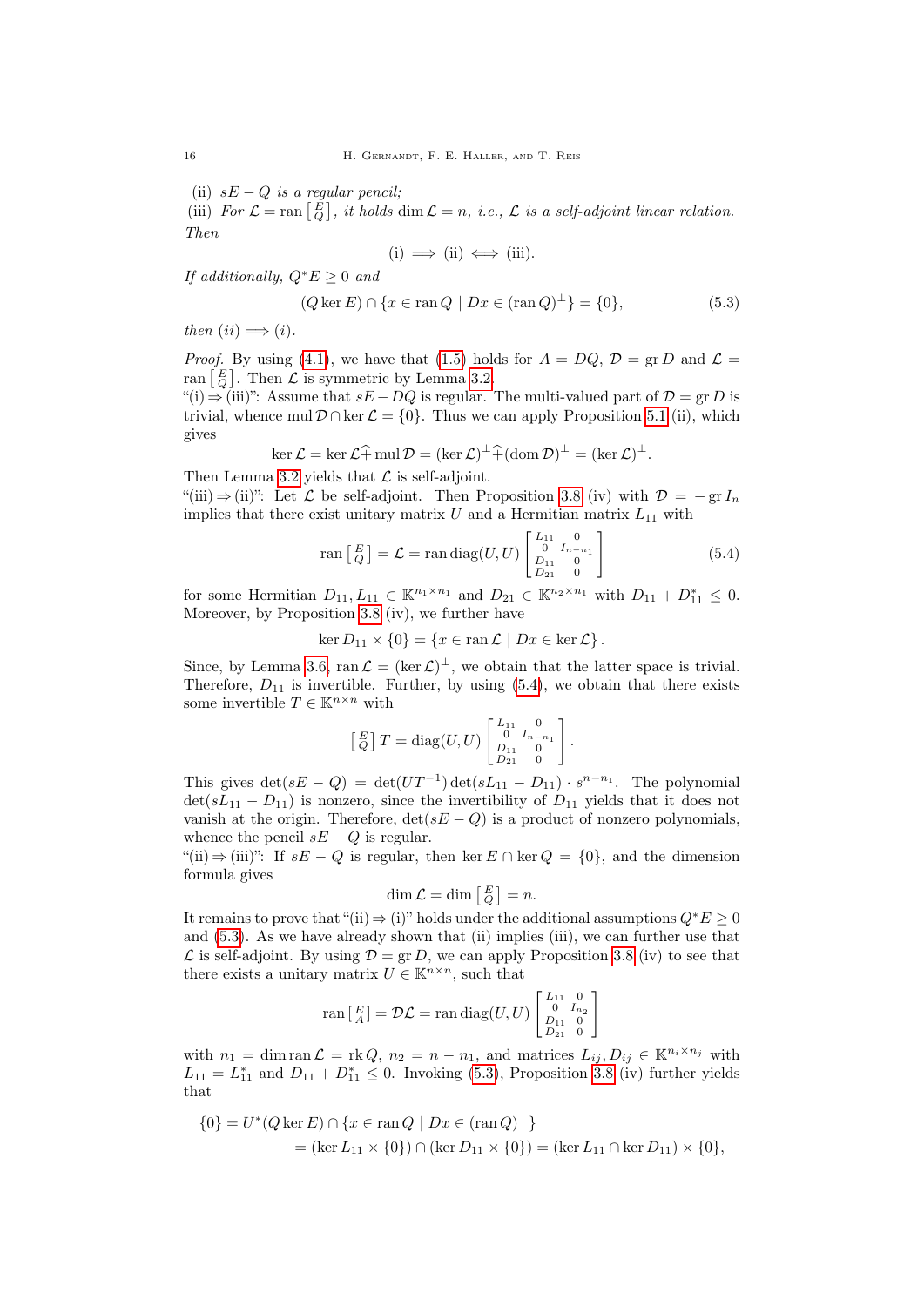(ii) $sE - Q$ *is a regular pencil;*

(iii) *For* $\mathcal{L} = \operatorname{ran} \left[\begin{smallmatrix} E \\ Q \end{smallmatrix}\right]$*, it holds* $\dim \mathcal{L} = n$*, i.e.,* $\mathcal{L}$ *is a self-adjoint linear relation.*

*Then*

$$\text{(i)} \implies \text{(ii)} \iff \text{(iii)}.$$

*If additionally,* $Q^*E \geq 0$ *and*

$$(Q \ker E) \cap \{x \in \operatorname{ran} Q \mid Dx \in (\operatorname{ran} Q)^\perp\} = \{0\}, \tag{5.3}$$

*then (ii)* $\Longrightarrow$ *(i).*

*Proof.* By using (4.1), we have that (1.5) holds for $A = DQ$, $\mathcal{D} = \operatorname{gr} D$ and $\mathcal{L} = \operatorname{ran} \left[\begin{smallmatrix} E \\ Q \end{smallmatrix}\right]$. Then $\mathcal{L}$ is symmetric by Lemma 3.2.

"(i) $\Rightarrow$ (iii)": Assume that $sE - DQ$ is regular. The multi-valued part of $\mathcal{D} = \operatorname{gr} D$ is trivial, whence $\operatorname{mul} \mathcal{D} \cap \ker \mathcal{L} = \{0\}$. Thus we can apply Proposition 5.1 (ii), which gives

$$\ker \mathcal{L} = \ker \mathcal{L} \,\widehat{+}\, \operatorname{mul} \mathcal{D} = (\ker \mathcal{L})^\perp \widehat{+} (\operatorname{dom} \mathcal{D})^\perp = (\ker \mathcal{L})^\perp.$$

Then Lemma 3.2 yields that $\mathcal{L}$ is self-adjoint.

"(iii) $\Rightarrow$ (ii)": Let $\mathcal{L}$ be self-adjoint. Then Proposition 3.8 (iv) with $\mathcal{D} = -\operatorname{gr} I_n$ implies that there exist unitary matrix $U$ and a Hermitian matrix $L_{11}$ with

$$\operatorname{ran} \left[\begin{smallmatrix} E \\ Q \end{smallmatrix}\right] = \mathcal{L} = \operatorname{ran} \operatorname{diag}(U, U) \begin{bmatrix} L_{11} & 0 \\ 0 & I_{n-n_1} \\ D_{11} & 0 \\ D_{21} & 0 \end{bmatrix} \tag{5.4}$$

for some Hermitian $D_{11}, L_{11} \in \mathbb{K}^{n_1 \times n_1}$ and $D_{21} \in \mathbb{K}^{n_2 \times n_1}$ with $D_{11} + D_{11}^* \leq 0$. Moreover, by Proposition 3.8 (iv), we further have

$$\ker D_{11} \times \{0\} = \{x \in \operatorname{ran} \mathcal{L} \mid Dx \in \ker \mathcal{L}\}.$$

Since, by Lemma 3.6, $\operatorname{ran} \mathcal{L} = (\ker \mathcal{L})^\perp$, we obtain that the latter space is trivial. Therefore, $D_{11}$ is invertible. Further, by using (5.4), we obtain that there exists some invertible $T \in \mathbb{K}^{n \times n}$ with

$$\left[\begin{smallmatrix} E \\ Q \end{smallmatrix}\right] T = \operatorname{diag}(U, U) \begin{bmatrix} L_{11} & 0 \\ 0 & I_{n-n_1} \\ D_{11} & 0 \\ D_{21} & 0 \end{bmatrix}.$$

This gives $\det(sE - Q) = \det(UT^{-1}) \det(sL_{11} - D_{11}) \cdot s^{n-n_1}$. The polynomial $\det(sL_{11} - D_{11})$ is nonzero, since the invertibility of $D_{11}$ yields that it does not vanish at the origin. Therefore, $\det(sE - Q)$ is a product of nonzero polynomials, whence the pencil $sE - Q$ is regular.

"(ii) $\Rightarrow$ (iii)": If $sE - Q$ is regular, then $\ker E \cap \ker Q = \{0\}$, and the dimension formula gives

$$\dim \mathcal{L} = \dim \left[\begin{smallmatrix} E \\ Q \end{smallmatrix}\right] = n.$$

It remains to prove that "(ii) $\Rightarrow$ (i)" holds under the additional assumptions $Q^*E \geq 0$ and (5.3). As we have already shown that (ii) implies (iii), we can further use that $\mathcal{L}$ is self-adjoint. By using $\mathcal{D} = \operatorname{gr} D$, we can apply Proposition 3.8 (iv) to see that there exists a unitary matrix $U \in \mathbb{K}^{n \times n}$, such that

$$\operatorname{ran} \left[\begin{smallmatrix} E \\ A \end{smallmatrix}\right] = \mathcal{D}\mathcal{L} = \operatorname{ran} \operatorname{diag}(U, U) \begin{bmatrix} L_{11} & 0 \\ 0 & I_{n_2} \\ D_{11} & 0 \\ D_{21} & 0 \end{bmatrix}$$

with $n_1 = \dim \operatorname{ran} \mathcal{L} = \operatorname{rk} Q$, $n_2 = n - n_1$, and matrices $L_{ij}, D_{ij} \in \mathbb{K}^{n_i \times n_j}$ with $L_{11} = L_{11}^*$ and $D_{11} + D_{11}^* \leq 0$. Invoking (5.3), Proposition 3.8 (iv) further yields that

$$\begin{aligned}
\{0\} &= U^*(Q \ker E) \cap \{x \in \operatorname{ran} Q \mid Dx \in (\operatorname{ran} Q)^\perp\} \\
&= (\ker L_{11} \times \{0\}) \cap (\ker D_{11} \times \{0\}) = (\ker L_{11} \cap \ker D_{11}) \times \{0\},
\end{aligned}$$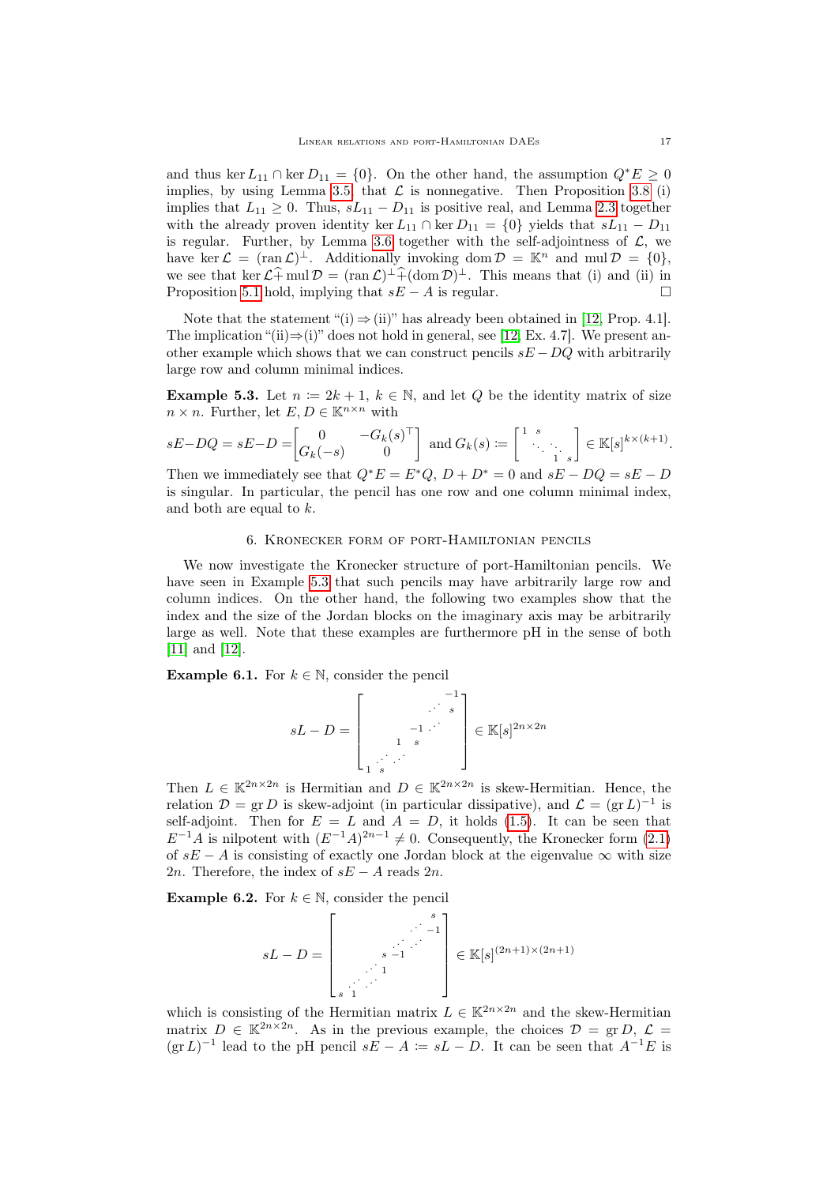and thus $\ker L_{11} \cap \ker D_{11} = \{0\}$. On the other hand, the assumption $Q^*E \geq 0$ implies, by using Lemma 3.5, that $\mathcal{L}$ is nonnegative. Then Proposition 3.8 (i) implies that $L_{11} \geq 0$. Thus, $sL_{11} - D_{11}$ is positive real, and Lemma 2.3 together with the already proven identity $\ker L_{11} \cap \ker D_{11} = \{0\}$ yields that $sL_{11} - D_{11}$ is regular. Further, by Lemma 3.6 together with the self-adjointness of $\mathcal{L}$, we have $\ker \mathcal{L} = (\operatorname{ran} \mathcal{L})^\perp$. Additionally invoking $\operatorname{dom} \mathcal{D} = \mathbb{K}^n$ and $\operatorname{mul} \mathcal{D} = \{0\}$, we see that $\ker \mathcal{L} \widehat{+} \operatorname{mul} \mathcal{D} = (\operatorname{ran} \mathcal{L})^\perp \widehat{+} (\operatorname{dom} \mathcal{D})^\perp$. This means that (i) and (ii) in Proposition 5.1 hold, implying that $sE - A$ is regular. □

Note that the statement "(i) ⇒ (ii)" has already been obtained in [12, Prop. 4.1]. The implication "(ii)⇒(i)" does not hold in general, see [12, Ex. 4.7]. We present another example which shows that we can construct pencils $sE - DQ$ with arbitrarily large row and column minimal indices.

**Example 5.3.** Let $n := 2k+1$, $k \in \mathbb{N}$, and let $Q$ be the identity matrix of size $n \times n$. Further, let $E, D \in \mathbb{K}^{n\times n}$ with

$$sE - DQ = sE - D = \begin{bmatrix} 0 & -G_k(s)^\top \\ G_k(-s) & 0 \end{bmatrix} \text{ and } G_k(s) := \begin{bmatrix} 1 & s & & \\ & \ddots & \ddots & \\ & & 1 & s \end{bmatrix} \in \mathbb{K}[s]^{k\times(k+1)}.$$

Then we immediately see that $Q^*E = E^*Q$, $D + D^* = 0$ and $sE - DQ = sE - D$ is singular. In particular, the pencil has one row and one column minimal index, and both are equal to $k$.

## 6. Kronecker form of port-Hamiltonian pencils

We now investigate the Kronecker structure of port-Hamiltonian pencils. We have seen in Example 5.3 that such pencils may have arbitrarily large row and column indices. On the other hand, the following two examples show that the index and the size of the Jordan blocks on the imaginary axis may be arbitrarily large as well. Note that these examples are furthermore pH in the sense of both [11] and [12].

**Example 6.1.** For $k \in \mathbb{N}$, consider the pencil

$$sL - D = \begin{bmatrix} & & & & & -1 \\ & & & & \iddots & s \\ & & & -1 & \iddots & \\ & & 1 & s & & \\ & \iddots & \iddots & & & \\ 1 & s & & & & \end{bmatrix} \in \mathbb{K}[s]^{2n\times 2n}$$

Then $L \in \mathbb{K}^{2n\times 2n}$ is Hermitian and $D \in \mathbb{K}^{2n\times 2n}$ is skew-Hermitian. Hence, the relation $\mathcal{D} = \operatorname{gr} D$ is skew-adjoint (in particular dissipative), and $\mathcal{L} = (\operatorname{gr} L)^{-1}$ is self-adjoint. Then for $E = L$ and $A = D$, it holds (1.5). It can be seen that $E^{-1}A$ is nilpotent with $(E^{-1}A)^{2n-1} \neq 0$. Consequently, the Kronecker form (2.1) of $sE - A$ is consisting of exactly one Jordan block at the eigenvalue $\infty$ with size $2n$. Therefore, the index of $sE - A$ reads $2n$.

**Example 6.2.** For $k \in \mathbb{N}$, consider the pencil

$$sL - D = \begin{bmatrix} & & & & & s \\ & & & & \iddots & -1 \\ & & & \iddots & \iddots & \\ & & s & -1 & & \\ & \iddots & 1 & & & \\ \iddots & \iddots & & & & \\ s & 1 & & & & \end{bmatrix} \in \mathbb{K}[s]^{(2n+1)\times(2n+1)}$$

which is consisting of the Hermitian matrix $L \in \mathbb{K}^{2n\times 2n}$ and the skew-Hermitian matrix $D \in \mathbb{K}^{2n\times 2n}$. As in the previous example, the choices $\mathcal{D} = \operatorname{gr} D$, $\mathcal{L} = (\operatorname{gr} L)^{-1}$ lead to the pH pencil $sE - A := sL - D$. It can be seen that $A^{-1}E$ is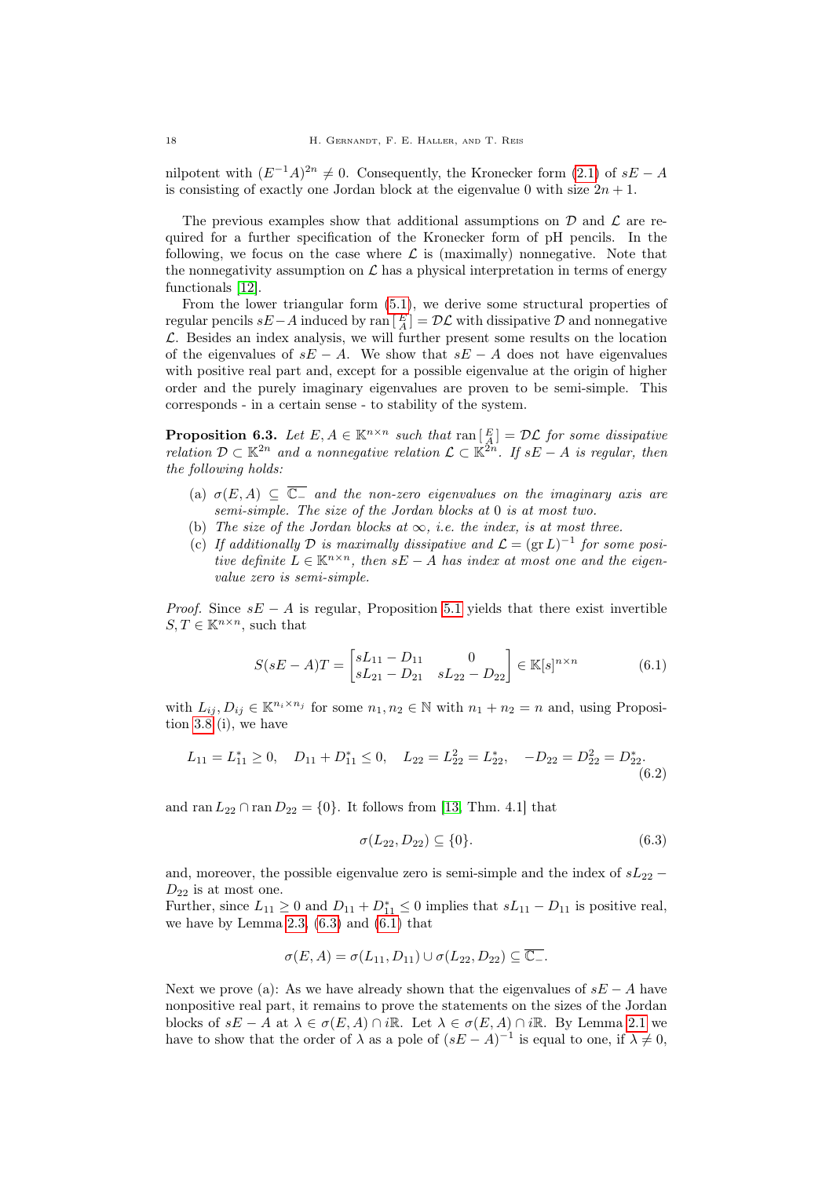nilpotent with $(E^{-1}A)^{2n} \neq 0$. Consequently, the Kronecker form (2.1) of $sE - A$ is consisting of exactly one Jordan block at the eigenvalue 0 with size $2n+1$.

The previous examples show that additional assumptions on $\mathcal{D}$ and $\mathcal{L}$ are required for a further specification of the Kronecker form of pH pencils. In the following, we focus on the case where $\mathcal{L}$ is (maximally) nonnegative. Note that the nonnegativity assumption on $\mathcal{L}$ has a physical interpretation in terms of energy functionals [12].

From the lower triangular form (5.1), we derive some structural properties of regular pencils $sE-A$ induced by $\operatorname{ran}\left[\begin{smallmatrix} E \\ A \end{smallmatrix}\right] = \mathcal{D}\mathcal{L}$ with dissipative $\mathcal{D}$ and nonnegative $\mathcal{L}$. Besides an index analysis, we will further present some results on the location of the eigenvalues of $sE - A$. We show that $sE - A$ does not have eigenvalues with positive real part and, except for a possible eigenvalue at the origin of higher order and the purely imaginary eigenvalues are proven to be semi-simple. This corresponds - in a certain sense - to stability of the system.

**Proposition 6.3.** *Let $E, A \in \mathbb{K}^{n\times n}$ such that $\operatorname{ran}\left[\begin{smallmatrix} E \\ A \end{smallmatrix}\right] = \mathcal{D}\mathcal{L}$ for some dissipative relation $\mathcal{D} \subset \mathbb{K}^{2n}$ and a nonnegative relation $\mathcal{L} \subset \mathbb{K}^{2n}$. If $sE - A$ is regular, then the following holds:*

- (a) *$\sigma(E, A) \subseteq \overline{\mathbb{C}_-}$ and the non-zero eigenvalues on the imaginary axis are semi-simple. The size of the Jordan blocks at 0 is at most two.*
- (b) *The size of the Jordan blocks at $\infty$, i.e. the index, is at most three.*
- (c) *If additionally $\mathcal{D}$ is maximally dissipative and $\mathcal{L} = (\operatorname{gr} L)^{-1}$ for some positive definite $L \in \mathbb{K}^{n\times n}$, then $sE - A$ has index at most one and the eigenvalue zero is semi-simple.*

*Proof.* Since $sE - A$ is regular, Proposition 5.1 yields that there exist invertible $S, T \in \mathbb{K}^{n\times n}$, such that

$$S(sE - A)T = \begin{bmatrix} sL_{11} - D_{11} & 0 \\ sL_{21} - D_{21} & sL_{22} - D_{22} \end{bmatrix} \in \mathbb{K}[s]^{n\times n} \tag{6.1}$$

with $L_{ij}, D_{ij} \in \mathbb{K}^{n_i\times n_j}$ for some $n_1, n_2 \in \mathbb{N}$ with $n_1 + n_2 = n$ and, using Proposition 3.8 (i), we have

$$L_{11} = L_{11}^* \geq 0, \quad D_{11} + D_{11}^* \leq 0, \quad L_{22} = L_{22}^2 = L_{22}^*, \quad -D_{22} = D_{22}^2 = D_{22}^*. \tag{6.2}$$

and $\operatorname{ran} L_{22} \cap \operatorname{ran} D_{22} = \{0\}$. It follows from [13, Thm. 4.1] that

$$\sigma(L_{22}, D_{22}) \subseteq \{0\}. \tag{6.3}$$

and, moreover, the possible eigenvalue zero is semi-simple and the index of $sL_{22} - D_{22}$ is at most one.

Further, since $L_{11} \geq 0$ and $D_{11} + D_{11}^* \leq 0$ implies that $sL_{11} - D_{11}$ is positive real, we have by Lemma 2.3, (6.3) and (6.1) that

$$\sigma(E, A) = \sigma(L_{11}, D_{11}) \cup \sigma(L_{22}, D_{22}) \subseteq \overline{\mathbb{C}_-}.$$

Next we prove (a): As we have already shown that the eigenvalues of $sE - A$ have nonpositive real part, it remains to prove the statements on the sizes of the Jordan blocks of $sE - A$ at $\lambda \in \sigma(E, A) \cap i\mathbb{R}$. Let $\lambda \in \sigma(E, A) \cap i\mathbb{R}$. By Lemma 2.1 we have to show that the order of $\lambda$ as a pole of $(sE - A)^{-1}$ is equal to one, if $\lambda \neq 0$,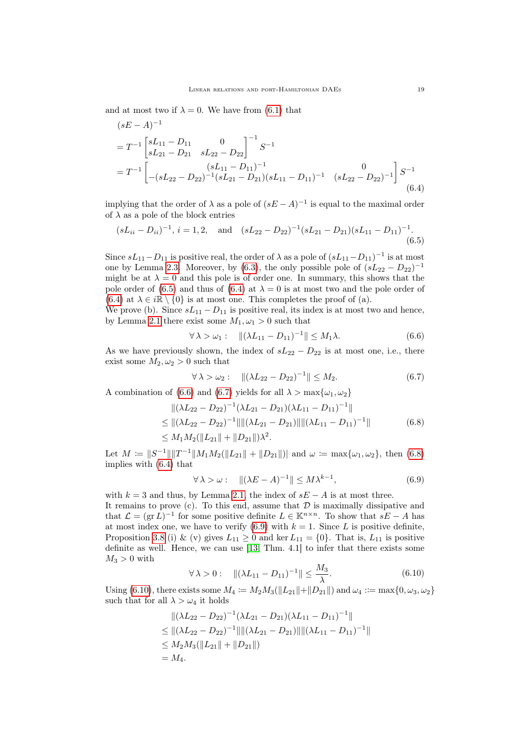and at most two if $\lambda = 0$. We have from (6.1) that

$$
\begin{aligned}
&(sE-A)^{-1} \\
&= T^{-1}\begin{bmatrix} sL_{11}-D_{11} & 0 \\ sL_{21}-D_{21} & sL_{22}-D_{22}\end{bmatrix}^{-1} S^{-1} \\
&= T^{-1}\begin{bmatrix} (sL_{11}-D_{11})^{-1} & 0 \\ -(sL_{22}-D_{22})^{-1}(sL_{21}-D_{21})(sL_{11}-D_{11})^{-1} & (sL_{22}-D_{22})^{-1}\end{bmatrix} S^{-1}
\end{aligned}
\tag{6.4}
$$

implying that the order of $\lambda$ as a pole of $(sE-A)^{-1}$ is equal to the maximal order of $\lambda$ as a pole of the block entries

$$
(sL_{ii}-D_{ii})^{-1},\ i=1,2, \quad \text{and} \quad (sL_{22}-D_{22})^{-1}(sL_{21}-D_{21})(sL_{11}-D_{11})^{-1}. \tag{6.5}
$$

Since $sL_{11}-D_{11}$ is positive real, the order of $\lambda$ as a pole of $(sL_{11}-D_{11})^{-1}$ is at most one by Lemma 2.3. Moreover, by (6.3), the only possible pole of $(sL_{22}-D_{22})^{-1}$ might be at $\lambda = 0$ and this pole is of order one. In summary, this shows that the pole order of (6.5) and thus of (6.4) at $\lambda = 0$ is at most two and the pole order of (6.4) at $\lambda \in i\mathbb{R}\setminus\{0\}$ is at most one. This completes the proof of (a).
We prove (b). Since $sL_{11}-D_{11}$ is positive real, its index is at most two and hence, by Lemma 2.1 there exist some $M_1, \omega_1 > 0$ such that

$$
\forall\, \lambda > \omega_1: \quad \|(\lambda L_{11}-D_{11})^{-1}\| \le M_1\lambda. \tag{6.6}
$$

As we have previously shown, the index of $sL_{22}-D_{22}$ is at most one, i.e., there exist some $M_2, \omega_2 > 0$ such that

$$
\forall\, \lambda > \omega_2: \quad \|(\lambda L_{22}-D_{22})^{-1}\| \le M_2. \tag{6.7}
$$

A combination of (6.6) and (6.7) yields for all $\lambda > \max\{\omega_1, \omega_2\}$

$$
\begin{aligned}
&\|(\lambda L_{22}-D_{22})^{-1}(\lambda L_{21}-D_{21})(\lambda L_{11}-D_{11})^{-1}\| \\
&\le \|(\lambda L_{22}-D_{22})^{-1}\|\|(\lambda L_{21}-D_{21})\|\|(\lambda L_{11}-D_{11})^{-1}\| \\
&\le M_1M_2(\|L_{21}\|+\|D_{21}\|)\lambda^2.
\end{aligned}
\tag{6.8}
$$

Let $M := \|S^{-1}\|\|T^{-1}\|M_1M_2(\|L_{21}\|+\|D_{21}\|)|$ and $\omega := \max\{\omega_1,\omega_2\}$, then (6.8) implies with (6.4) that

$$
\forall\, \lambda > \omega: \quad \|(\lambda E-A)^{-1}\| \le M\lambda^{k-1}, \tag{6.9}
$$

with $k = 3$ and thus, by Lemma 2.1, the index of $sE-A$ is at most three.
It remains to prove (c). To this end, assume that $\mathcal{D}$ is maximally dissipative and that $\mathcal{L} = (\operatorname{gr} L)^{-1}$ for some positive definite $L \in \mathbb{K}^{n\times n}$. To show that $sE-A$ has at most index one, we have to verify (6.9) with $k=1$. Since $L$ is positive definite, Proposition 3.8 (i) & (v) gives $L_{11} \ge 0$ and $\ker L_{11} = \{0\}$. That is, $L_{11}$ is positive definite as well. Hence, we can use [13, Thm. 4.1] to infer that there exists some $M_3 > 0$ with

$$
\forall\, \lambda > 0: \quad \|(\lambda L_{11}-D_{11})^{-1}\| \le \frac{M_3}{\lambda}. \tag{6.10}
$$

Using (6.10), there exists some $M_4 := M_2M_3(\|L_{21}\|+\|D_{21}\|)$ and $\omega_4 ::= \max\{0,\omega_3,\omega_2\}$ such that for all $\lambda > \omega_4$ it holds

$$
\begin{aligned}
&\|(\lambda L_{22}-D_{22})^{-1}(\lambda L_{21}-D_{21})(\lambda L_{11}-D_{11})^{-1}\| \\
&\le \|(\lambda L_{22}-D_{22})^{-1}\|\|(\lambda L_{21}-D_{21})\|\|(\lambda L_{11}-D_{11})^{-1}\| \\
&\le M_2M_3(\|L_{21}\|+\|D_{21}\|) \\
&= M_4.
\end{aligned}
$$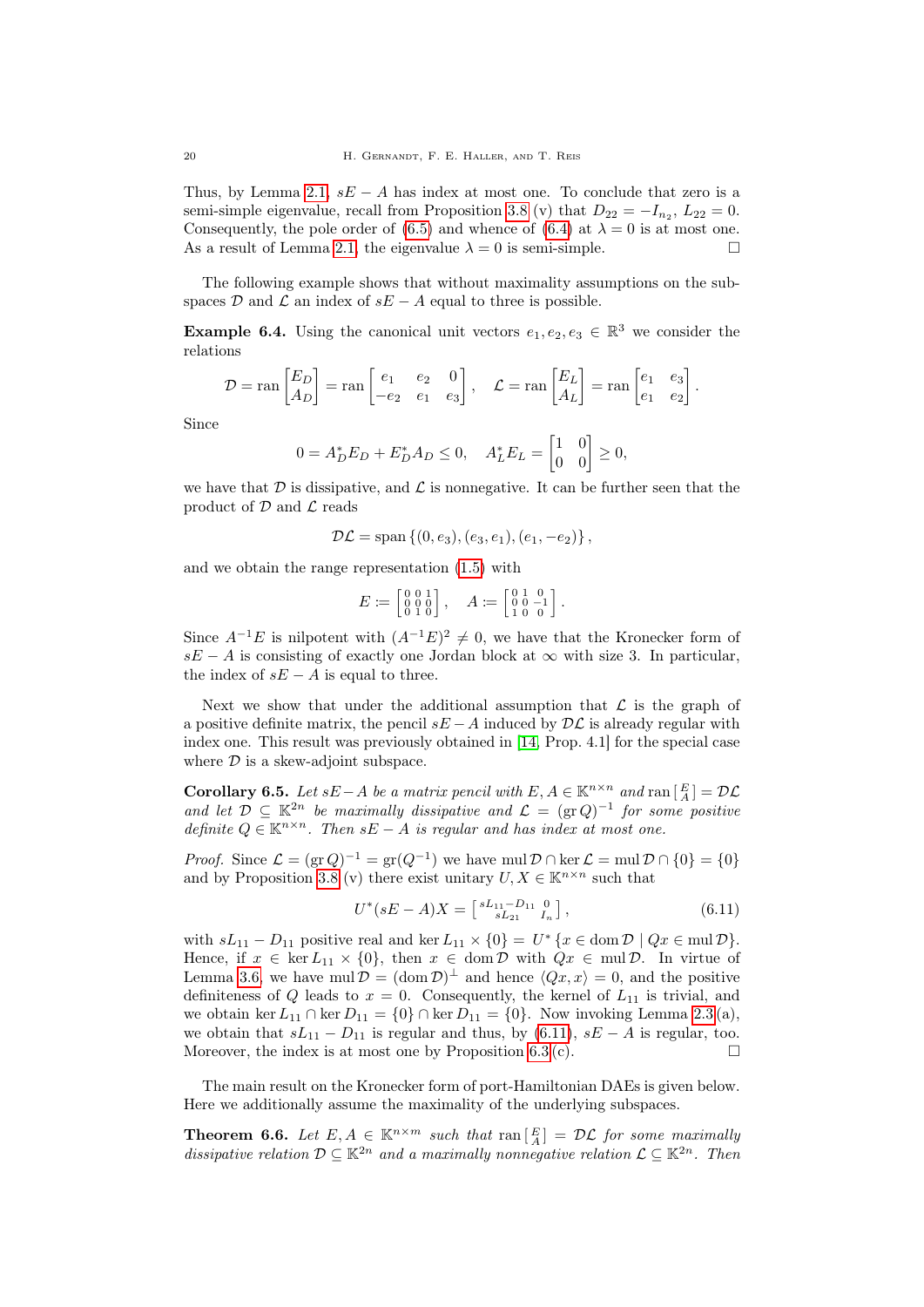Thus, by Lemma 2.1, $sE - A$ has index at most one. To conclude that zero is a semi-simple eigenvalue, recall from Proposition 3.8 (v) that $D_{22} = -I_{n_2}$, $L_{22} = 0$. Consequently, the pole order of (6.5) and whence of (6.4) at $\lambda = 0$ is at most one. As a result of Lemma 2.1, the eigenvalue $\lambda = 0$ is semi-simple. □

The following example shows that without maximality assumptions on the subspaces $\mathcal{D}$ and $\mathcal{L}$ an index of $sE - A$ equal to three is possible.

**Example 6.4.** Using the canonical unit vectors $e_1, e_2, e_3 \in \mathbb{R}^3$ we consider the relations

$$\mathcal{D} = \operatorname{ran} \begin{bmatrix} E_D \\ A_D \end{bmatrix} = \operatorname{ran} \begin{bmatrix} e_1 & e_2 & 0 \\ -e_2 & e_1 & e_3 \end{bmatrix}, \quad \mathcal{L} = \operatorname{ran} \begin{bmatrix} E_L \\ A_L \end{bmatrix} = \operatorname{ran} \begin{bmatrix} e_1 & e_3 \\ e_1 & e_2 \end{bmatrix}.$$

Since

$$0 = A_D^* E_D + E_D^* A_D \leq 0, \quad A_L^* E_L = \begin{bmatrix} 1 & 0 \\ 0 & 0 \end{bmatrix} \geq 0,$$

we have that $\mathcal{D}$ is dissipative, and $\mathcal{L}$ is nonnegative. It can be further seen that the product of $\mathcal{D}$ and $\mathcal{L}$ reads

$$\mathcal{D}\mathcal{L} = \operatorname{span}\{(0, e_3), (e_3, e_1), (e_1, -e_2)\},$$

and we obtain the range representation (1.5) with

$$E := \begin{bmatrix} 0 & 0 & 1 \\ 0 & 0 & 0 \\ 0 & 1 & 0 \end{bmatrix}, \quad A := \begin{bmatrix} 0 & 1 & 0 \\ 0 & 0 & -1 \\ 1 & 0 & 0 \end{bmatrix}.$$

Since $A^{-1}E$ is nilpotent with $(A^{-1}E)^2 \neq 0$, we have that the Kronecker form of $sE - A$ is consisting of exactly one Jordan block at $\infty$ with size 3. In particular, the index of $sE - A$ is equal to three.

Next we show that under the additional assumption that $\mathcal{L}$ is the graph of a positive definite matrix, the pencil $sE - A$ induced by $\mathcal{D}\mathcal{L}$ is already regular with index one. This result was previously obtained in [14, Prop. 4.1] for the special case where $\mathcal{D}$ is a skew-adjoint subspace.

**Corollary 6.5.** *Let $sE - A$ be a matrix pencil with $E, A \in \mathbb{K}^{n \times n}$ and $\operatorname{ran}\left[\begin{smallmatrix} E \\ A \end{smallmatrix}\right] = \mathcal{D}\mathcal{L}$ and let $\mathcal{D} \subseteq \mathbb{K}^{2n}$ be maximally dissipative and $\mathcal{L} = (\operatorname{gr} Q)^{-1}$ for some positive definite $Q \in \mathbb{K}^{n \times n}$. Then $sE - A$ is regular and has index at most one.*

*Proof.* Since $\mathcal{L} = (\operatorname{gr} Q)^{-1} = \operatorname{gr}(Q^{-1})$ we have $\operatorname{mul}\mathcal{D} \cap \ker \mathcal{L} = \operatorname{mul}\mathcal{D} \cap \{0\} = \{0\}$ and by Proposition 3.8 (v) there exist unitary $U, X \in \mathbb{K}^{n \times n}$ such that

$$U^*(sE - A)X = \left[\begin{smallmatrix} sL_{11} - D_{11} & 0 \\ sL_{21} & I_n \end{smallmatrix}\right], \tag{6.11}$$

with $sL_{11} - D_{11}$ positive real and $\ker L_{11} \times \{0\} = U^* \{x \in \operatorname{dom}\mathcal{D} \mid Qx \in \operatorname{mul}\mathcal{D}\}$. Hence, if $x \in \ker L_{11} \times \{0\}$, then $x \in \operatorname{dom}\mathcal{D}$ with $Qx \in \operatorname{mul}\mathcal{D}$. In virtue of Lemma 3.6, we have $\operatorname{mul}\mathcal{D} = (\operatorname{dom}\mathcal{D})^\perp$ and hence $\langle Qx, x\rangle = 0$, and the positive definiteness of $Q$ leads to $x = 0$. Consequently, the kernel of $L_{11}$ is trivial, and we obtain $\ker L_{11} \cap \ker D_{11} = \{0\} \cap \ker D_{11} = \{0\}$. Now invoking Lemma 2.3 (a), we obtain that $sL_{11} - D_{11}$ is regular and thus, by (6.11), $sE - A$ is regular, too. Moreover, the index is at most one by Proposition 6.3 (c). □

The main result on the Kronecker form of port-Hamiltonian DAEs is given below. Here we additionally assume the maximality of the underlying subspaces.

**Theorem 6.6.** *Let $E, A \in \mathbb{K}^{n \times m}$ such that $\operatorname{ran}\left[\begin{smallmatrix} E \\ A \end{smallmatrix}\right] = \mathcal{D}\mathcal{L}$ for some maximally dissipative relation $\mathcal{D} \subseteq \mathbb{K}^{2n}$ and a maximally nonnegative relation $\mathcal{L} \subseteq \mathbb{K}^{2n}$. Then*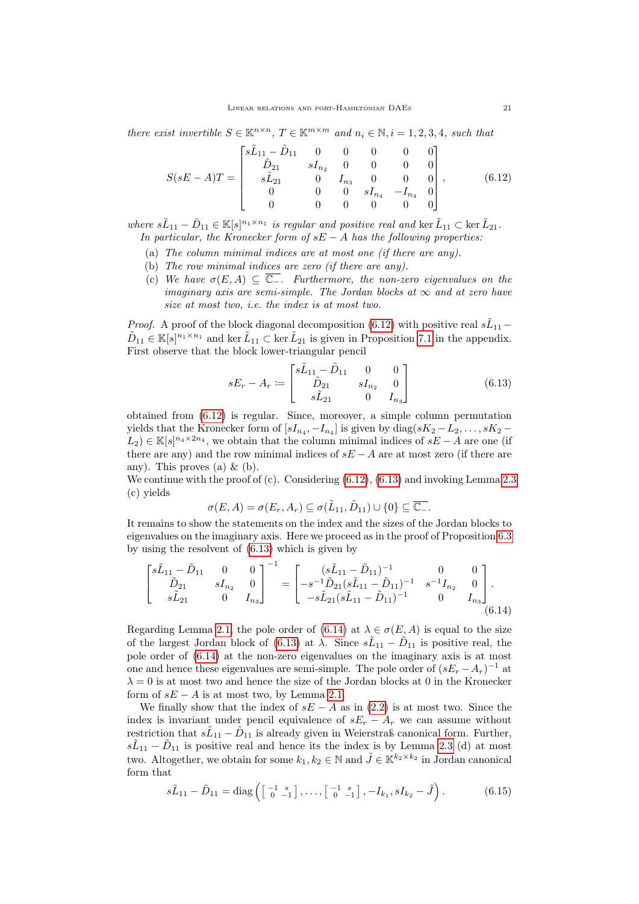*there exist invertible $S \in \mathbb{K}^{n\times n}$, $T \in \mathbb{K}^{m\times m}$ and $n_i \in \mathbb{N}, i = 1,2,3,4$, such that*

$$S(sE-A)T = \begin{bmatrix} s\tilde{L}_{11}-\tilde{D}_{11} & 0 & 0 & 0 & 0 & 0\\ \tilde{D}_{21} & sI_{n_2} & 0 & 0 & 0 & 0\\ s\tilde{L}_{21} & 0 & I_{n_3} & 0 & 0 & 0\\ 0 & 0 & 0 & sI_{n_4} & -I_{n_4} & 0\\ 0 & 0 & 0 & 0 & 0 & 0 \end{bmatrix}, \tag{6.12}$$

*where $s\tilde{L}_{11}-\tilde{D}_{11} \in \mathbb{K}[s]^{n_1\times n_1}$ is regular and positive real and $\ker \tilde{L}_{11} \subset \ker \tilde{L}_{21}$.*

*In particular, the Kronecker form of $sE-A$ has the following properties:*

(a) *The column minimal indices are at most one (if there are any).*
(b) *The row minimal indices are zero (if there are any).*
(c) *We have $\sigma(E,A) \subseteq \overline{\mathbb{C}_-}$. Furthermore, the non-zero eigenvalues on the imaginary axis are semi-simple. The Jordan blocks at $\infty$ and at zero have size at most two, i.e. the index is at most two.*

*Proof.* A proof of the block diagonal decomposition (6.12) with positive real $s\tilde{L}_{11}-\tilde{D}_{11} \in \mathbb{K}[s]^{n_1\times n_1}$ and $\ker \tilde{L}_{11} \subset \ker \tilde{L}_{21}$ is given in Proposition 7.1 in the appendix. First observe that the block lower-triangular pencil

$$sE_r - A_r := \begin{bmatrix} s\tilde{L}_{11}-\tilde{D}_{11} & 0 & 0\\ \tilde{D}_{21} & sI_{n_2} & 0\\ s\tilde{L}_{21} & 0 & I_{n_3} \end{bmatrix} \tag{6.13}$$

obtained from (6.12) is regular. Since, moreover, a simple column permutation yields that the Kronecker form of $[sI_{n_4}, -I_{n_4}]$ is given by $\operatorname{diag}(sK_2-L_2,\ldots,sK_2-L_2) \in \mathbb{K}[s]^{n_4\times 2n_4}$, we obtain that the column minimal indices of $sE-A$ are one (if there are any) and the row minimal indices of $sE-A$ are at most zero (if there are any). This proves (a) & (b).

We continue with the proof of (c). Considering (6.12), (6.13) and invoking Lemma 2.3 (c) yields

$$\sigma(E,A) = \sigma(E_r,A_r) \subseteq \sigma(\tilde{L}_{11},\tilde{D}_{11}) \cup \{0\} \subseteq \overline{\mathbb{C}_-}.$$

It remains to show the statements on the index and the sizes of the Jordan blocks to eigenvalues on the imaginary axis. Here we proceed as in the proof of Proposition 6.3 by using the resolvent of (6.13) which is given by

$$\begin{bmatrix} s\tilde{L}_{11}-\tilde{D}_{11} & 0 & 0\\ \tilde{D}_{21} & sI_{n_2} & 0\\ s\tilde{L}_{21} & 0 & I_{n_3} \end{bmatrix}^{-1} = \begin{bmatrix} (s\tilde{L}_{11}-\tilde{D}_{11})^{-1} & 0 & 0\\ -s^{-1}\tilde{D}_{21}(s\tilde{L}_{11}-\tilde{D}_{11})^{-1} & s^{-1}I_{n_2} & 0\\ -s\tilde{L}_{21}(s\tilde{L}_{11}-\tilde{D}_{11})^{-1} & 0 & I_{n_3} \end{bmatrix}. \tag{6.14}$$

Regarding Lemma 2.1, the pole order of (6.14) at $\lambda \in \sigma(E,A)$ is equal to the size of the largest Jordan block of (6.13) at $\lambda$. Since $s\tilde{L}_{11}-\tilde{D}_{11}$ is positive real, the pole order of (6.14) at the non-zero eigenvalues on the imaginary axis is at most one and hence these eigenvalues are semi-simple. The pole order of $(sE_r-A_r)^{-1}$ at $\lambda = 0$ is at most two and hence the size of the Jordan blocks at 0 in the Kronecker form of $sE-A$ is at most two, by Lemma 2.1.

We finally show that the index of $sE-A$ as in (2.2) is at most two. Since the index is invariant under pencil equivalence of $sE_r-A_r$ we can assume without restriction that $s\tilde{L}_{11}-\tilde{D}_{11}$ is already given in Weierstraß canonical form. Further, $s\tilde{L}_{11}-\tilde{D}_{11}$ is positive real and hence its the index is by Lemma 2.3 (d) at most two. Altogether, we obtain for some $k_1,k_2 \in \mathbb{N}$ and $\tilde{J} \in \mathbb{K}^{k_2\times k_2}$ in Jordan canonical form that

$$s\tilde{L}_{11}-\tilde{D}_{11} = \operatorname{diag}\left(\left[\begin{smallmatrix} -1 & s\\ 0 & -1\end{smallmatrix}\right],\ldots,\left[\begin{smallmatrix} -1 & s\\ 0 & -1\end{smallmatrix}\right], -I_{k_1}, sI_{k_2}-\tilde{J}\right). \tag{6.15}$$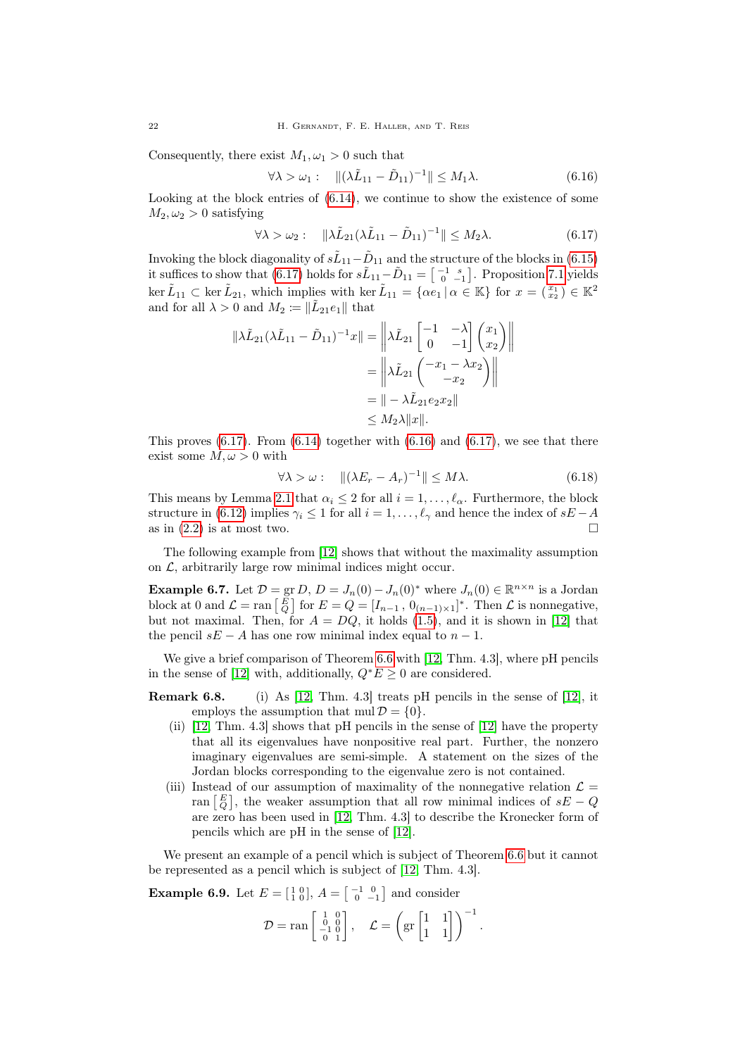Consequently, there exist $M_1, \omega_1 > 0$ such that

$$\forall \lambda > \omega_1 : \quad \|(\lambda \tilde{L}_{11} - \tilde{D}_{11})^{-1}\| \leq M_1 \lambda. \tag{6.16}$$

Looking at the block entries of (6.14), we continue to show the existence of some $M_2, \omega_2 > 0$ satisfying

$$\forall \lambda > \omega_2 : \quad \|\lambda \tilde{L}_{21}(\lambda \tilde{L}_{11} - \tilde{D}_{11})^{-1}\| \leq M_2 \lambda. \tag{6.17}$$

Invoking the block diagonality of $s\tilde{L}_{11} - \tilde{D}_{11}$ and the structure of the blocks in (6.15) it suffices to show that (6.17) holds for $s\tilde{L}_{11} - \tilde{D}_{11} = \left[\begin{smallmatrix} -1 & s \\ 0 & -1 \end{smallmatrix}\right]$. Proposition 7.1 yields $\ker \tilde{L}_{11} \subset \ker \tilde{L}_{21}$, which implies with $\ker \tilde{L}_{11} = \{\alpha e_1 \,|\, \alpha \in \mathbb{K}\}$ for $x = \left(\begin{smallmatrix} x_1 \\ x_2 \end{smallmatrix}\right) \in \mathbb{K}^2$ and for all $\lambda > 0$ and $M_2 := \|\tilde{L}_{21} e_1\|$ that

$$\begin{aligned}
\|\lambda \tilde{L}_{21}(\lambda \tilde{L}_{11} - \tilde{D}_{11})^{-1} x\| &= \left\| \lambda \tilde{L}_{21} \begin{bmatrix} -1 & -\lambda \\ 0 & -1 \end{bmatrix} \begin{pmatrix} x_1 \\ x_2 \end{pmatrix} \right\| \\
&= \left\| \lambda \tilde{L}_{21} \begin{pmatrix} -x_1 - \lambda x_2 \\ -x_2 \end{pmatrix} \right\| \\
&= \| - \lambda \tilde{L}_{21} e_2 x_2 \| \\
&\leq M_2 \lambda \|x\|.
\end{aligned}$$

This proves (6.17). From (6.14) together with (6.16) and (6.17), we see that there exist some $M, \omega > 0$ with

$$\forall \lambda > \omega : \quad \|(\lambda E_r - A_r)^{-1}\| \leq M \lambda. \tag{6.18}$$

This means by Lemma 2.1 that $\alpha_i \leq 2$ for all $i = 1, \ldots, \ell_\alpha$. Furthermore, the block structure in (6.12) implies $\gamma_i \leq 1$ for all $i = 1, \ldots, \ell_\gamma$ and hence the index of $sE - A$ as in (2.2) is at most two. $\square$

The following example from [12] shows that without the maximality assumption on $\mathcal{L}$, arbitrarily large row minimal indices might occur.

**Example 6.7.** Let $\mathcal{D} = \operatorname{gr} D$, $D = J_n(0) - J_n(0)^*$ where $J_n(0) \in \mathbb{R}^{n \times n}$ is a Jordan block at 0 and $\mathcal{L} = \operatorname{ran} \left[\begin{smallmatrix} E \\ Q \end{smallmatrix}\right]$ for $E = Q = [I_{n-1}\,,\, 0_{(n-1)\times 1}]^*$. Then $\mathcal{L}$ is nonnegative, but not maximal. Then, for $A = DQ$, it holds (1.5), and it is shown in [12] that the pencil $sE - A$ has one row minimal index equal to $n - 1$.

We give a brief comparison of Theorem 6.6 with [12, Thm. 4.3], where pH pencils in the sense of [12] with, additionally, $Q^* E \geq 0$ are considered.

**Remark 6.8.**
- (i) As [12, Thm. 4.3] treats pH pencils in the sense of [12], it employs the assumption that $\operatorname{mul} \mathcal{D} = \{0\}$.
- (ii) [12, Thm. 4.3] shows that pH pencils in the sense of [12] have the property that all its eigenvalues have nonpositive real part. Further, the nonzero imaginary eigenvalues are semi-simple. A statement on the sizes of the Jordan blocks corresponding to the eigenvalue zero is not contained.
- (iii) Instead of our assumption of maximality of the nonnegative relation $\mathcal{L} = \operatorname{ran} \left[\begin{smallmatrix} E \\ Q \end{smallmatrix}\right]$, the weaker assumption that all row minimal indices of $sE - Q$ are zero has been used in [12, Thm. 4.3] to describe the Kronecker form of pencils which are pH in the sense of [12].

We present an example of a pencil which is subject of Theorem 6.6 but it cannot be represented as a pencil which is subject of [12, Thm. 4.3].

**Example 6.9.** Let $E = \left[\begin{smallmatrix} 1 & 0 \\ 1 & 0 \end{smallmatrix}\right]$, $A = \left[\begin{smallmatrix} -1 & 0 \\ 0 & -1 \end{smallmatrix}\right]$ and consider

$$\mathcal{D} = \operatorname{ran} \left[\begin{smallmatrix} 1 & 0 \\ 0 & 0 \\ -1 & 0 \\ 0 & 1 \end{smallmatrix}\right], \quad \mathcal{L} = \left( \operatorname{gr} \begin{bmatrix} 1 & 1 \\ 1 & 1 \end{bmatrix} \right)^{-1}.$$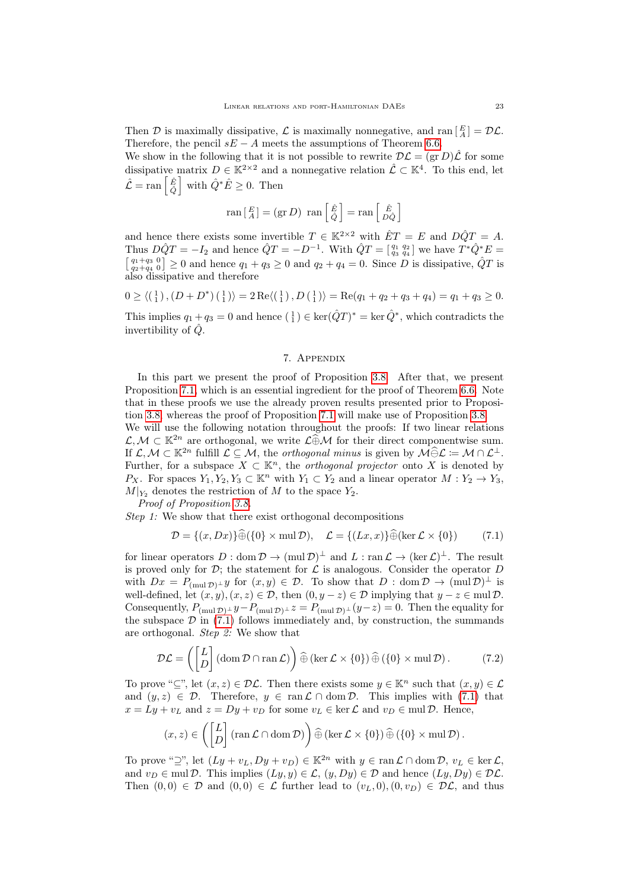Then $\mathcal{D}$ is maximally dissipative, $\mathcal{L}$ is maximally nonnegative, and $\operatorname{ran}\left[\begin{smallmatrix} E \\ A \end{smallmatrix}\right] = \mathcal{D}\mathcal{L}$. Therefore, the pencil $sE - A$ meets the assumptions of Theorem 6.6.
We show in the following that it is not possible to rewrite $\mathcal{D}\mathcal{L} = (\operatorname{gr} D)\hat{\mathcal{L}}$ for some dissipative matrix $D \in \mathbb{K}^{2\times 2}$ and a nonnegative relation $\hat{\mathcal{L}} \subset \mathbb{K}^4$. To this end, let $\hat{\mathcal{L}} = \operatorname{ran}\left[\begin{smallmatrix} \hat{E} \\ \hat{Q} \end{smallmatrix}\right]$ with $\hat{Q}^*\hat{E} \geq 0$. Then

$$\operatorname{ran}\left[\begin{smallmatrix} E \\ A \end{smallmatrix}\right] = (\operatorname{gr} D)\ \operatorname{ran}\left[\begin{smallmatrix} \hat{E} \\ \hat{Q} \end{smallmatrix}\right] = \operatorname{ran}\left[\begin{smallmatrix} \hat{E} \\ D\hat{Q} \end{smallmatrix}\right]$$

and hence there exists some invertible $T \in \mathbb{K}^{2\times 2}$ with $\hat{E}T = E$ and $D\hat{Q}T = A$. Thus $D\hat{Q}T = -I_2$ and hence $\hat{Q}T = -D^{-1}$. With $\hat{Q}T = \left[\begin{smallmatrix} q_1 & q_2 \\ q_3 & q_4 \end{smallmatrix}\right]$ we have $T^*\hat{Q}^*E = \left[\begin{smallmatrix} q_1+q_3 & 0 \\ q_2+q_4 & 0 \end{smallmatrix}\right] \geq 0$ and hence $q_1 + q_3 \geq 0$ and $q_2 + q_4 = 0$. Since $D$ is dissipative, $\hat{Q}T$ is also dissipative and therefore

$$0 \geq \langle \left(\begin{smallmatrix} 1 \\ 1 \end{smallmatrix}\right), (D + D^*) \left(\begin{smallmatrix} 1 \\ 1 \end{smallmatrix}\right)\rangle = 2\operatorname{Re}\langle \left(\begin{smallmatrix} 1 \\ 1 \end{smallmatrix}\right), D\left(\begin{smallmatrix} 1 \\ 1 \end{smallmatrix}\right)\rangle = \operatorname{Re}(q_1 + q_2 + q_3 + q_4) = q_1 + q_3 \geq 0.$$

This implies $q_1 + q_3 = 0$ and hence $\left(\begin{smallmatrix} 1 \\ 1 \end{smallmatrix}\right) \in \ker(\hat{Q}T)^* = \ker \hat{Q}^*$, which contradicts the invertibility of $\hat{Q}$.

## 7. Appendix

In this part we present the proof of Proposition 3.8. After that, we present Proposition 7.1, which is an essential ingredient for the proof of Theorem 6.6. Note that in these proofs we use the already proven results presented prior to Proposition 3.8, whereas the proof of Proposition 7.1 will make use of Proposition 3.8.
We will use the following notation throughout the proofs: If two linear relations $\mathcal{L}, \mathcal{M} \subset \mathbb{K}^{2n}$ are orthogonal, we write $\mathcal{L}\widehat{\oplus}\mathcal{M}$ for their direct componentwise sum. If $\mathcal{L}, \mathcal{M} \subset \mathbb{K}^{2n}$ fulfill $\mathcal{L} \subseteq \mathcal{M}$, the *orthogonal minus* is given by $\mathcal{M}\widehat{\ominus}\mathcal{L} := \mathcal{M} \cap \mathcal{L}^\perp$. Further, for a subspace $X \subset \mathbb{K}^n$, the *orthogonal projector* onto $X$ is denoted by $P_X$. For spaces $Y_1, Y_2, Y_3 \subset \mathbb{K}^n$ with $Y_1 \subset Y_2$ and a linear operator $M : Y_2 \to Y_3$, $M|_{Y_2}$ denotes the restriction of $M$ to the space $Y_2$.

*Proof of Proposition 3.8.*
*Step 1:* We show that there exist orthogonal decompositions

$$\mathcal{D} = \{(x, Dx)\}\widehat{\oplus}(\{0\} \times \operatorname{mul}\mathcal{D}), \quad \mathcal{L} = \{(Lx, x)\}\widehat{\oplus}(\ker\mathcal{L} \times \{0\}) \tag{7.1}$$

for linear operators $D : \operatorname{dom}\mathcal{D} \to (\operatorname{mul}\mathcal{D})^\perp$ and $L : \operatorname{ran}\mathcal{L} \to (\ker\mathcal{L})^\perp$. The result is proved only for $\mathcal{D}$; the statement for $\mathcal{L}$ is analogous. Consider the operator $D$ with $Dx = P_{(\operatorname{mul}\mathcal{D})^\perp}y$ for $(x, y) \in \mathcal{D}$. To show that $D : \operatorname{dom}\mathcal{D} \to (\operatorname{mul}\mathcal{D})^\perp$ is well-defined, let $(x, y), (x, z) \in \mathcal{D}$, then $(0, y - z) \in \mathcal{D}$ implying that $y - z \in \operatorname{mul}\mathcal{D}$. Consequently, $P_{(\operatorname{mul}\mathcal{D})^\perp}y - P_{(\operatorname{mul}\mathcal{D})^\perp}z = P_{(\operatorname{mul}\mathcal{D})^\perp}(y - z) = 0$. Then the equality for the subspace $\mathcal{D}$ in (7.1) follows immediately and, by construction, the summands are orthogonal. *Step 2:* We show that

$$\mathcal{D}\mathcal{L} = \left(\begin{bmatrix} L \\ D \end{bmatrix}(\operatorname{dom}\mathcal{D} \cap \operatorname{ran}\mathcal{L})\right) \widehat{\oplus}\,(\ker\mathcal{L} \times \{0\})\,\widehat{\oplus}\,(\{0\} \times \operatorname{mul}\mathcal{D}). \tag{7.2}$$

To prove "$\subseteq$", let $(x, z) \in \mathcal{D}\mathcal{L}$. Then there exists some $y \in \mathbb{K}^n$ such that $(x, y) \in \mathcal{L}$ and $(y, z) \in \mathcal{D}$. Therefore, $y \in \operatorname{ran}\mathcal{L} \cap \operatorname{dom}\mathcal{D}$. This implies with (7.1) that $x = Ly + v_L$ and $z = Dy + v_D$ for some $v_L \in \ker\mathcal{L}$ and $v_D \in \operatorname{mul}\mathcal{D}$. Hence,

$$(x, z) \in \left(\begin{bmatrix} L \\ D \end{bmatrix}(\operatorname{ran}\mathcal{L} \cap \operatorname{dom}\mathcal{D})\right) \widehat{\oplus}\,(\ker\mathcal{L} \times \{0\})\,\widehat{\oplus}\,(\{0\} \times \operatorname{mul}\mathcal{D}).$$

To prove "$\supseteq$", let $(Ly + v_L, Dy + v_D) \in \mathbb{K}^{2n}$ with $y \in \operatorname{ran}\mathcal{L} \cap \operatorname{dom}\mathcal{D}$, $v_L \in \ker\mathcal{L}$, and $v_D \in \operatorname{mul}\mathcal{D}$. This implies $(Ly, y) \in \mathcal{L}$, $(y, Dy) \in \mathcal{D}$ and hence $(Ly, Dy) \in \mathcal{D}\mathcal{L}$. Then $(0, 0) \in \mathcal{D}$ and $(0, 0) \in \mathcal{L}$ further lead to $(v_L, 0), (0, v_D) \in \mathcal{D}\mathcal{L}$, and thus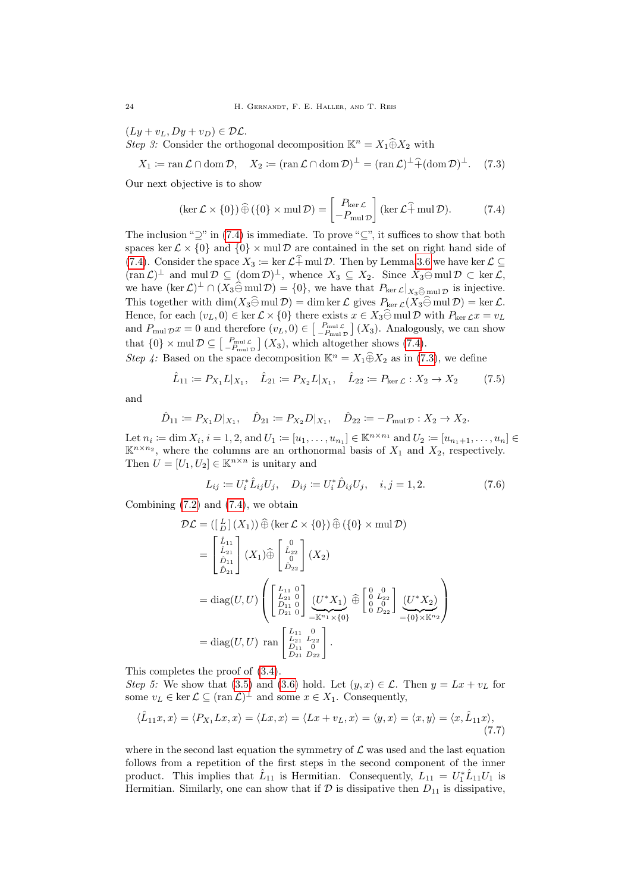$(Ly + v_L, Dy + v_D) \in \mathcal{DL}$.

*Step 3:* Consider the orthogonal decomposition $\mathbb{K}^n = X_1 \widehat{\oplus} X_2$ with

$$X_1 := \operatorname{ran}\mathcal{L} \cap \operatorname{dom}\mathcal{D}, \quad X_2 := (\operatorname{ran}\mathcal{L} \cap \operatorname{dom}\mathcal{D})^\perp = (\operatorname{ran}\mathcal{L})^\perp \widehat{+} (\operatorname{dom}\mathcal{D})^\perp. \tag{7.3}$$

Our next objective is to show

$$(\ker\mathcal{L} \times \{0\}) \widehat{\oplus} (\{0\} \times \operatorname{mul}\mathcal{D}) = \begin{bmatrix} P_{\ker\mathcal{L}} \\ -P_{\operatorname{mul}\mathcal{D}} \end{bmatrix} (\ker\mathcal{L} \widehat{+} \operatorname{mul}\mathcal{D}). \tag{7.4}$$

The inclusion "$\supseteq$" in (7.4) is immediate. To prove "$\subseteq$", it suffices to show that both spaces $\ker\mathcal{L} \times \{0\}$ and $\{0\} \times \operatorname{mul}\mathcal{D}$ are contained in the set on right hand side of (7.4). Consider the space $X_3 := \ker\mathcal{L} \widehat{+} \operatorname{mul}\mathcal{D}$. Then by Lemma 3.6 we have $\ker\mathcal{L} \subseteq (\operatorname{ran}\mathcal{L})^\perp$ and $\operatorname{mul}\mathcal{D} \subseteq (\operatorname{dom}\mathcal{D})^\perp$, whence $X_3 \subseteq X_2$. Since $X_3 \widehat{\ominus} \operatorname{mul}\mathcal{D} \subset \ker\mathcal{L}$, we have $(\ker\mathcal{L})^\perp \cap (X_3 \widehat{\ominus} \operatorname{mul}\mathcal{D}) = \{0\}$, we have that $P_{\ker\mathcal{L}}|_{X_3 \widehat{\ominus} \operatorname{mul}\mathcal{D}}$ is injective. This together with $\dim(X_3 \widehat{\ominus} \operatorname{mul}\mathcal{D}) = \dim\ker\mathcal{L}$ gives $P_{\ker\mathcal{L}}(X_3 \widehat{\ominus} \operatorname{mul}\mathcal{D}) = \ker\mathcal{L}$. Hence, for each $(v_L, 0) \in \ker\mathcal{L} \times \{0\}$ there exists $x \in X_3 \widehat{\ominus} \operatorname{mul}\mathcal{D}$ with $P_{\ker\mathcal{L}} x = v_L$ and $P_{\operatorname{mul}\mathcal{D}} x = 0$ and therefore $(v_L, 0) \in \left[\begin{smallmatrix} P_{\operatorname{mul}\mathcal{L}} \\ -P_{\operatorname{mul}\mathcal{D}} \end{smallmatrix}\right](X_3)$. Analogously, we can show that $\{0\} \times \operatorname{mul}\mathcal{D} \subseteq \left[\begin{smallmatrix} P_{\operatorname{mul}\mathcal{L}} \\ -P_{\operatorname{mul}\mathcal{D}} \end{smallmatrix}\right](X_3)$, which altogether shows (7.4).

*Step 4:* Based on the space decomposition $\mathbb{K}^n = X_1 \widehat{\oplus} X_2$ as in (7.3), we define

$$\hat{L}_{11} := P_{X_1} L|_{X_1}, \quad \hat{L}_{21} := P_{X_2} L|_{X_1}, \quad \hat{L}_{22} := P_{\ker\mathcal{L}} : X_2 \to X_2 \tag{7.5}$$

and

$$\hat{D}_{11} := P_{X_1} D|_{X_1}, \quad \hat{D}_{21} := P_{X_2} D|_{X_1}, \quad \hat{D}_{22} := -P_{\operatorname{mul}\mathcal{D}} : X_2 \to X_2.$$

Let $n_i := \dim X_i$, $i = 1, 2$, and $U_1 := [u_1, \ldots, u_{n_1}] \in \mathbb{K}^{n \times n_1}$ and $U_2 := [u_{n_1+1}, \ldots, u_n] \in \mathbb{K}^{n \times n_2}$, where the columns are an orthonormal basis of $X_1$ and $X_2$, respectively. Then $U = [U_1, U_2] \in \mathbb{K}^{n \times n}$ is unitary and

$$L_{ij} := U_i^* \hat{L}_{ij} U_j, \quad D_{ij} := U_i^* \hat{D}_{ij} U_j, \quad i, j = 1, 2. \tag{7.6}$$

Combining (7.2) and (7.4), we obtain

$$\begin{aligned}
\mathcal{DL} &= \left(\left[\begin{smallmatrix} L \\ D \end{smallmatrix}\right](X_1)\right) \widehat{\oplus} (\ker\mathcal{L} \times \{0\}) \widehat{\oplus} (\{0\} \times \operatorname{mul}\mathcal{D}) \\
&= \begin{bmatrix} \hat{L}_{11} \\ \hat{L}_{21} \\ \hat{D}_{11} \\ \hat{D}_{21} \end{bmatrix} (X_1) \widehat{\oplus} \begin{bmatrix} 0 \\ \hat{L}_{22} \\ 0 \\ \hat{D}_{22} \end{bmatrix} (X_2) \\
&= \operatorname{diag}(U, U) \left( \begin{bmatrix} L_{11} & 0 \\ L_{21} & 0 \\ D_{11} & 0 \\ D_{21} & 0 \end{bmatrix} \underbrace{(U^* X_1)}_{= \mathbb{K}^{n_1} \times \{0\}} \widehat{\oplus} \begin{bmatrix} 0 & 0 \\ 0 & L_{22} \\ 0 & 0 \\ 0 & D_{22} \end{bmatrix} \underbrace{(U^* X_2)}_{= \{0\} \times \mathbb{K}^{n_2}} \right) \\
&= \operatorname{diag}(U, U) \operatorname{ran} \begin{bmatrix} L_{11} & 0 \\ L_{21} & L_{22} \\ D_{11} & 0 \\ D_{21} & D_{22} \end{bmatrix}.
\end{aligned}$$

This completes the proof of (3.4).

*Step 5:* We show that (3.5) and (3.6) hold. Let $(y, x) \in \mathcal{L}$. Then $y = Lx + v_L$ for some $v_L \in \ker\mathcal{L} \subseteq (\operatorname{ran}\mathcal{L})^\perp$ and some $x \in X_1$. Consequently,

$$\langle \hat{L}_{11} x, x \rangle = \langle P_{X_1} L x, x \rangle = \langle Lx, x \rangle = \langle Lx + v_L, x \rangle = \langle y, x \rangle = \langle x, y \rangle = \langle x, \hat{L}_{11} x \rangle, \tag{7.7}$$

where in the second last equation the symmetry of $\mathcal{L}$ was used and the last equation follows from a repetition of the first steps in the second component of the inner product. This implies that $\hat{L}_{11}$ is Hermitian. Consequently, $L_{11} = U_1^* \hat{L}_{11} U_1$ is Hermitian. Similarly, one can show that if $\mathcal{D}$ is dissipative then $D_{11}$ is dissipative,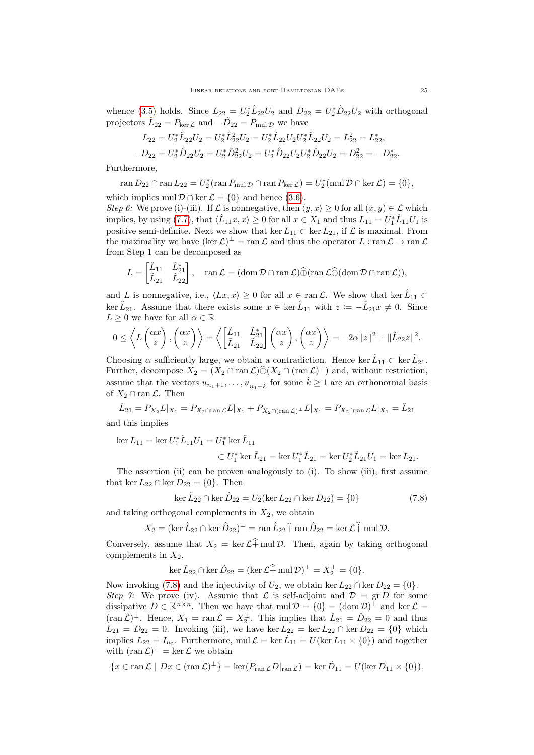whence (3.5) holds. Since $L_{22} = U_2^* \hat{L}_{22} U_2$ and $D_{22} = U_2^* \hat{D}_{22} U_2$ with orthogonal projectors $L_{22} = P_{\ker \mathcal{L}}$ and $-\hat{D}_{22} = P_{\operatorname{mul} \mathcal{D}}$ we have

$$L_{22} = U_2^* \hat{L}_{22} U_2 = U_2^* \hat{L}_{22}^2 U_2 = U_2^* \hat{L}_{22} U_2 U_2^* \hat{L}_{22} U_2 = L_{22}^2 = L_{22}^*,$$
$$-D_{22} = U_2^* \hat{D}_{22} U_2 = U_2^* \hat{D}_{22}^2 U_2 = U_2^* \hat{D}_{22} U_2 U_2^* \hat{D}_{22} U_2 = D_{22}^2 = -D_{22}^*.$$

Furthermore,

$$\operatorname{ran} D_{22} \cap \operatorname{ran} L_{22} = U_2^* (\operatorname{ran} P_{\operatorname{mul} \mathcal{D}} \cap \operatorname{ran} P_{\ker \mathcal{L}}) = U_2^* (\operatorname{mul} \mathcal{D} \cap \ker \mathcal{L}) = \{0\},$$

which implies $\operatorname{mul} \mathcal{D} \cap \ker \mathcal{L} = \{0\}$ and hence (3.6).

*Step 6:* We prove (i)-(iii). If $\mathcal{L}$ is nonnegative, then $\langle y, x \rangle \geq 0$ for all $(x, y) \in \mathcal{L}$ which implies, by using (7.7), that $\langle \hat{L}_{11} x, x \rangle \geq 0$ for all $x \in X_1$ and thus $L_{11} = U_1^* \hat{L}_{11} U_1$ is positive semi-definite. Next we show that $\ker L_{11} \subset \ker L_{21}$, if $\mathcal{L}$ is maximal. From the maximality we have $(\ker \mathcal{L})^\perp = \operatorname{ran} \mathcal{L}$ and thus the operator $L : \operatorname{ran} \mathcal{L} \to \operatorname{ran} \mathcal{L}$ from Step 1 can be decomposed as

$$L = \begin{bmatrix} \hat{L}_{11} & \tilde{L}_{21}^* \\ \tilde{L}_{21} & \tilde{L}_{22} \end{bmatrix}, \quad \operatorname{ran} \mathcal{L} = (\operatorname{dom} \mathcal{D} \cap \operatorname{ran} \mathcal{L}) \widehat{\oplus} (\operatorname{ran} \mathcal{L} \widehat{\ominus} (\operatorname{dom} \mathcal{D} \cap \operatorname{ran} \mathcal{L})),$$

and $L$ is nonnegative, i.e., $\langle Lx, x \rangle \geq 0$ for all $x \in \operatorname{ran} \mathcal{L}$. We show that $\ker \hat{L}_{11} \subset \ker \tilde{L}_{21}$. Assume that there exists some $x \in \ker \hat{L}_{11}$ with $z := -\tilde{L}_{21} x \neq 0$. Since $L \geq 0$ we have for all $\alpha \in \mathbb{R}$

$$0 \leq \left\langle L \begin{pmatrix} \alpha x \\ z \end{pmatrix}, \begin{pmatrix} \alpha x \\ z \end{pmatrix} \right\rangle = \left\langle \begin{bmatrix} \hat{L}_{11} & \tilde{L}_{21}^* \\ \tilde{L}_{21} & \tilde{L}_{22} \end{bmatrix} \begin{pmatrix} \alpha x \\ z \end{pmatrix}, \begin{pmatrix} \alpha x \\ z \end{pmatrix} \right\rangle = -2\alpha \|z\|^2 + \|\tilde{L}_{22} z\|^2.$$

Choosing $\alpha$ sufficiently large, we obtain a contradiction. Hence $\ker \hat{L}_{11} \subset \ker \tilde{L}_{21}$. Further, decompose $X_2 = (X_2 \cap \operatorname{ran} \mathcal{L}) \widehat{\oplus} (X_2 \cap (\operatorname{ran} \mathcal{L})^\perp)$ and, without restriction, assume that the vectors $u_{n_1+1}, \ldots, u_{n_1+\hat{k}}$ for some $\hat{k} \geq 1$ are an orthonormal basis of $X_2 \cap \operatorname{ran} \mathcal{L}$. Then

$$\hat{L}_{21} = P_{X_2} L|_{X_1} = P_{X_2 \cap \operatorname{ran} \mathcal{L}} L|_{X_1} + P_{X_2 \cap (\operatorname{ran} \mathcal{L})^\perp} L|_{X_1} = P_{X_2 \cap \operatorname{ran} \mathcal{L}} L|_{X_1} = \tilde{L}_{21}$$

and this implies

$$\begin{aligned} \ker L_{11} = \ker U_1^* \hat{L}_{11} U_1 &= U_1^* \ker \hat{L}_{11} \\ &\subset U_1^* \ker \tilde{L}_{21} = \ker U_1^* \hat{L}_{21} = \ker U_2^* \hat{L}_{21} U_1 = \ker L_{21}. \end{aligned}$$

The assertion (ii) can be proven analogously to (i). To show (iii), first assume that $\ker L_{22} \cap \ker D_{22} = \{0\}$. Then

$$\ker \hat{L}_{22} \cap \ker \hat{D}_{22} = U_2 (\ker L_{22} \cap \ker D_{22}) = \{0\} \tag{7.8}$$

and taking orthogonal complements in $X_2$, we obtain

$$X_2 = (\ker \hat{L}_{22} \cap \ker \hat{D}_{22})^\perp = \operatorname{ran} \hat{L}_{22} \widehat{+} \operatorname{ran} \hat{D}_{22} = \ker \mathcal{L} \widehat{+} \operatorname{mul} \mathcal{D}.$$

Conversely, assume that $X_2 = \ker \mathcal{L} \widehat{+} \operatorname{mul} \mathcal{D}$. Then, again by taking orthogonal complements in $X_2$,

$$\ker \hat{L}_{22} \cap \ker \hat{D}_{22} = (\ker \mathcal{L} \widehat{+} \operatorname{mul} \mathcal{D})^\perp = X_2^\perp = \{0\}.$$

Now invoking (7.8) and the injectivity of $U_2$, we obtain $\ker L_{22} \cap \ker D_{22} = \{0\}$.

*Step 7:* We prove (iv). Assume that $\mathcal{L}$ is self-adjoint and $\mathcal{D} = \operatorname{gr} D$ for some dissipative $D \in \mathbb{K}^{n \times n}$. Then we have that $\operatorname{mul} \mathcal{D} = \{0\} = (\operatorname{dom} \mathcal{D})^\perp$ and $\ker \mathcal{L} = (\operatorname{ran} \mathcal{L})^\perp$. Hence, $X_1 = \operatorname{ran} \mathcal{L} = X_2^\perp$. This implies that $\hat{L}_{21} = \hat{D}_{22} = 0$ and thus $L_{21} = D_{22} = 0$. Invoking (iii), we have $\ker L_{22} = \ker L_{22} \cap \ker D_{22} = \{0\}$ which implies $L_{22} = I_{n_2}$. Furthermore, $\operatorname{mul} \mathcal{L} = \ker \hat{L}_{11} = U(\ker L_{11} \times \{0\})$ and together with $(\operatorname{ran} \mathcal{L})^\perp = \ker \mathcal{L}$ we obtain

$$\{x \in \operatorname{ran} \mathcal{L} \mid Dx \in (\operatorname{ran} \mathcal{L})^\perp\} = \ker(P_{\operatorname{ran} \mathcal{L}} D|_{\operatorname{ran} \mathcal{L}}) = \ker \hat{D}_{11} = U(\ker D_{11} \times \{0\}).$$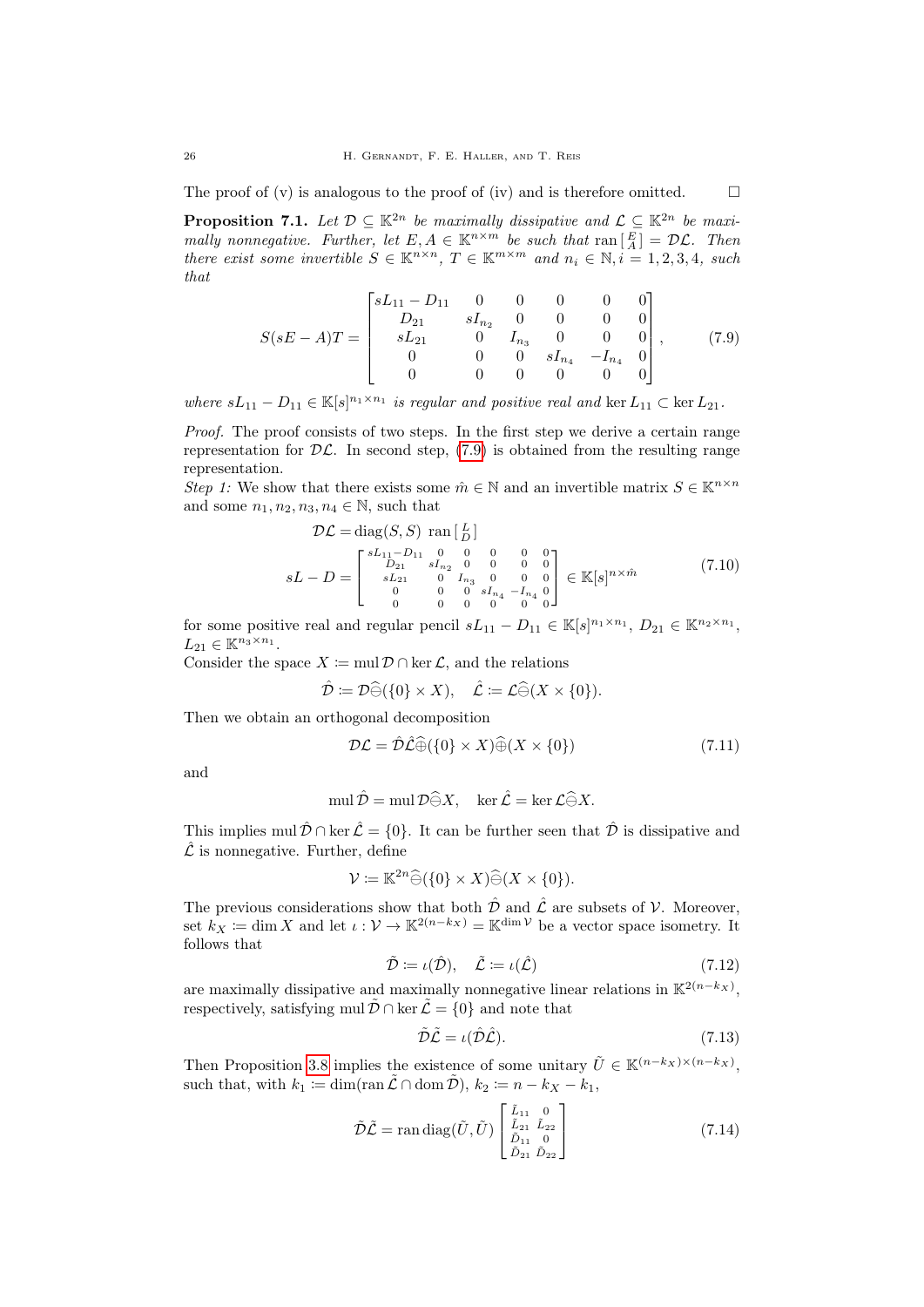The proof of (v) is analogous to the proof of (iv) and is therefore omitted. $\square$

**Proposition 7.1.** *Let $\mathcal{D} \subseteq \mathbb{K}^{2n}$ be maximally dissipative and $\mathcal{L} \subseteq \mathbb{K}^{2n}$ be maximally nonnegative. Further, let $E, A \in \mathbb{K}^{n\times m}$ be such that $\operatorname{ran}\left[\begin{smallmatrix} E \\ A \end{smallmatrix}\right] = \mathcal{D}\mathcal{L}$. Then there exist some invertible $S \in \mathbb{K}^{n\times n}$, $T \in \mathbb{K}^{m\times m}$ and $n_i \in \mathbb{N}, i = 1, 2, 3, 4,$ such that*

$$
S(sE - A)T = \begin{bmatrix} sL_{11} - D_{11} & 0 & 0 & 0 & 0 & 0 \\ D_{21} & sI_{n_2} & 0 & 0 & 0 & 0 \\ sL_{21} & 0 & I_{n_3} & 0 & 0 & 0 \\ 0 & 0 & 0 & sI_{n_4} & -I_{n_4} & 0 \\ 0 & 0 & 0 & 0 & 0 & 0 \end{bmatrix}, \tag{7.9}
$$

*where $sL_{11} - D_{11} \in \mathbb{K}[s]^{n_1\times n_1}$ is regular and positive real and $\ker L_{11} \subset \ker L_{21}$.*

*Proof.* The proof consists of two steps. In the first step we derive a certain range representation for $\mathcal{D}\mathcal{L}$. In second step, (7.9) is obtained from the resulting range representation.
*Step 1:* We show that there exists some $\hat{m} \in \mathbb{N}$ and an invertible matrix $S \in \mathbb{K}^{n\times n}$ and some $n_1, n_2, n_3, n_4 \in \mathbb{N}$, such that

$$
\begin{aligned}
\mathcal{D}\mathcal{L} &= \operatorname{diag}(S, S)\ \operatorname{ran}\left[\begin{smallmatrix} L \\ D \end{smallmatrix}\right] \\
sL - D &= \begin{bmatrix} sL_{11} - D_{11} & 0 & 0 & 0 & 0 & 0 \\ D_{21} & sI_{n_2} & 0 & 0 & 0 & 0 \\ sL_{21} & 0 & I_{n_3} & 0 & 0 & 0 \\ 0 & 0 & 0 & sI_{n_4} & -I_{n_4} & 0 \\ 0 & 0 & 0 & 0 & 0 & 0 \end{bmatrix} \in \mathbb{K}[s]^{n\times \hat{m}}
\end{aligned} \tag{7.10}
$$

for some positive real and regular pencil $sL_{11} - D_{11} \in \mathbb{K}[s]^{n_1\times n_1}$, $D_{21} \in \mathbb{K}^{n_2\times n_1}$, $L_{21} \in \mathbb{K}^{n_3\times n_1}$.
Consider the space $X := \operatorname{mul}\mathcal{D} \cap \ker\mathcal{L}$, and the relations

$$
\hat{\mathcal{D}} := \mathcal{D}\widehat{\ominus}(\{0\}\times X), \quad \hat{\mathcal{L}} := \mathcal{L}\widehat{\ominus}(X\times\{0\}).
$$

Then we obtain an orthogonal decomposition

$$
\mathcal{D}\mathcal{L} = \hat{\mathcal{D}}\hat{\mathcal{L}}\widehat{\oplus}(\{0\}\times X)\widehat{\oplus}(X\times\{0\}) \tag{7.11}
$$

and

$$
\operatorname{mul}\hat{\mathcal{D}} = \operatorname{mul}\mathcal{D}\widehat{\ominus}X, \quad \ker\hat{\mathcal{L}} = \ker\mathcal{L}\widehat{\ominus}X.
$$

This implies $\operatorname{mul}\hat{\mathcal{D}} \cap \ker\hat{\mathcal{L}} = \{0\}$. It can be further seen that $\hat{\mathcal{D}}$ is dissipative and $\hat{\mathcal{L}}$ is nonnegative. Further, define

$$
\mathcal{V} := \mathbb{K}^{2n}\widehat{\ominus}(\{0\}\times X)\widehat{\ominus}(X\times\{0\}).
$$

The previous considerations show that both $\hat{\mathcal{D}}$ and $\hat{\mathcal{L}}$ are subsets of $\mathcal{V}$. Moreover, set $k_X := \dim X$ and let $\iota : \mathcal{V} \to \mathbb{K}^{2(n-k_X)} = \mathbb{K}^{\dim\mathcal{V}}$ be a vector space isometry. It follows that

$$
\tilde{\mathcal{D}} := \iota(\hat{\mathcal{D}}), \quad \tilde{\mathcal{L}} := \iota(\hat{\mathcal{L}}) \tag{7.12}
$$

are maximally dissipative and maximally nonnegative linear relations in $\mathbb{K}^{2(n-k_X)}$, respectively, satisfying $\operatorname{mul}\tilde{\mathcal{D}} \cap \ker\tilde{\mathcal{L}} = \{0\}$ and note that

$$
\tilde{\mathcal{D}}\tilde{\mathcal{L}} = \iota(\hat{\mathcal{D}}\hat{\mathcal{L}}). \tag{7.13}
$$

Then Proposition 3.8 implies the existence of some unitary $\tilde{U} \in \mathbb{K}^{(n-k_X)\times(n-k_X)}$, such that, with $k_1 := \dim(\operatorname{ran}\tilde{\mathcal{L}} \cap \operatorname{dom}\tilde{\mathcal{D}})$, $k_2 := n - k_X - k_1$,

$$
\tilde{\mathcal{D}}\tilde{\mathcal{L}} = \operatorname{ran}\operatorname{diag}(\tilde{U}, \tilde{U}) \begin{bmatrix} \tilde{L}_{11} & 0 \\ \tilde{L}_{21} & \tilde{L}_{22} \\ \tilde{D}_{11} & 0 \\ \tilde{D}_{21} & \tilde{D}_{22} \end{bmatrix} \tag{7.14}
$$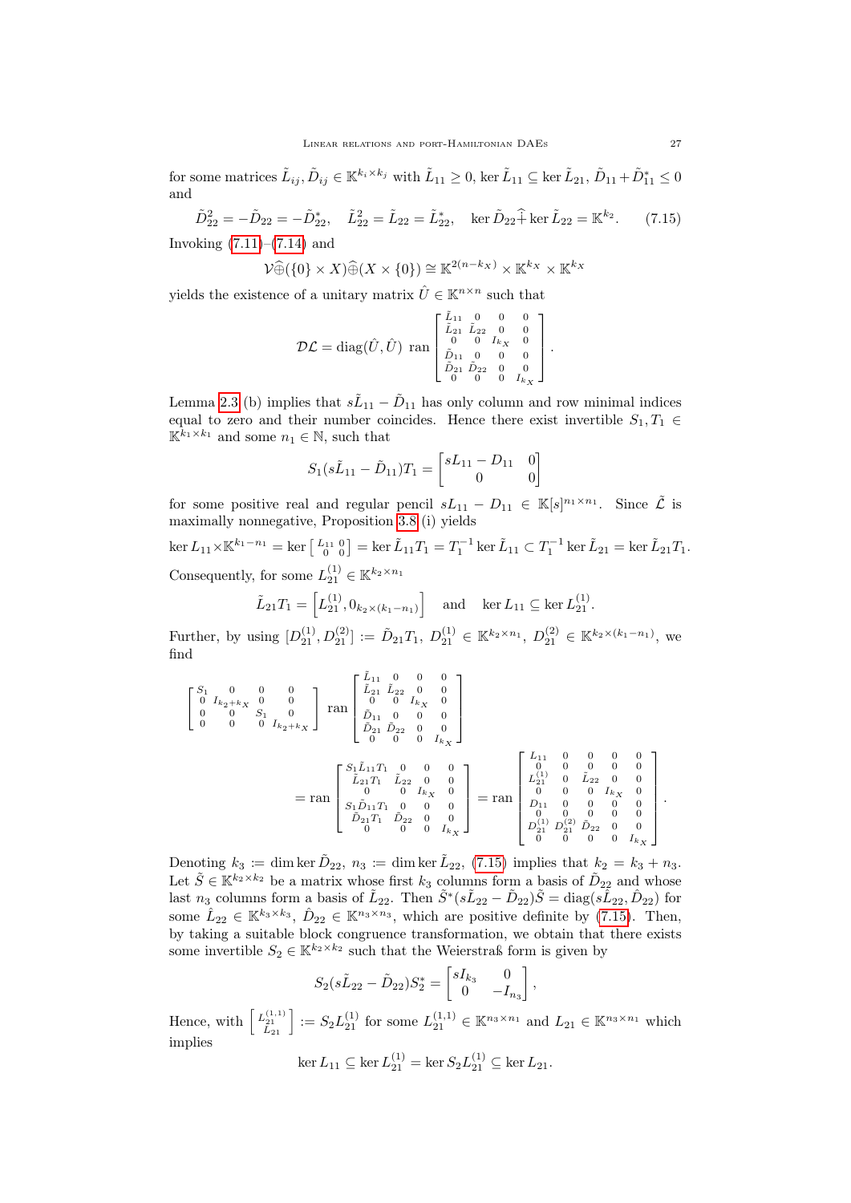for some matrices $\tilde{L}_{ij}, \tilde{D}_{ij} \in \mathbb{K}^{k_i \times k_j}$ with $\tilde{L}_{11} \geq 0$, $\ker \tilde{L}_{11} \subseteq \ker \tilde{L}_{21}$, $\tilde{D}_{11} + \tilde{D}_{11}^* \leq 0$ and

$$\tilde{D}_{22}^2 = -\tilde{D}_{22} = -\tilde{D}_{22}^*, \quad \tilde{L}_{22}^2 = \tilde{L}_{22} = \tilde{L}_{22}^*, \quad \ker \tilde{D}_{22} \widehat{+} \ker \tilde{L}_{22} = \mathbb{K}^{k_2}. \tag{7.15}$$

Invoking (7.11)–(7.14) and

$$\mathcal{V} \widehat{\oplus} (\{0\} \times X) \widehat{\oplus} (X \times \{0\}) \cong \mathbb{K}^{2(n-k_X)} \times \mathbb{K}^{k_X} \times \mathbb{K}^{k_X}$$

yields the existence of a unitary matrix $\hat{U} \in \mathbb{K}^{n \times n}$ such that

$$\mathcal{D}\mathcal{L} = \operatorname{diag}(\hat{U}, \hat{U}) \ \operatorname{ran} \begin{bmatrix} \tilde{L}_{11} & 0 & 0 & 0 \\ \tilde{L}_{21} & \tilde{L}_{22} & 0 & 0 \\ 0 & 0 & I_{k_X} & 0 \\ \tilde{D}_{11} & 0 & 0 & 0 \\ \tilde{D}_{21} & \tilde{D}_{22} & 0 & 0 \\ 0 & 0 & 0 & I_{k_X} \end{bmatrix}.$$

Lemma 2.3 (b) implies that $s\tilde{L}_{11} - \tilde{D}_{11}$ has only column and row minimal indices equal to zero and their number coincides. Hence there exist invertible $S_1, T_1 \in \mathbb{K}^{k_1 \times k_1}$ and some $n_1 \in \mathbb{N}$, such that

$$S_1(s\tilde{L}_{11} - \tilde{D}_{11})T_1 = \begin{bmatrix} sL_{11} - D_{11} & 0 \\ 0 & 0 \end{bmatrix}$$

for some positive real and regular pencil $sL_{11} - D_{11} \in \mathbb{K}[s]^{n_1 \times n_1}$. Since $\tilde{\mathcal{L}}$ is maximally nonnegative, Proposition 3.8 (i) yields

$$\ker L_{11} \times \mathbb{K}^{k_1 - n_1} = \ker \begin{bmatrix} L_{11} & 0 \\ 0 & 0 \end{bmatrix} = \ker \tilde{L}_{11} T_1 = T_1^{-1} \ker \tilde{L}_{11} \subset T_1^{-1} \ker \tilde{L}_{21} = \ker \tilde{L}_{21} T_1.$$

Consequently, for some $L_{21}^{(1)} \in \mathbb{K}^{k_2 \times n_1}$

$$\tilde{L}_{21} T_1 = \left[ L_{21}^{(1)}, 0_{k_2 \times (k_1 - n_1)} \right] \quad \text{and} \quad \ker L_{11} \subseteq \ker L_{21}^{(1)}.$$

Further, by using $[D_{21}^{(1)}, D_{21}^{(2)}] := \tilde{D}_{21} T_1$, $D_{21}^{(1)} \in \mathbb{K}^{k_2 \times n_1}$, $D_{21}^{(2)} \in \mathbb{K}^{k_2 \times (k_1 - n_1)}$, we find

$$\begin{bmatrix} S_1 & 0 & 0 & 0 \\ 0 & I_{k_2 + k_X} & 0 & 0 \\ 0 & 0 & S_1 & 0 \\ 0 & 0 & 0 & I_{k_2 + k_X} \end{bmatrix} \operatorname{ran} \begin{bmatrix} \tilde{L}_{11} & 0 & 0 & 0 \\ \tilde{L}_{21} & \tilde{L}_{22} & 0 & 0 \\ 0 & 0 & I_{k_X} & 0 \\ \tilde{D}_{11} & 0 & 0 & 0 \\ \tilde{D}_{21} & \tilde{D}_{22} & 0 & 0 \\ 0 & 0 & 0 & I_{k_X} \end{bmatrix}$$

$$= \operatorname{ran} \begin{bmatrix} S_1 \tilde{L}_{11} T_1 & 0 & 0 & 0 \\ \tilde{L}_{21} T_1 & \tilde{L}_{22} & 0 & 0 \\ 0 & 0 & I_{k_X} & 0 \\ S_1 \tilde{D}_{11} T_1 & 0 & 0 & 0 \\ \tilde{D}_{21} T_1 & \tilde{D}_{22} & 0 & 0 \\ 0 & 0 & 0 & I_{k_X} \end{bmatrix} = \operatorname{ran} \begin{bmatrix} L_{11} & 0 & 0 & 0 & 0 \\ 0 & 0 & 0 & 0 & 0 \\ L_{21}^{(1)} & 0 & \tilde{L}_{22} & 0 & 0 \\ 0 & 0 & 0 & I_{k_X} & 0 \\ D_{11} & 0 & 0 & 0 & 0 \\ 0 & 0 & 0 & 0 & 0 \\ D_{21}^{(1)} & D_{21}^{(2)} & \tilde{D}_{22} & 0 & 0 \\ 0 & 0 & 0 & 0 & I_{k_X} \end{bmatrix}.$$

Denoting $k_3 := \dim \ker \tilde{D}_{22}$, $n_3 := \dim \ker \tilde{L}_{22}$, (7.15) implies that $k_2 = k_3 + n_3$. Let $\tilde{S} \in \mathbb{K}^{k_2 \times k_2}$ be a matrix whose first $k_3$ columns form a basis of $\tilde{D}_{22}$ and whose last $n_3$ columns form a basis of $\tilde{L}_{22}$. Then $\tilde{S}^*(s\tilde{L}_{22} - \tilde{D}_{22})\tilde{S} = \operatorname{diag}(s\hat{L}_{22}, \hat{D}_{22})$ for some $\hat{L}_{22} \in \mathbb{K}^{k_3 \times k_3}$, $\hat{D}_{22} \in \mathbb{K}^{n_3 \times n_3}$, which are positive definite by (7.15). Then, by taking a suitable block congruence transformation, we obtain that there exists some invertible $S_2 \in \mathbb{K}^{k_2 \times k_2}$ such that the Weierstraß form is given by

$$S_2(s\tilde{L}_{22} - \tilde{D}_{22})S_2^* = \begin{bmatrix} sI_{k_3} & 0 \\ 0 & -I_{n_3} \end{bmatrix},$$

Hence, with $\begin{bmatrix} L_{21}^{(1,1)} \\ L_{21} \end{bmatrix} := S_2 L_{21}^{(1)}$ for some $L_{21}^{(1,1)} \in \mathbb{K}^{n_3 \times n_1}$ and $L_{21} \in \mathbb{K}^{n_3 \times n_1}$ which implies

$$\ker L_{11} \subseteq \ker L_{21}^{(1)} = \ker S_2 L_{21}^{(1)} \subseteq \ker L_{21}.$$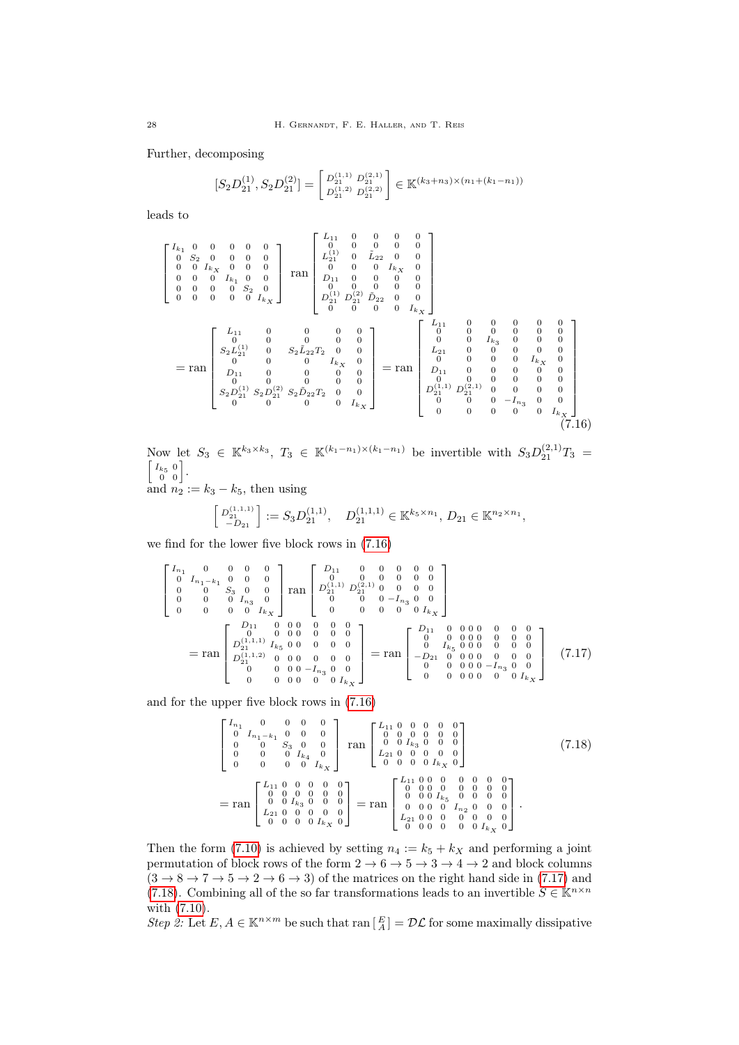Further, decomposing

$$[S_2 D_{21}^{(1)}, S_2 D_{21}^{(2)}] = \begin{bmatrix} D_{21}^{(1,1)} & D_{21}^{(2,1)} \\ D_{21}^{(1,2)} & D_{21}^{(2,2)} \end{bmatrix} \in \mathbb{K}^{(k_3+n_3)\times(n_1+(k_1-n_1))}$$

leads to

$$\begin{bmatrix} I_{k_1} & 0 & 0 & 0 & 0 & 0 \\ 0 & S_2 & 0 & 0 & 0 & 0 \\ 0 & 0 & I_{k_X} & 0 & 0 & 0 \\ 0 & 0 & 0 & I_{k_1} & 0 & 0 \\ 0 & 0 & 0 & 0 & S_2 & 0 \\ 0 & 0 & 0 & 0 & 0 & I_{k_X} \end{bmatrix} \operatorname{ran} \begin{bmatrix} L_{11} & 0 & 0 & 0 & 0 \\ 0 & 0 & 0 & 0 & 0 \\ L_{21}^{(1)} & 0 & \tilde{L}_{22} & 0 & 0 \\ 0 & 0 & 0 & I_{k_X} & 0 \\ D_{11} & 0 & 0 & 0 & 0 \\ 0 & 0 & 0 & 0 & 0 \\ D_{21}^{(1)} & D_{21}^{(2)} & \tilde{D}_{22} & 0 & 0 \\ 0 & 0 & 0 & 0 & I_{k_X} \end{bmatrix}$$

$$= \operatorname{ran} \begin{bmatrix} L_{11} & 0 & 0 & 0 & 0 \\ 0 & 0 & 0 & 0 & 0 \\ S_2 L_{21}^{(1)} & 0 & S_2 \tilde{L}_{22} T_2 & 0 & 0 \\ 0 & 0 & 0 & I_{k_X} & 0 \\ D_{11} & 0 & 0 & 0 & 0 \\ 0 & 0 & 0 & 0 & 0 \\ S_2 D_{21}^{(1)} & S_2 D_{21}^{(2)} & S_2 \tilde{D}_{22} T_2 & 0 & 0 \\ 0 & 0 & 0 & 0 & I_{k_X} \end{bmatrix} = \operatorname{ran} \begin{bmatrix} L_{11} & 0 & 0 & 0 & 0 & 0 \\ 0 & 0 & 0 & 0 & 0 & 0 \\ 0 & 0 & I_{k_3} & 0 & 0 & 0 \\ L_{21} & 0 & 0 & 0 & 0 & 0 \\ 0 & 0 & 0 & 0 & I_{k_X} & 0 \\ D_{11} & 0 & 0 & 0 & 0 & 0 \\ 0 & 0 & 0 & 0 & 0 & 0 \\ D_{21}^{(1,1)} & D_{21}^{(2,1)} & 0 & 0 & 0 & 0 \\ 0 & 0 & 0 & -I_{n_3} & 0 & 0 \\ 0 & 0 & 0 & 0 & 0 & I_{k_X} \end{bmatrix} \tag{7.16}$$

Now let $S_3 \in \mathbb{K}^{k_3\times k_3}$, $T_3 \in \mathbb{K}^{(k_1-n_1)\times(k_1-n_1)}$ be invertible with $S_3 D_{21}^{(2,1)} T_3 = \left[\begin{smallmatrix} I_{k_5} & 0 \\ 0 & 0 \end{smallmatrix}\right]$.
and $n_2 := k_3 - k_5$, then using

$$\begin{bmatrix} D_{21}^{(1,1,1)} \\ -D_{21} \end{bmatrix} := S_3 D_{21}^{(1,1)}, \quad D_{21}^{(1,1,1)} \in \mathbb{K}^{k_5\times n_1},\ D_{21} \in \mathbb{K}^{n_2\times n_1},$$

we find for the lower five block rows in (7.16)

$$\begin{bmatrix} I_{n_1} & 0 & 0 & 0 & 0 \\ 0 & I_{n_1-k_1} & 0 & 0 & 0 \\ 0 & 0 & S_3 & 0 & 0 \\ 0 & 0 & 0 & I_{n_3} & 0 \\ 0 & 0 & 0 & 0 & I_{k_X} \end{bmatrix} \operatorname{ran} \begin{bmatrix} D_{11} & 0 & 0 & 0 & 0 & 0 \\ 0 & 0 & 0 & 0 & 0 & 0 \\ D_{21}^{(1,1)} & D_{21}^{(2,1)} & 0 & 0 & 0 & 0 \\ 0 & 0 & 0 & -I_{n_3} & 0 & 0 \\ 0 & 0 & 0 & 0 & 0 & I_{k_X} \end{bmatrix}$$

$$= \operatorname{ran} \begin{bmatrix} D_{11} & 0 & 0 & 0 & 0 & 0 & 0 \\ 0 & 0 & 0 & 0 & 0 & 0 & 0 \\ D_{21}^{(1,1,1)} & I_{k_5} & 0 & 0 & 0 & 0 & 0 \\ D_{21}^{(1,1,2)} & 0 & 0 & 0 & 0 & 0 & 0 \\ 0 & 0 & 0 & 0 & -I_{n_3} & 0 & 0 \\ 0 & 0 & 0 & 0 & 0 & 0 & I_{k_X} \end{bmatrix} = \operatorname{ran} \begin{bmatrix} D_{11} & 0 & 0 & 0 & 0 & 0 & 0 & 0 \\ 0 & 0 & 0 & 0 & 0 & 0 & 0 & 0 \\ 0 & I_{k_5} & 0 & 0 & 0 & 0 & 0 & 0 \\ -D_{21} & 0 & 0 & 0 & 0 & 0 & 0 & 0 \\ 0 & 0 & 0 & 0 & 0 & -I_{n_3} & 0 & 0 \\ 0 & 0 & 0 & 0 & 0 & 0 & 0 & I_{k_X} \end{bmatrix} \tag{7.17}$$

and for the upper five block rows in (7.16)

$$\begin{bmatrix} I_{n_1} & 0 & 0 & 0 & 0 \\ 0 & I_{n_1-k_1} & 0 & 0 & 0 \\ 0 & 0 & S_3 & 0 & 0 \\ 0 & 0 & 0 & I_{k_4} & 0 \\ 0 & 0 & 0 & 0 & I_{k_X} \end{bmatrix} \operatorname{ran} \begin{bmatrix} L_{11} & 0 & 0 & 0 & 0 & 0 \\ 0 & 0 & 0 & 0 & 0 & 0 \\ 0 & 0 & I_{k_3} & 0 & 0 & 0 \\ L_{21} & 0 & 0 & 0 & 0 & 0 \\ 0 & 0 & 0 & 0 & I_{k_X} & 0 \end{bmatrix} \tag{7.18}$$

$$= \operatorname{ran} \begin{bmatrix} L_{11} & 0 & 0 & 0 & 0 & 0 \\ 0 & 0 & 0 & 0 & 0 & 0 \\ 0 & 0 & I_{k_3} & 0 & 0 & 0 \\ L_{21} & 0 & 0 & 0 & 0 & 0 \\ 0 & 0 & 0 & 0 & I_{k_X} & 0 \end{bmatrix} = \operatorname{ran} \begin{bmatrix} L_{11} & 0 & 0 & 0 & 0 & 0 & 0 & 0 \\ 0 & 0 & 0 & 0 & 0 & 0 & 0 & 0 \\ 0 & 0 & 0 & I_{k_5} & 0 & 0 & 0 & 0 \\ 0 & 0 & 0 & 0 & I_{n_2} & 0 & 0 & 0 \\ L_{21} & 0 & 0 & 0 & 0 & 0 & 0 & 0 \\ 0 & 0 & 0 & 0 & 0 & 0 & I_{k_X} & 0 \end{bmatrix}.$$

Then the form (7.10) is achieved by setting $n_4 := k_5 + k_X$ and performing a joint permutation of block rows of the form $2 \to 6 \to 5 \to 3 \to 4 \to 2$ and block columns $(3 \to 8 \to 7 \to 5 \to 2 \to 6 \to 3)$ of the matrices on the right hand side in (7.17) and (7.18). Combining all of the so far transformations leads to an invertible $S \in \mathbb{K}^{n\times n}$ with (7.10).

*Step 2:* Let $E, A \in \mathbb{K}^{n\times m}$ be such that $\operatorname{ran} \left[\begin{smallmatrix} E \\ A \end{smallmatrix}\right] = \mathcal{DL}$ for some maximally dissipative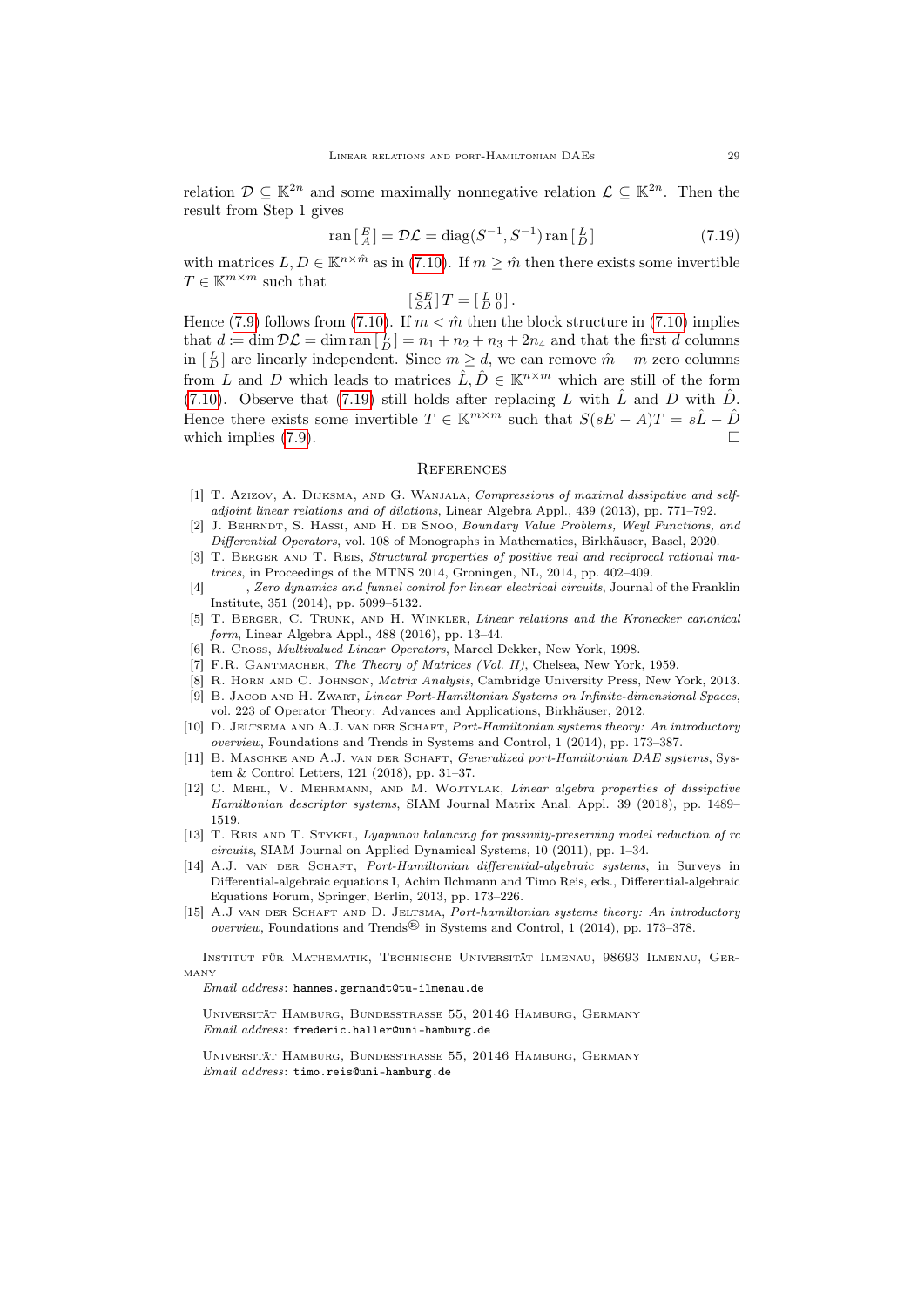relation $\mathcal{D} \subseteq \mathbb{K}^{2n}$ and some maximally nonnegative relation $\mathcal{L} \subseteq \mathbb{K}^{2n}$. Then the result from Step 1 gives

$$\operatorname{ran}\left[\begin{smallmatrix} E \\ A \end{smallmatrix}\right] = \mathcal{D}\mathcal{L} = \operatorname{diag}(S^{-1}, S^{-1}) \operatorname{ran}\left[\begin{smallmatrix} L \\ D \end{smallmatrix}\right] \tag{7.19}$$

with matrices $L, D \in \mathbb{K}^{n\times \hat{m}}$ as in (7.10). If $m \geq \hat{m}$ then there exists some invertible $T \in \mathbb{K}^{m\times m}$ such that

$$\left[\begin{smallmatrix} SE \\ SA \end{smallmatrix}\right] T = \left[\begin{smallmatrix} L & 0 \\ D & 0 \end{smallmatrix}\right].$$

Hence (7.9) follows from (7.10). If $m < \hat{m}$ then the block structure in (7.10) implies that $d := \dim \mathcal{D}\mathcal{L} = \dim \operatorname{ran}\left[\begin{smallmatrix} L \\ D \end{smallmatrix}\right] = n_1 + n_2 + n_3 + 2n_4$ and that the first $d$ columns in $\left[\begin{smallmatrix} L \\ D \end{smallmatrix}\right]$ are linearly independent. Since $m \geq d$, we can remove $\hat{m} - m$ zero columns from $L$ and $D$ which leads to matrices $\hat{L}, \hat{D} \in \mathbb{K}^{n\times m}$ which are still of the form (7.10). Observe that (7.19) still holds after replacing $L$ with $\hat{L}$ and $D$ with $\hat{D}$. Hence there exists some invertible $T \in \mathbb{K}^{m\times m}$ such that $S(sE - A)T = s\hat{L} - \hat{D}$ which implies (7.9). □

## References

[1] T. Azizov, A. Dijksma, and G. Wanjala, *Compressions of maximal dissipative and self-adjoint linear relations and of dilations*, Linear Algebra Appl., 439 (2013), pp. 771–792.

[2] J. Behrndt, S. Hassi, and H. de Snoo, *Boundary Value Problems, Weyl Functions, and Differential Operators*, vol. 108 of Monographs in Mathematics, Birkhäuser, Basel, 2020.

[3] T. Berger and T. Reis, *Structural properties of positive real and reciprocal rational matrices*, in Proceedings of the MTNS 2014, Groningen, NL, 2014, pp. 402–409.

[4] ———, *Zero dynamics and funnel control for linear electrical circuits*, Journal of the Franklin Institute, 351 (2014), pp. 5099–5132.

[5] T. Berger, C. Trunk, and H. Winkler, *Linear relations and the Kronecker canonical form*, Linear Algebra Appl., 488 (2016), pp. 13–44.

[6] R. Cross, *Multivalued Linear Operators*, Marcel Dekker, New York, 1998.

[7] F.R. Gantmacher, *The Theory of Matrices (Vol. II)*, Chelsea, New York, 1959.

[8] R. Horn and C. Johnson, *Matrix Analysis*, Cambridge University Press, New York, 2013.

[9] B. Jacob and H. Zwart, *Linear Port-Hamiltonian Systems on Infinite-dimensional Spaces*, vol. 223 of Operator Theory: Advances and Applications, Birkhäuser, 2012.

[10] D. Jeltsema and A.J. van der Schaft, *Port-Hamiltonian systems theory: An introductory overview*, Foundations and Trends in Systems and Control, 1 (2014), pp. 173–387.

[11] B. Maschke and A.J. van der Schaft, *Generalized port-Hamiltonian DAE systems*, System & Control Letters, 121 (2018), pp. 31–37.

[12] C. Mehl, V. Mehrmann, and M. Wojtylak, *Linear algebra properties of dissipative Hamiltonian descriptor systems*, SIAM Journal Matrix Anal. Appl. 39 (2018), pp. 1489–1519.

[13] T. Reis and T. Stykel, *Lyapunov balancing for passivity-preserving model reduction of rc circuits*, SIAM Journal on Applied Dynamical Systems, 10 (2011), pp. 1–34.

[14] A.J. van der Schaft, *Port-Hamiltonian differential-algebraic systems*, in Surveys in Differential-algebraic equations I, Achim Ilchmann and Timo Reis, eds., Differential-algebraic Equations Forum, Springer, Berlin, 2013, pp. 173–226.

[15] A.J van der Schaft and D. Jeltsma, *Port-hamiltonian systems theory: An introductory overview*, Foundations and Trends® in Systems and Control, 1 (2014), pp. 173–378.

Institut für Mathematik, Technische Universität Ilmenau, 98693 Ilmenau, Germany

*Email address*: hannes.gernandt@tu-ilmenau.de

Universität Hamburg, Bundesstrasse 55, 20146 Hamburg, Germany

*Email address*: frederic.haller@uni-hamburg.de

Universität Hamburg, Bundesstrasse 55, 20146 Hamburg, Germany

*Email address*: timo.reis@uni-hamburg.de